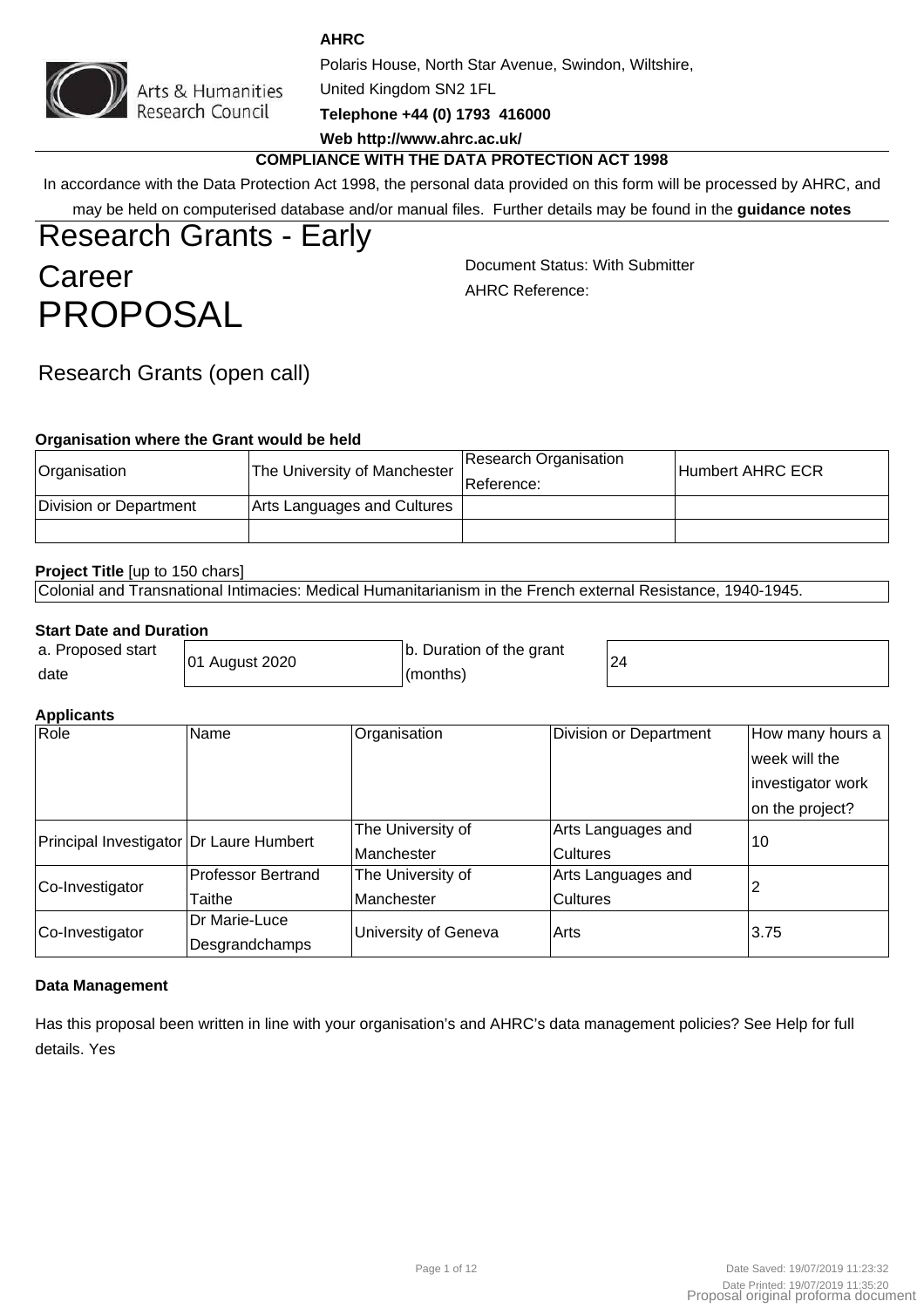**AHRC**

Polaris House, North Star Avenue, Swindon, Wiltshire,
United Kingdom SN2 1FL

**Telephone +44 (0) 1793 416000**

**Web http://www.ahrc.ac.uk/**

**COMPLIANCE WITH THE DATA PROTECTION ACT 1998**

In accordance with the Data Protection Act 1998, the personal data provided on this form will be processed by AHRC, and may be held on computerised database and/or manual files. Further details may be found in the **guidance notes**

# Research Grants - Early Career PROPOSAL

Document Status: With Submitter

AHRC Reference:

## Research Grants (open call)

**Organisation where the Grant would be held**

| Organisation | The University of Manchester | Research Organisation Reference: | Humbert AHRC ECR |
|---|---|---|---|
| Division or Department | Arts Languages and Cultures | | |
| | | | |

**Project Title** [up to 150 chars]

Colonial and Transnational Intimacies: Medical Humanitarianism in the French external Resistance, 1940-1945.

**Start Date and Duration**

| a. Proposed start date | 01 August 2020 | b. Duration of the grant (months) | 24 |
|---|---|---|---|

**Applicants**

| Role | Name | Organisation | Division or Department | How many hours a week will the investigator work on the project? |
|---|---|---|---|---|
| Principal Investigator | Dr Laure Humbert | The University of Manchester | Arts Languages and Cultures | 10 |
| Co-Investigator | Professor Bertrand Taithe | The University of Manchester | Arts Languages and Cultures | 2 |
| Co-Investigator | Dr Marie-Luce Desgrandchamps | University of Geneva | Arts | 3.75 |

**Data Management**

Has this proposal been written in line with your organisation's and AHRC's data management policies? See Help for full details. Yes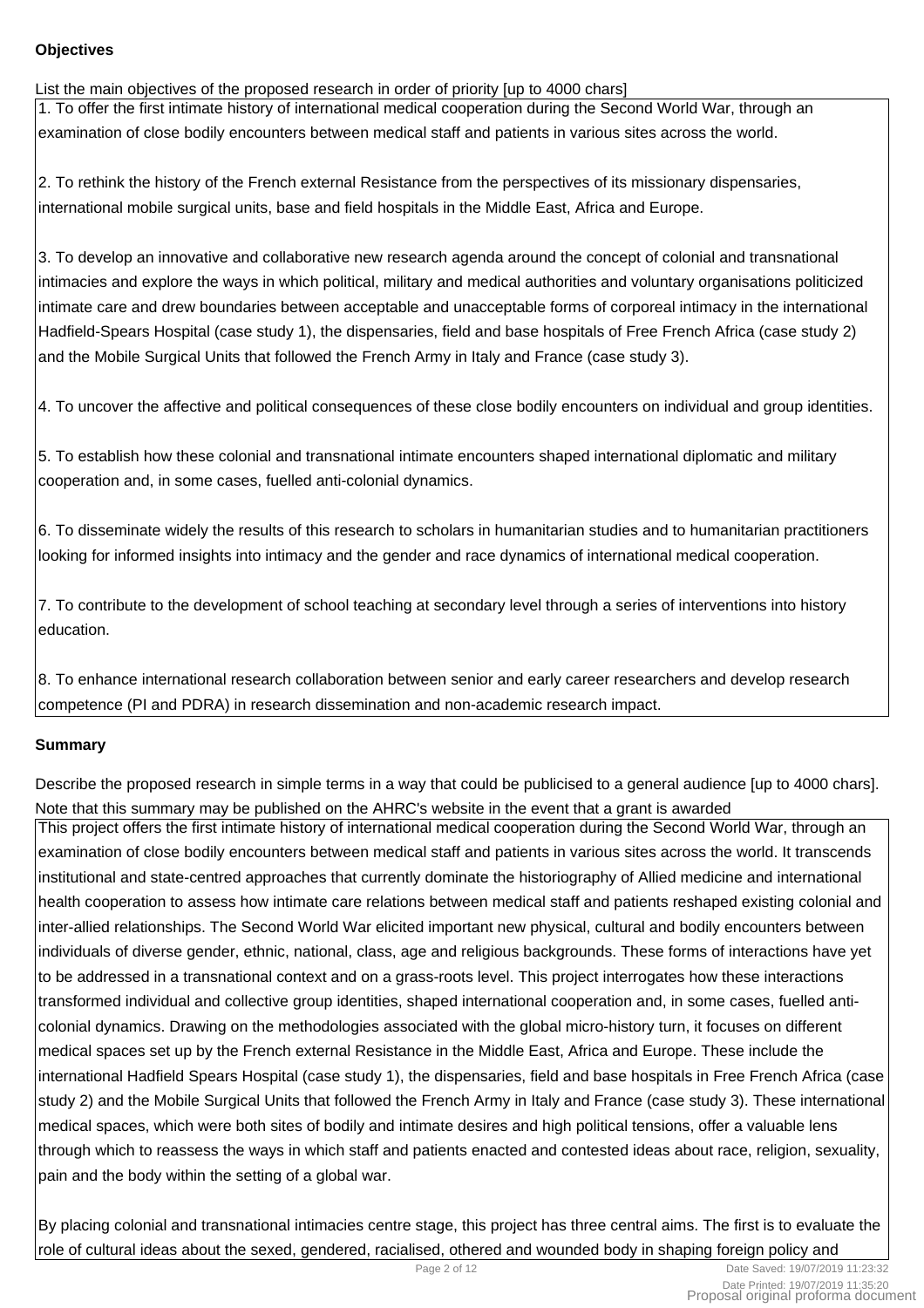**Objectives**

List the main objectives of the proposed research in order of priority [up to 4000 chars]

1. To offer the first intimate history of international medical cooperation during the Second World War, through an examination of close bodily encounters between medical staff and patients in various sites across the world.

2. To rethink the history of the French external Resistance from the perspectives of its missionary dispensaries, international mobile surgical units, base and field hospitals in the Middle East, Africa and Europe.

3. To develop an innovative and collaborative new research agenda around the concept of colonial and transnational intimacies and explore the ways in which political, military and medical authorities and voluntary organisations politicized intimate care and drew boundaries between acceptable and unacceptable forms of corporeal intimacy in the international Hadfield-Spears Hospital (case study 1), the dispensaries, field and base hospitals of Free French Africa (case study 2) and the Mobile Surgical Units that followed the French Army in Italy and France (case study 3).

4. To uncover the affective and political consequences of these close bodily encounters on individual and group identities.

5. To establish how these colonial and transnational intimate encounters shaped international diplomatic and military cooperation and, in some cases, fuelled anti-colonial dynamics.

6. To disseminate widely the results of this research to scholars in humanitarian studies and to humanitarian practitioners looking for informed insights into intimacy and the gender and race dynamics of international medical cooperation.

7. To contribute to the development of school teaching at secondary level through a series of interventions into history education.

8. To enhance international research collaboration between senior and early career researchers and develop research competence (PI and PDRA) in research dissemination and non-academic research impact.

**Summary**

Describe the proposed research in simple terms in a way that could be publicised to a general audience [up to 4000 chars]. Note that this summary may be published on the AHRC's website in the event that a grant is awarded

This project offers the first intimate history of international medical cooperation during the Second World War, through an examination of close bodily encounters between medical staff and patients in various sites across the world. It transcends institutional and state-centred approaches that currently dominate the historiography of Allied medicine and international health cooperation to assess how intimate care relations between medical staff and patients reshaped existing colonial and inter-allied relationships. The Second World War elicited important new physical, cultural and bodily encounters between individuals of diverse gender, ethnic, national, class, age and religious backgrounds. These forms of interactions have yet to be addressed in a transnational context and on a grass-roots level. This project interrogates how these interactions transformed individual and collective group identities, shaped international cooperation and, in some cases, fuelled anti-colonial dynamics. Drawing on the methodologies associated with the global micro-history turn, it focuses on different medical spaces set up by the French external Resistance in the Middle East, Africa and Europe. These include the international Hadfield Spears Hospital (case study 1), the dispensaries, field and base hospitals in Free French Africa (case study 2) and the Mobile Surgical Units that followed the French Army in Italy and France (case study 3). These international medical spaces, which were both sites of bodily and intimate desires and high political tensions, offer a valuable lens through which to reassess the ways in which staff and patients enacted and contested ideas about race, religion, sexuality, pain and the body within the setting of a global war.

By placing colonial and transnational intimacies centre stage, this project has three central aims. The first is to evaluate the role of cultural ideas about the sexed, gendered, racialised, othered and wounded body in shaping foreign policy and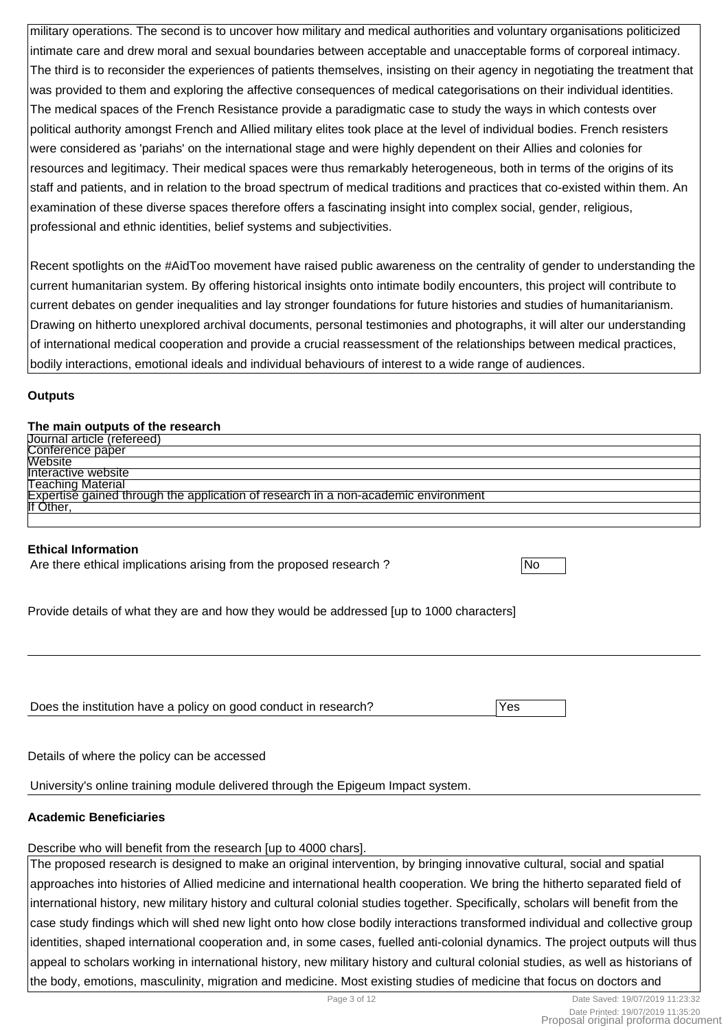military operations. The second is to uncover how military and medical authorities and voluntary organisations politicized intimate care and drew moral and sexual boundaries between acceptable and unacceptable forms of corporeal intimacy. The third is to reconsider the experiences of patients themselves, insisting on their agency in negotiating the treatment that was provided to them and exploring the affective consequences of medical categorisations on their individual identities. The medical spaces of the French Resistance provide a paradigmatic case to study the ways in which contests over political authority amongst French and Allied military elites took place at the level of individual bodies. French resisters were considered as 'pariahs' on the international stage and were highly dependent on their Allies and colonies for resources and legitimacy. Their medical spaces were thus remarkably heterogeneous, both in terms of the origins of its staff and patients, and in relation to the broad spectrum of medical traditions and practices that co-existed within them. An examination of these diverse spaces therefore offers a fascinating insight into complex social, gender, religious, professional and ethnic identities, belief systems and subjectivities.

Recent spotlights on the #AidToo movement have raised public awareness on the centrality of gender to understanding the current humanitarian system. By offering historical insights onto intimate bodily encounters, this project will contribute to current debates on gender inequalities and lay stronger foundations for future histories and studies of humanitarianism. Drawing on hitherto unexplored archival documents, personal testimonies and photographs, it will alter our understanding of international medical cooperation and provide a crucial reassessment of the relationships between medical practices, bodily interactions, emotional ideals and individual behaviours of interest to a wide range of audiences.

### Outputs

**The main outputs of the research**

- Journal article (refereed)
- Conference paper
- Website
- Interactive website
- Teaching Material
- Expertise gained through the application of research in a non-academic environment

If Other,

### Ethical Information

Are there ethical implications arising from the proposed research ? No

Provide details of what they are and how they would be addressed [up to 1000 characters]

Does the institution have a policy on good conduct in research? Yes

Details of where the policy can be accessed

University's online training module delivered through the Epigeum Impact system.

### Academic Beneficiaries

Describe who will benefit from the research [up to 4000 chars].

The proposed research is designed to make an original intervention, by bringing innovative cultural, social and spatial approaches into histories of Allied medicine and international health cooperation. We bring the hitherto separated field of international history, new military history and cultural colonial studies together. Specifically, scholars will benefit from the case study findings which will shed new light onto how close bodily interactions transformed individual and collective group identities, shaped international cooperation and, in some cases, fuelled anti-colonial dynamics. The project outputs will thus appeal to scholars working in international history, new military history and cultural colonial studies, as well as historians of the body, emotions, masculinity, migration and medicine. Most existing studies of medicine that focus on doctors and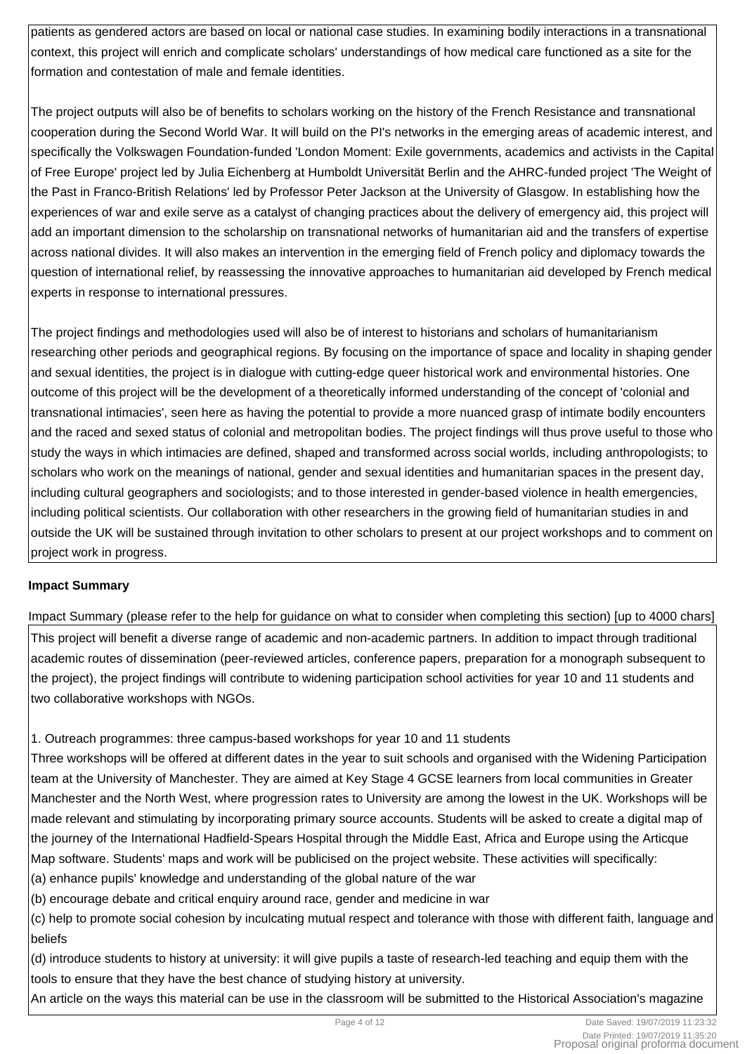patients as gendered actors are based on local or national case studies. In examining bodily interactions in a transnational context, this project will enrich and complicate scholars' understandings of how medical care functioned as a site for the formation and contestation of male and female identities.

The project outputs will also be of benefits to scholars working on the history of the French Resistance and transnational cooperation during the Second World War. It will build on the PI's networks in the emerging areas of academic interest, and specifically the Volkswagen Foundation-funded 'London Moment: Exile governments, academics and activists in the Capital of Free Europe' project led by Julia Eichenberg at Humboldt Universität Berlin and the AHRC-funded project 'The Weight of the Past in Franco-British Relations' led by Professor Peter Jackson at the University of Glasgow. In establishing how the experiences of war and exile serve as a catalyst of changing practices about the delivery of emergency aid, this project will add an important dimension to the scholarship on transnational networks of humanitarian aid and the transfers of expertise across national divides. It will also makes an intervention in the emerging field of French policy and diplomacy towards the question of international relief, by reassessing the innovative approaches to humanitarian aid developed by French medical experts in response to international pressures.

The project findings and methodologies used will also be of interest to historians and scholars of humanitarianism researching other periods and geographical regions. By focusing on the importance of space and locality in shaping gender and sexual identities, the project is in dialogue with cutting-edge queer historical work and environmental histories. One outcome of this project will be the development of a theoretically informed understanding of the concept of 'colonial and transnational intimacies', seen here as having the potential to provide a more nuanced grasp of intimate bodily encounters and the raced and sexed status of colonial and metropolitan bodies. The project findings will thus prove useful to those who study the ways in which intimacies are defined, shaped and transformed across social worlds, including anthropologists; to scholars who work on the meanings of national, gender and sexual identities and humanitarian spaces in the present day, including cultural geographers and sociologists; and to those interested in gender-based violence in health emergencies, including political scientists. Our collaboration with other researchers in the growing field of humanitarian studies in and outside the UK will be sustained through invitation to other scholars to present at our project workshops and to comment on project work in progress.

## Impact Summary

Impact Summary (please refer to the help for guidance on what to consider when completing this section) [up to 4000 chars]

This project will benefit a diverse range of academic and non-academic partners. In addition to impact through traditional academic routes of dissemination (peer-reviewed articles, conference papers, preparation for a monograph subsequent to the project), the project findings will contribute to widening participation school activities for year 10 and 11 students and two collaborative workshops with NGOs.

1. Outreach programmes: three campus-based workshops for year 10 and 11 students

Three workshops will be offered at different dates in the year to suit schools and organised with the Widening Participation team at the University of Manchester. They are aimed at Key Stage 4 GCSE learners from local communities in Greater Manchester and the North West, where progression rates to University are among the lowest in the UK. Workshops will be made relevant and stimulating by incorporating primary source accounts. Students will be asked to create a digital map of the journey of the International Hadfield-Spears Hospital through the Middle East, Africa and Europe using the Articque Map software. Students' maps and work will be publicised on the project website. These activities will specifically:

(a) enhance pupils' knowledge and understanding of the global nature of the war

(b) encourage debate and critical enquiry around race, gender and medicine in war

(c) help to promote social cohesion by inculcating mutual respect and tolerance with those with different faith, language and beliefs

(d) introduce students to history at university: it will give pupils a taste of research-led teaching and equip them with the tools to ensure that they have the best chance of studying history at university.

An article on the ways this material can be use in the classroom will be submitted to the Historical Association's magazine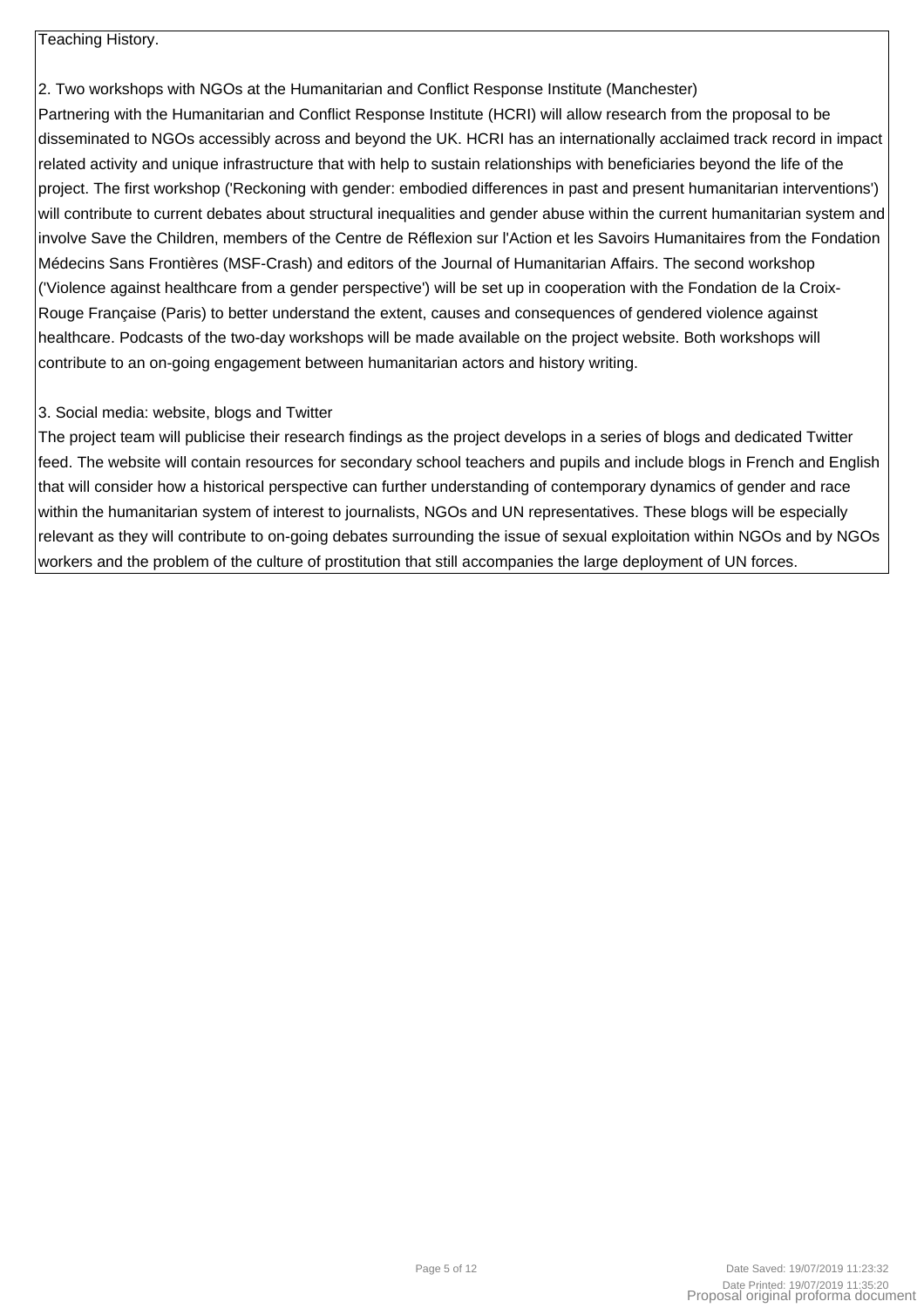Teaching History.

2. Two workshops with NGOs at the Humanitarian and Conflict Response Institute (Manchester)

Partnering with the Humanitarian and Conflict Response Institute (HCRI) will allow research from the proposal to be disseminated to NGOs accessibly across and beyond the UK. HCRI has an internationally acclaimed track record in impact related activity and unique infrastructure that with help to sustain relationships with beneficiaries beyond the life of the project. The first workshop ('Reckoning with gender: embodied differences in past and present humanitarian interventions') will contribute to current debates about structural inequalities and gender abuse within the current humanitarian system and involve Save the Children, members of the Centre de Réflexion sur l'Action et les Savoirs Humanitaires from the Fondation Médecins Sans Frontières (MSF-Crash) and editors of the Journal of Humanitarian Affairs. The second workshop ('Violence against healthcare from a gender perspective') will be set up in cooperation with the Fondation de la Croix-Rouge Française (Paris) to better understand the extent, causes and consequences of gendered violence against healthcare. Podcasts of the two-day workshops will be made available on the project website. Both workshops will contribute to an on-going engagement between humanitarian actors and history writing.

3. Social media: website, blogs and Twitter

The project team will publicise their research findings as the project develops in a series of blogs and dedicated Twitter feed. The website will contain resources for secondary school teachers and pupils and include blogs in French and English that will consider how a historical perspective can further understanding of contemporary dynamics of gender and race within the humanitarian system of interest to journalists, NGOs and UN representatives. These blogs will be especially relevant as they will contribute to on-going debates surrounding the issue of sexual exploitation within NGOs and by NGOs workers and the problem of the culture of prostitution that still accompanies the large deployment of UN forces.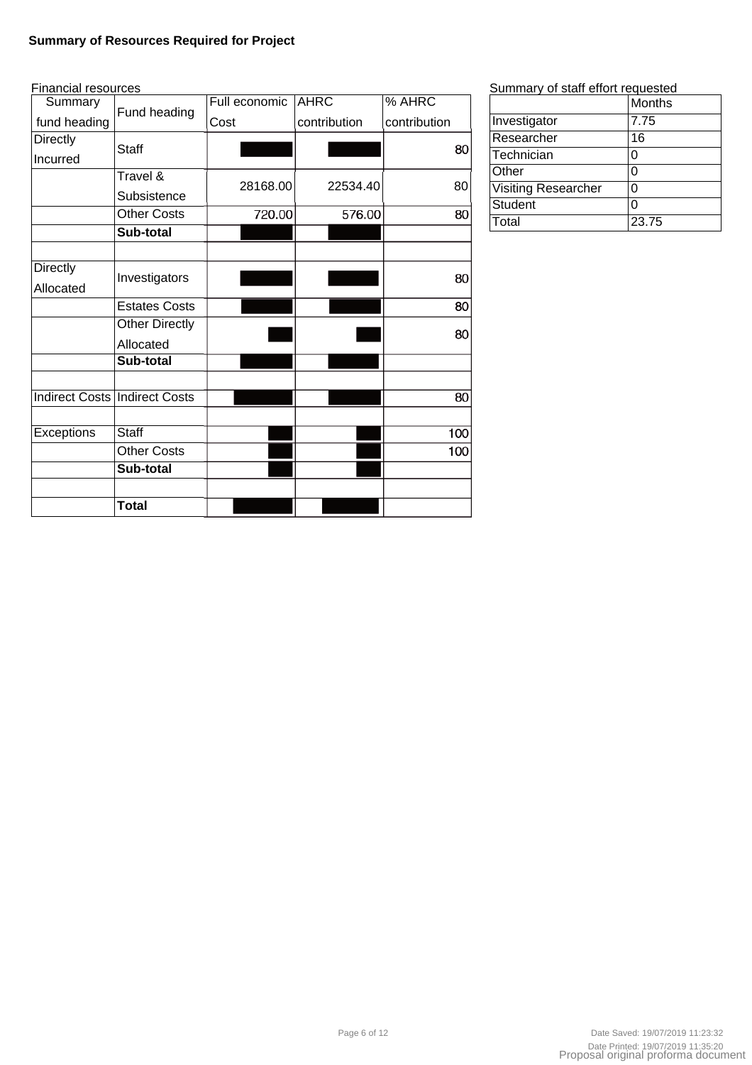**Summary of Resources Required for Project**

Financial resources

| Summary fund heading | Fund heading | Full economic Cost | AHRC contribution | % AHRC contribution |
|---|---|---|---|---|
| Directly Incurred | Staff | | | 80 |
| | Travel & Subsistence | 28168.00 | 22534.40 | 80 |
| | Other Costs | 720.00 | 576.00 | 80 |
| | **Sub-total** | | | |
| | | | | |
| Directly Allocated | Investigators | | | 80 |
| | Estates Costs | | | 80 |
| | Other Directly Allocated | | | 80 |
| | **Sub-total** | | | |
| | | | | |
| Indirect Costs | Indirect Costs | | | 80 |
| | | | | |
| Exceptions | Staff | | | 100 |
| | Other Costs | | | 100 |
| | **Sub-total** | | | |
| | | | | |
| | **Total** | | | |

Summary of staff effort requested

| | Months |
|---|---|
| Investigator | 7.75 |
| Researcher | 16 |
| Technician | 0 |
| Other | 0 |
| Visiting Researcher | 0 |
| Student | 0 |
| Total | 23.75 |

Date Saved: 19/07/2019 11:23:32

Date Printed: 19/07/2019 11:35:20

Proposal original proforma document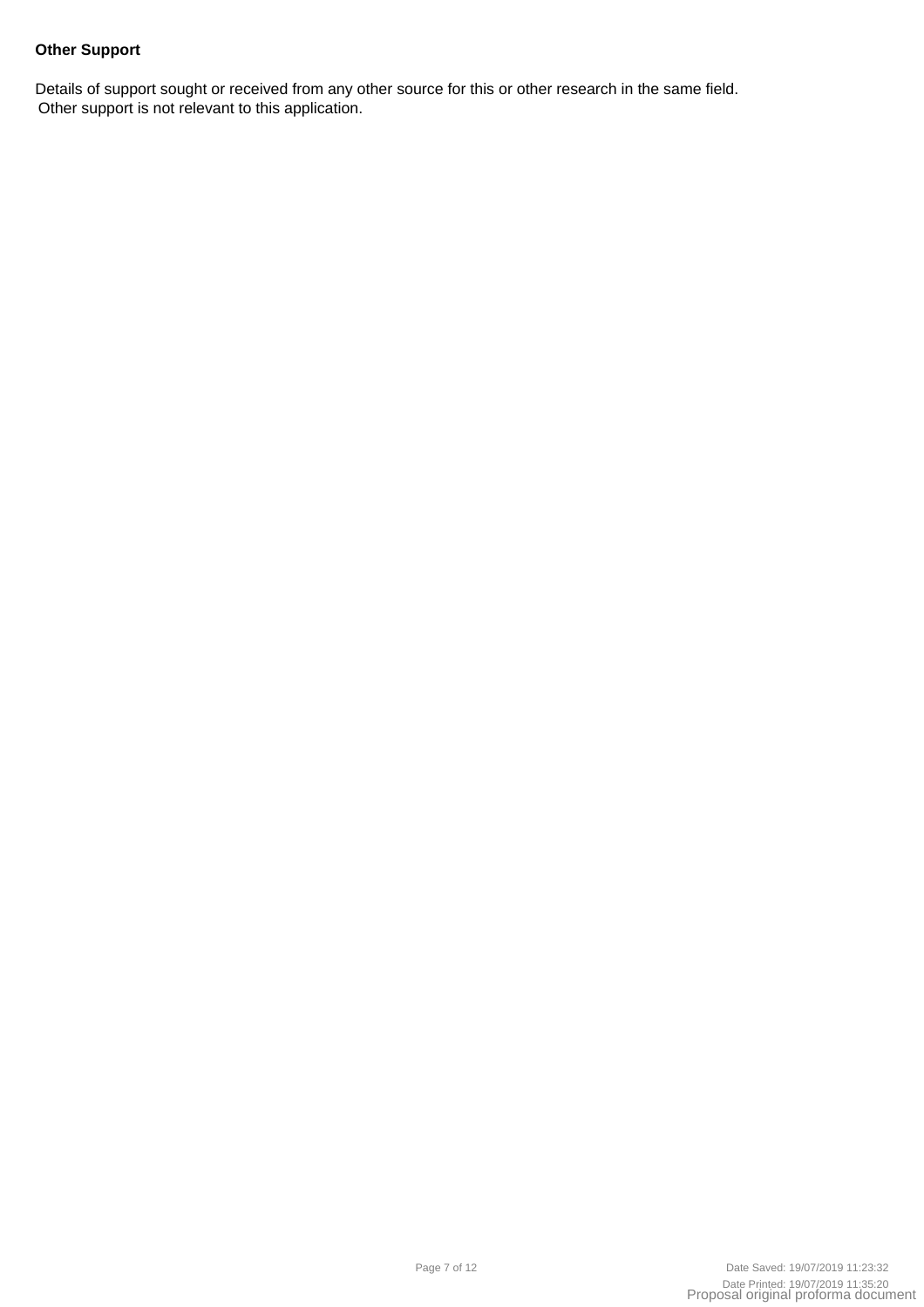**Other Support**

Details of support sought or received from any other source for this or other research in the same field.
Other support is not relevant to this application.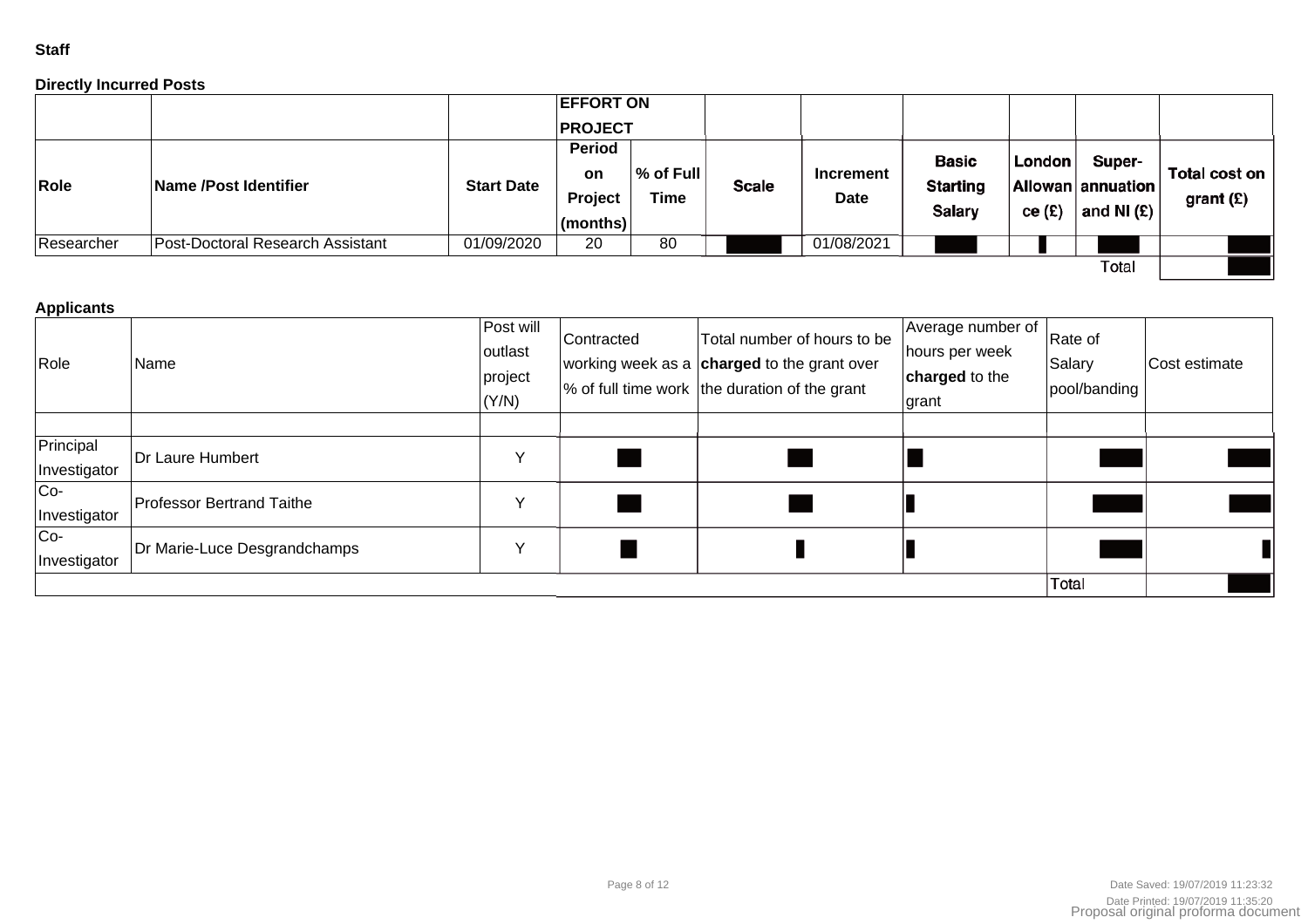**Staff**

**Directly Incurred Posts**

| | | | EFFORT ON PROJECT | | | | | | | |
|---|---|---|---|---|---|---|---|---|---|---|
| **Role** | **Name /Post Identifier** | **Start Date** | **Period on Project (months)** | **% of Full Time** | **Scale** | **Increment Date** | **Basic Starting Salary** | **London Allowance (£)** | **Super-annuation and NI (£)** | **Total cost on grant (£)** |
| Researcher | Post-Doctoral Research Assistant | 01/09/2020 | 20 | 80 | | 01/08/2021 | | | | |
| | | | | | | | | | Total | |

**Applicants**

| Role | Name | Post will outlast project (Y/N) | Contracted working week as a % of full time work | Total number of hours to be **charged** to the grant over the duration of the grant | Average number of hours per week **charged** to the grant | Rate of Salary pool/banding | Cost estimate |
|---|---|---|---|---|---|---|---|
| | | | | | | | |
| Principal Investigator | Dr Laure Humbert | Y | | | | | |
| Co-Investigator | Professor Bertrand Taithe | Y | | | | | |
| Co-Investigator | Dr Marie-Luce Desgrandchamps | Y | | | | | |
| | | | | | | Total | |

Date Saved: 19/07/2019 11:23:32

Date Printed: 19/07/2019 11:35:20

Proposal original proforma document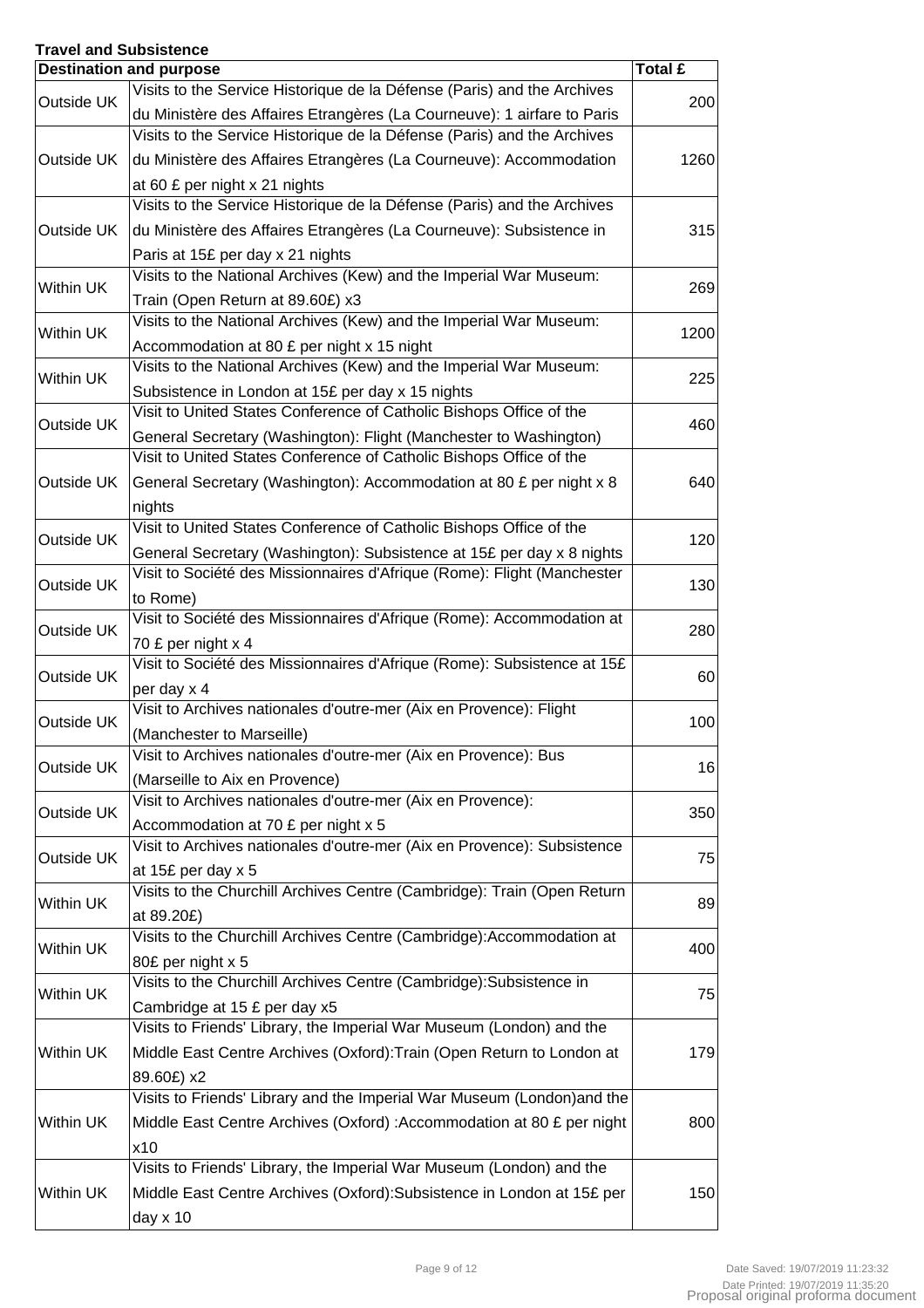**Travel and Subsistence**

| Destination and purpose | | Total £ |
|---|---|---|
| Outside UK | Visits to the Service Historique de la Défense (Paris) and the Archives du Ministère des Affaires Etrangères (La Courneuve): 1 airfare to Paris | 200 |
| Outside UK | Visits to the Service Historique de la Défense (Paris) and the Archives du Ministère des Affaires Etrangères (La Courneuve): Accommodation at 60 £ per night x 21 nights | 1260 |
| Outside UK | Visits to the Service Historique de la Défense (Paris) and the Archives du Ministère des Affaires Etrangères (La Courneuve): Subsistence in Paris at 15£ per day x 21 nights | 315 |
| Within UK | Visits to the National Archives (Kew) and the Imperial War Museum: Train (Open Return at 89.60£) x3 | 269 |
| Within UK | Visits to the National Archives (Kew) and the Imperial War Museum: Accommodation at 80 £ per night x 15 night | 1200 |
| Within UK | Visits to the National Archives (Kew) and the Imperial War Museum: Subsistence in London at 15£ per day x 15 nights | 225 |
| Outside UK | Visit to United States Conference of Catholic Bishops Office of the General Secretary (Washington): Flight (Manchester to Washington) | 460 |
| Outside UK | Visit to United States Conference of Catholic Bishops Office of the General Secretary (Washington): Accommodation at 80 £ per night x 8 nights | 640 |
| Outside UK | Visit to United States Conference of Catholic Bishops Office of the General Secretary (Washington): Subsistence at 15£ per day x 8 nights | 120 |
| Outside UK | Visit to Société des Missionnaires d'Afrique (Rome): Flight (Manchester to Rome) | 130 |
| Outside UK | Visit to Société des Missionnaires d'Afrique (Rome): Accommodation at 70 £ per night x 4 | 280 |
| Outside UK | Visit to Société des Missionnaires d'Afrique (Rome): Subsistence at 15£ per day x 4 | 60 |
| Outside UK | Visit to Archives nationales d'outre-mer (Aix en Provence): Flight (Manchester to Marseille) | 100 |
| Outside UK | Visit to Archives nationales d'outre-mer (Aix en Provence): Bus (Marseille to Aix en Provence) | 16 |
| Outside UK | Visit to Archives nationales d'outre-mer (Aix en Provence): Accommodation at 70 £ per night x 5 | 350 |
| Outside UK | Visit to Archives nationales d'outre-mer (Aix en Provence): Subsistence at 15£ per day x 5 | 75 |
| Within UK | Visits to the Churchill Archives Centre (Cambridge): Train (Open Return at 89.20£) | 89 |
| Within UK | Visits to the Churchill Archives Centre (Cambridge):Accommodation at 80£ per night x 5 | 400 |
| Within UK | Visits to the Churchill Archives Centre (Cambridge):Subsistence in Cambridge at 15 £ per day x5 | 75 |
| Within UK | Visits to Friends' Library, the Imperial War Museum (London) and the Middle East Centre Archives (Oxford):Train (Open Return to London at 89.60£) x2 | 179 |
| Within UK | Visits to Friends' Library and the Imperial War Museum (London)and the Middle East Centre Archives (Oxford) :Accommodation at 80 £ per night x10 | 800 |
| Within UK | Visits to Friends' Library, the Imperial War Museum (London) and the Middle East Centre Archives (Oxford):Subsistence in London at 15£ per day x 10 | 150 |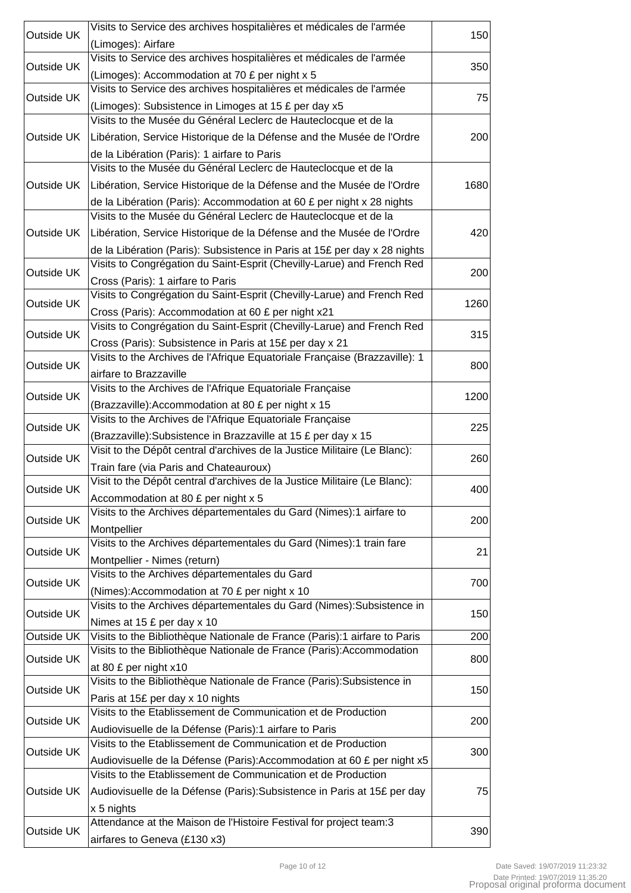| | | |
|---|---|---|
| Outside UK | Visits to Service des archives hospitalières et médicales de l'armée (Limoges): Airfare | 150 |
| Outside UK | Visits to Service des archives hospitalières et médicales de l'armée (Limoges): Accommodation at 70 £ per night x 5 | 350 |
| Outside UK | Visits to Service des archives hospitalières et médicales de l'armée (Limoges): Subsistence in Limoges at 15 £ per day x5 | 75 |
| Outside UK | Visits to the Musée du Général Leclerc de Hauteclocque et de la Libération, Service Historique de la Défense and the Musée de l'Ordre de la Libération (Paris): 1 airfare to Paris | 200 |
| Outside UK | Visits to the Musée du Général Leclerc de Hauteclocque et de la Libération, Service Historique de la Défense and the Musée de l'Ordre de la Libération (Paris): Accommodation at 60 £ per night x 28 nights | 1680 |
| Outside UK | Visits to the Musée du Général Leclerc de Hauteclocque et de la Libération, Service Historique de la Défense and the Musée de l'Ordre de la Libération (Paris): Subsistence in Paris at 15£ per day x 28 nights | 420 |
| Outside UK | Visits to Congrégation du Saint-Esprit (Chevilly-Larue) and French Red Cross (Paris): 1 airfare to Paris | 200 |
| Outside UK | Visits to Congrégation du Saint-Esprit (Chevilly-Larue) and French Red Cross (Paris): Accommodation at 60 £ per night x21 | 1260 |
| Outside UK | Visits to Congrégation du Saint-Esprit (Chevilly-Larue) and French Red Cross (Paris): Subsistence in Paris at 15£ per day x 21 | 315 |
| Outside UK | Visits to the Archives de l'Afrique Equatoriale Française (Brazzaville): 1 airfare to Brazzaville | 800 |
| Outside UK | Visits to the Archives de l'Afrique Equatoriale Française (Brazzaville):Accommodation at 80 £ per night x 15 | 1200 |
| Outside UK | Visits to the Archives de l'Afrique Equatoriale Française (Brazzaville):Subsistence in Brazzaville at 15 £ per day x 15 | 225 |
| Outside UK | Visit to the Dépôt central d'archives de la Justice Militaire (Le Blanc): Train fare (via Paris and Chateauroux) | 260 |
| Outside UK | Visit to the Dépôt central d'archives de la Justice Militaire (Le Blanc): Accommodation at 80 £ per night x 5 | 400 |
| Outside UK | Visits to the Archives départementales du Gard (Nimes):1 airfare to Montpellier | 200 |
| Outside UK | Visits to the Archives départementales du Gard (Nimes):1 train fare Montpellier - Nimes (return) | 21 |
| Outside UK | Visits to the Archives départementales du Gard (Nimes):Accommodation at 70 £ per night x 10 | 700 |
| Outside UK | Visits to the Archives départementales du Gard (Nimes):Subsistence in Nimes at 15 £ per day x 10 | 150 |
| Outside UK | Visits to the Bibliothèque Nationale de France (Paris):1 airfare to Paris | 200 |
| Outside UK | Visits to the Bibliothèque Nationale de France (Paris):Accommodation at 80 £ per night x10 | 800 |
| Outside UK | Visits to the Bibliothèque Nationale de France (Paris):Subsistence in Paris at 15£ per day x 10 nights | 150 |
| Outside UK | Visits to the Etablissement de Communication et de Production Audiovisuelle de la Défense (Paris):1 airfare to Paris | 200 |
| Outside UK | Visits to the Etablissement de Communication et de Production Audiovisuelle de la Défense (Paris):Accommodation at 60 £ per night x5 | 300 |
| Outside UK | Visits to the Etablissement de Communication et de Production Audiovisuelle de la Défense (Paris):Subsistence in Paris at 15£ per day x 5 nights | 75 |
| Outside UK | Attendance at the Maison de l'Histoire Festival for project team:3 airfares to Geneva (£130 x3) | 390 |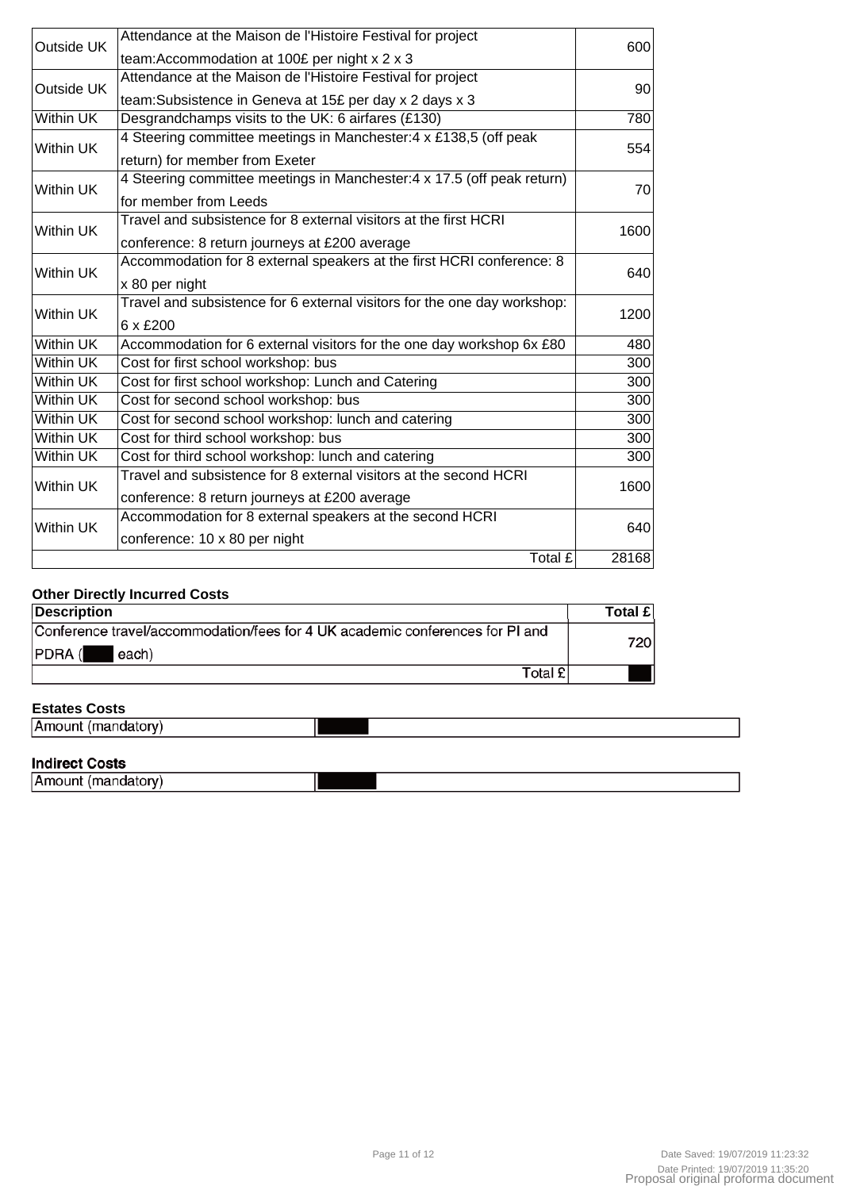| | | |
|---|---|---|
| Outside UK | Attendance at the Maison de l'Histoire Festival for project team:Accommodation at 100£ per night x 2 x 3 | 600 |
| Outside UK | Attendance at the Maison de l'Histoire Festival for project team:Subsistence in Geneva at 15£ per day x 2 days x 3 | 90 |
| Within UK | Desgrandchamps visits to the UK: 6 airfares (£130) | 780 |
| Within UK | 4 Steering committee meetings in Manchester:4 x £138,5 (off peak return) for member from Exeter | 554 |
| Within UK | 4 Steering committee meetings in Manchester:4 x 17.5 (off peak return) for member from Leeds | 70 |
| Within UK | Travel and subsistence for 8 external visitors at the first HCRI conference: 8 return journeys at £200 average | 1600 |
| Within UK | Accommodation for 8 external speakers at the first HCRI conference: 8 x 80 per night | 640 |
| Within UK | Travel and subsistence for 6 external visitors for the one day workshop: 6 x £200 | 1200 |
| Within UK | Accommodation for 6 external visitors for the one day workshop 6x £80 | 480 |
| Within UK | Cost for first school workshop: bus | 300 |
| Within UK | Cost for first school workshop: Lunch and Catering | 300 |
| Within UK | Cost for second school workshop: bus | 300 |
| Within UK | Cost for second school workshop: lunch and catering | 300 |
| Within UK | Cost for third school workshop: bus | 300 |
| Within UK | Cost for third school workshop: lunch and catering | 300 |
| Within UK | Travel and subsistence for 8 external visitors at the second HCRI conference: 8 return journeys at £200 average | 1600 |
| Within UK | Accommodation for 8 external speakers at the second HCRI conference: 10 x 80 per night | 640 |
| | Total £ | 28168 |

**Other Directly Incurred Costs**

| Description | Total £ |
|---|---|
| Conference travel/accommodation/fees for 4 UK academic conferences for PI and PDRA ( each) | 720 |
| Total £ | |

**Estates Costs**

| Amount (mandatory) | |
|---|---|

**Indirect Costs**

| Amount (mandatory) | |
|---|---|

Date Saved: 19/07/2019 11:23:32

Date Printed: 19/07/2019 11:35:20

Proposal original proforma document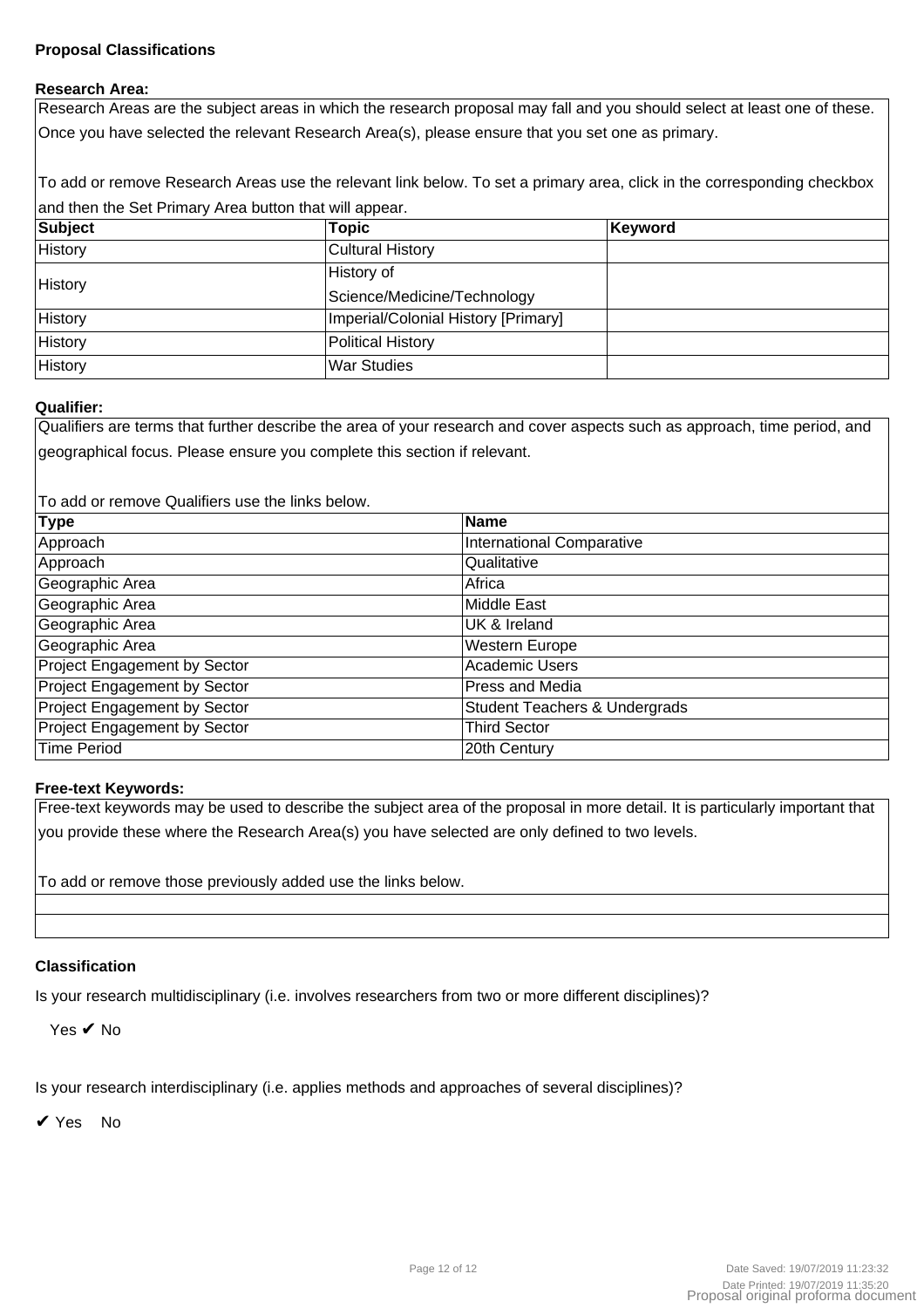**Proposal Classifications**

**Research Area:**

Research Areas are the subject areas in which the research proposal may fall and you should select at least one of these. Once you have selected the relevant Research Area(s), please ensure that you set one as primary.

To add or remove Research Areas use the relevant link below. To set a primary area, click in the corresponding checkbox and then the Set Primary Area button that will appear.

| Subject | Topic | Keyword |
|---|---|---|
| History | Cultural History | |
| History | History of Science/Medicine/Technology | |
| History | Imperial/Colonial History [Primary] | |
| History | Political History | |
| History | War Studies | |

**Qualifier:**

Qualifiers are terms that further describe the area of your research and cover aspects such as approach, time period, and geographical focus. Please ensure you complete this section if relevant.

To add or remove Qualifiers use the links below.

| Type | Name |
|---|---|
| Approach | International Comparative |
| Approach | Qualitative |
| Geographic Area | Africa |
| Geographic Area | Middle East |
| Geographic Area | UK & Ireland |
| Geographic Area | Western Europe |
| Project Engagement by Sector | Academic Users |
| Project Engagement by Sector | Press and Media |
| Project Engagement by Sector | Student Teachers & Undergrads |
| Project Engagement by Sector | Third Sector |
| Time Period | 20th Century |

**Free-text Keywords:**

Free-text keywords may be used to describe the subject area of the proposal in more detail. It is particularly important that you provide these where the Research Area(s) you have selected are only defined to two levels.

To add or remove those previously added use the links below.

**Classification**

Is your research multidisciplinary (i.e. involves researchers from two or more different disciplines)?

Yes ✔ No

Is your research interdisciplinary (i.e. applies methods and approaches of several disciplines)?

✔ Yes No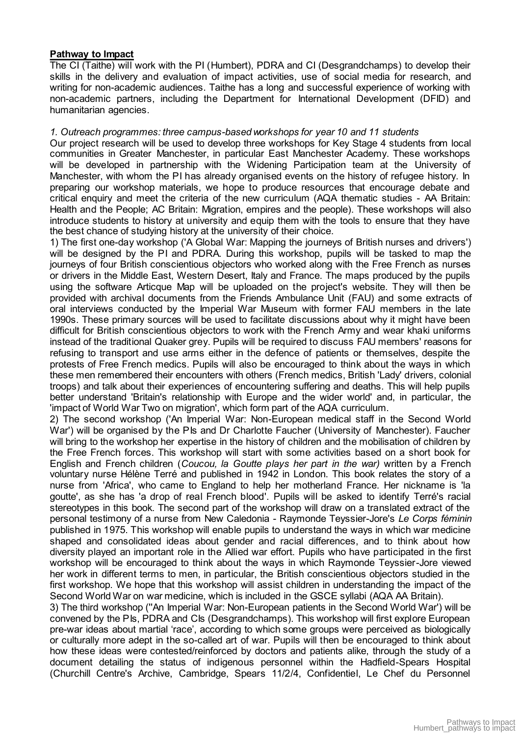**Pathway to Impact**

The CI (Taithe) will work with the PI (Humbert), PDRA and CI (Desgrandchamps) to develop their skills in the delivery and evaluation of impact activities, use of social media for research, and writing for non-academic audiences. Taithe has a long and successful experience of working with non-academic partners, including the Department for International Development (DFID) and humanitarian agencies.

*1. Outreach programmes: three campus-based workshops for year 10 and 11 students*

Our project research will be used to develop three workshops for Key Stage 4 students from local communities in Greater Manchester, in particular East Manchester Academy. These workshops will be developed in partnership with the Widening Participation team at the University of Manchester, with whom the PI has already organised events on the history of refugee history. In preparing our workshop materials, we hope to produce resources that encourage debate and critical enquiry and meet the criteria of the new curriculum (AQA thematic studies - AA Britain: Health and the People; AC Britain: Migration, empires and the people). These workshops will also introduce students to history at university and equip them with the tools to ensure that they have the best chance of studying history at the university of their choice.

1) The first one-day workshop ('A Global War: Mapping the journeys of British nurses and drivers') will be designed by the PI and PDRA. During this workshop, pupils will be tasked to map the journeys of four British conscientious objectors who worked along with the Free French as nurses or drivers in the Middle East, Western Desert, Italy and France. The maps produced by the pupils using the software Articque Map will be uploaded on the project's website. They will then be provided with archival documents from the Friends Ambulance Unit (FAU) and some extracts of oral interviews conducted by the Imperial War Museum with former FAU members in the late 1990s. These primary sources will be used to facilitate discussions about why it might have been difficult for British conscientious objectors to work with the French Army and wear khaki uniforms instead of the traditional Quaker grey. Pupils will be required to discuss FAU members' reasons for refusing to transport and use arms either in the defence of patients or themselves, despite the protests of Free French medics. Pupils will also be encouraged to think about the ways in which these men remembered their encounters with others (French medics, British 'Lady' drivers, colonial troops) and talk about their experiences of encountering suffering and deaths. This will help pupils better understand 'Britain's relationship with Europe and the wider world' and, in particular, the 'impact of World War Two on migration', which form part of the AQA curriculum.

2) The second workshop ('An Imperial War: Non-European medical staff in the Second World War') will be organised by the PIs and Dr Charlotte Faucher (University of Manchester). Faucher will bring to the workshop her expertise in the history of children and the mobilisation of children by the Free French forces. This workshop will start with some activities based on a short book for English and French children (*Coucou, la Goutte plays her part in the war)* written by a French voluntary nurse Hélène Terré and published in 1942 in London. This book relates the story of a nurse from 'Africa', who came to England to help her motherland France. Her nickname is 'la goutte', as she has 'a drop of real French blood'. Pupils will be asked to identify Terré's racial stereotypes in this book. The second part of the workshop will draw on a translated extract of the personal testimony of a nurse from New Caledonia - Raymonde Teyssier-Jore's *Le Corps féminin* published in 1975. This workshop will enable pupils to understand the ways in which war medicine shaped and consolidated ideas about gender and racial differences, and to think about how diversity played an important role in the Allied war effort. Pupils who have participated in the first workshop will be encouraged to think about the ways in which Raymonde Teyssier-Jore viewed her work in different terms to men, in particular, the British conscientious objectors studied in the first workshop. We hope that this workshop will assist children in understanding the impact of the Second World War on war medicine, which is included in the GSCE syllabi (AQA AA Britain).

3) The third workshop (''An Imperial War: Non-European patients in the Second World War') will be convened by the PIs, PDRA and CIs (Desgrandchamps). This workshop will first explore European pre-war ideas about martial 'race', according to which some groups were perceived as biologically or culturally more adept in the so-called art of war. Pupils will then be encouraged to think about how these ideas were contested/reinforced by doctors and patients alike, through the study of a document detailing the status of indigenous personnel within the Hadfield-Spears Hospital (Churchill Centre's Archive, Cambridge, Spears 11/2/4, Confidentiel, Le Chef du Personnel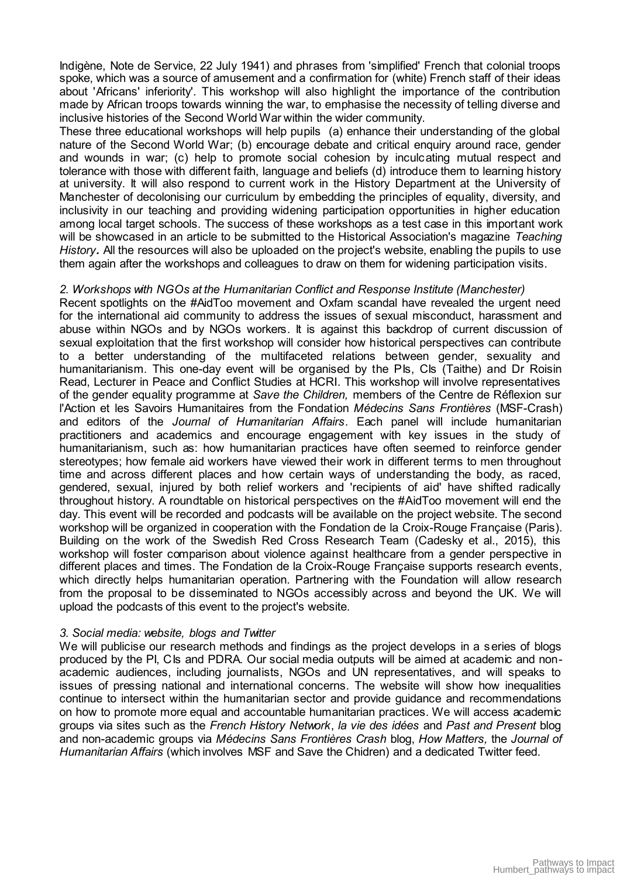Indigène, Note de Service, 22 July 1941) and phrases from 'simplified' French that colonial troops spoke, which was a source of amusement and a confirmation for (white) French staff of their ideas about 'Africans' inferiority'. This workshop will also highlight the importance of the contribution made by African troops towards winning the war, to emphasise the necessity of telling diverse and inclusive histories of the Second World War within the wider community.

These three educational workshops will help pupils (a) enhance their understanding of the global nature of the Second World War; (b) encourage debate and critical enquiry around race, gender and wounds in war; (c) help to promote social cohesion by inculcating mutual respect and tolerance with those with different faith, language and beliefs (d) introduce them to learning history at university. It will also respond to current work in the History Department at the University of Manchester of decolonising our curriculum by embedding the principles of equality, diversity, and inclusivity in our teaching and providing widening participation opportunities in higher education among local target schools. The success of these workshops as a test case in this important work will be showcased in an article to be submitted to the Historical Association's magazine *Teaching History***.** All the resources will also be uploaded on the project's website, enabling the pupils to use them again after the workshops and colleagues to draw on them for widening participation visits.

*2. Workshops with NGOs at the Humanitarian Conflict and Response Institute (Manchester)*

Recent spotlights on the #AidToo movement and Oxfam scandal have revealed the urgent need for the international aid community to address the issues of sexual misconduct, harassment and abuse within NGOs and by NGOs workers. It is against this backdrop of current discussion of sexual exploitation that the first workshop will consider how historical perspectives can contribute to a better understanding of the multifaceted relations between gender, sexuality and humanitarianism. This one-day event will be organised by the PIs, CIs (Taithe) and Dr Roisin Read, Lecturer in Peace and Conflict Studies at HCRI. This workshop will involve representatives of the gender equality programme at *Save the Children,* members of the Centre de Réflexion sur l'Action et les Savoirs Humanitaires from the Fondation *Médecins Sans Frontières* (MSF-Crash) and editors of the *Journal of Humanitarian Affairs*. Each panel will include humanitarian practitioners and academics and encourage engagement with key issues in the study of humanitarianism, such as: how humanitarian practices have often seemed to reinforce gender stereotypes; how female aid workers have viewed their work in different terms to men throughout time and across different places and how certain ways of understanding the body, as raced, gendered, sexual, injured by both relief workers and 'recipients of aid' have shifted radically throughout history. A roundtable on historical perspectives on the #AidToo movement will end the day. This event will be recorded and podcasts will be available on the project website. The second workshop will be organized in cooperation with the Fondation de la Croix-Rouge Française (Paris). Building on the work of the Swedish Red Cross Research Team (Cadesky et al., 2015), this workshop will foster comparison about violence against healthcare from a gender perspective in different places and times. The Fondation de la Croix-Rouge Française supports research events, which directly helps humanitarian operation. Partnering with the Foundation will allow research from the proposal to be disseminated to NGOs accessibly across and beyond the UK. We will upload the podcasts of this event to the project's website.

*3. Social media: website, blogs and Twitter*

We will publicise our research methods and findings as the project develops in a series of blogs produced by the PI, CIs and PDRA. Our social media outputs will be aimed at academic and non-academic audiences, including journalists, NGOs and UN representatives, and will speaks to issues of pressing national and international concerns. The website will show how inequalities continue to intersect within the humanitarian sector and provide guidance and recommendations on how to promote more equal and accountable humanitarian practices. We will access academic groups via sites such as the *French History Network*, *la vie des idées* and *Past and Present* blog and non-academic groups via *Médecins Sans Frontières Crash* blog, *How Matters,* the *Journal of Humanitarian Affairs* (which involves MSF and Save the Chidren) and a dedicated Twitter feed.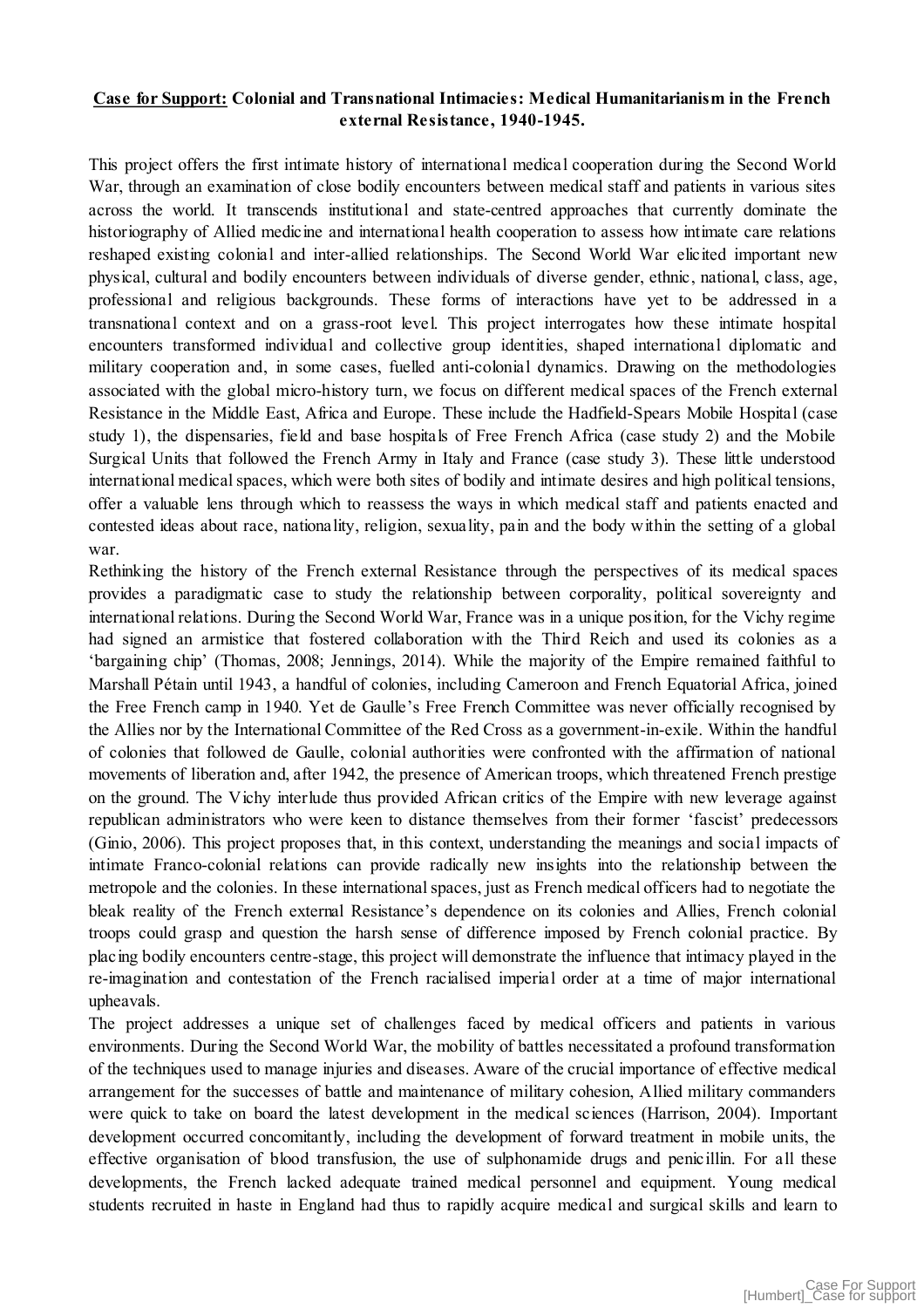**<u>Case for Support:</u> Colonial and Transnational Intimacies: Medical Humanitarianism in the French external Resistance, 1940-1945.**

This project offers the first intimate history of international medical cooperation during the Second World War, through an examination of close bodily encounters between medical staff and patients in various sites across the world. It transcends institutional and state-centred approaches that currently dominate the historiography of Allied medicine and international health cooperation to assess how intimate care relations reshaped existing colonial and inter-allied relationships. The Second World War elicited important new physical, cultural and bodily encounters between individuals of diverse gender, ethnic, national, class, age, professional and religious backgrounds. These forms of interactions have yet to be addressed in a transnational context and on a grass-root level. This project interrogates how these intimate hospital encounters transformed individual and collective group identities, shaped international diplomatic and military cooperation and, in some cases, fuelled anti-colonial dynamics. Drawing on the methodologies associated with the global micro-history turn, we focus on different medical spaces of the French external Resistance in the Middle East, Africa and Europe. These include the Hadfield-Spears Mobile Hospital (case study 1), the dispensaries, field and base hospitals of Free French Africa (case study 2) and the Mobile Surgical Units that followed the French Army in Italy and France (case study 3). These little understood international medical spaces, which were both sites of bodily and intimate desires and high political tensions, offer a valuable lens through which to reassess the ways in which medical staff and patients enacted and contested ideas about race, nationality, religion, sexuality, pain and the body within the setting of a global war.

Rethinking the history of the French external Resistance through the perspectives of its medical spaces provides a paradigmatic case to study the relationship between corporality, political sovereignty and international relations. During the Second World War, France was in a unique position, for the Vichy regime had signed an armistice that fostered collaboration with the Third Reich and used its colonies as a 'bargaining chip' (Thomas, 2008; Jennings, 2014). While the majority of the Empire remained faithful to Marshall Pétain until 1943, a handful of colonies, including Cameroon and French Equatorial Africa, joined the Free French camp in 1940. Yet de Gaulle's Free French Committee was never officially recognised by the Allies nor by the International Committee of the Red Cross as a government-in-exile. Within the handful of colonies that followed de Gaulle, colonial authorities were confronted with the affirmation of national movements of liberation and, after 1942, the presence of American troops, which threatened French prestige on the ground. The Vichy interlude thus provided African critics of the Empire with new leverage against republican administrators who were keen to distance themselves from their former 'fascist' predecessors (Ginio, 2006). This project proposes that, in this context, understanding the meanings and social impacts of intimate Franco-colonial relations can provide radically new insights into the relationship between the metropole and the colonies. In these international spaces, just as French medical officers had to negotiate the bleak reality of the French external Resistance's dependence on its colonies and Allies, French colonial troops could grasp and question the harsh sense of difference imposed by French colonial practice. By placing bodily encounters centre-stage, this project will demonstrate the influence that intimacy played in the re-imagination and contestation of the French racialised imperial order at a time of major international upheavals.

The project addresses a unique set of challenges faced by medical officers and patients in various environments. During the Second World War, the mobility of battles necessitated a profound transformation of the techniques used to manage injuries and diseases. Aware of the crucial importance of effective medical arrangement for the successes of battle and maintenance of military cohesion, Allied military commanders were quick to take on board the latest development in the medical sciences (Harrison, 2004). Important development occurred concomitantly, including the development of forward treatment in mobile units, the effective organisation of blood transfusion, the use of sulphonamide drugs and penicillin. For all these developments, the French lacked adequate trained medical personnel and equipment. Young medical students recruited in haste in England had thus to rapidly acquire medical and surgical skills and learn to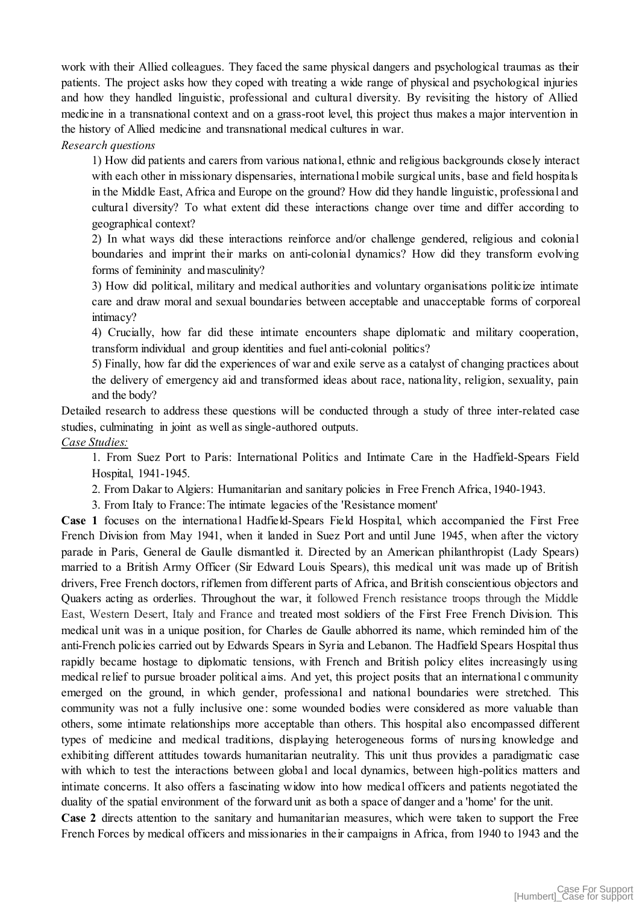work with their Allied colleagues. They faced the same physical dangers and psychological traumas as their patients. The project asks how they coped with treating a wide range of physical and psychological injuries and how they handled linguistic, professional and cultural diversity. By revisiting the history of Allied medicine in a transnational context and on a grass-root level, this project thus makes a major intervention in the history of Allied medicine and transnational medical cultures in war.

*Research questions*

1) How did patients and carers from various national, ethnic and religious backgrounds closely interact with each other in missionary dispensaries, international mobile surgical units, base and field hospitals in the Middle East, Africa and Europe on the ground? How did they handle linguistic, professional and cultural diversity? To what extent did these interactions change over time and differ according to geographical context?

2) In what ways did these interactions reinforce and/or challenge gendered, religious and colonial boundaries and imprint their marks on anti-colonial dynamics? How did they transform evolving forms of femininity and masculinity?

3) How did political, military and medical authorities and voluntary organisations politicize intimate care and draw moral and sexual boundaries between acceptable and unacceptable forms of corporeal intimacy?

4) Crucially, how far did these intimate encounters shape diplomatic and military cooperation, transform individual and group identities and fuel anti-colonial politics?

5) Finally, how far did the experiences of war and exile serve as a catalyst of changing practices about the delivery of emergency aid and transformed ideas about race, nationality, religion, sexuality, pain and the body?

Detailed research to address these questions will be conducted through a study of three inter-related case studies, culminating in joint as well as single-authored outputs.

*Case Studies:*

1. From Suez Port to Paris: International Politics and Intimate Care in the Hadfield-Spears Field Hospital, 1941-1945.
2. From Dakar to Algiers: Humanitarian and sanitary policies in Free French Africa, 1940-1943.
3. From Italy to France: The intimate legacies of the 'Resistance moment'

**Case 1** focuses on the international Hadfield-Spears Field Hospital, which accompanied the First Free French Division from May 1941, when it landed in Suez Port and until June 1945, when after the victory parade in Paris, General de Gaulle dismantled it. Directed by an American philanthropist (Lady Spears) married to a British Army Officer (Sir Edward Louis Spears), this medical unit was made up of British drivers, Free French doctors, riflemen from different parts of Africa, and British conscientious objectors and Quakers acting as orderlies. Throughout the war, it followed French resistance troops through the Middle East, Western Desert, Italy and France and treated most soldiers of the First Free French Division. This medical unit was in a unique position, for Charles de Gaulle abhorred its name, which reminded him of the anti-French policies carried out by Edwards Spears in Syria and Lebanon. The Hadfield Spears Hospital thus rapidly became hostage to diplomatic tensions, with French and British policy elites increasingly using medical relief to pursue broader political aims. And yet, this project posits that an international community emerged on the ground, in which gender, professional and national boundaries were stretched. This community was not a fully inclusive one: some wounded bodies were considered as more valuable than others, some intimate relationships more acceptable than others. This hospital also encompassed different types of medicine and medical traditions, displaying heterogeneous forms of nursing knowledge and exhibiting different attitudes towards humanitarian neutrality. This unit thus provides a paradigmatic case with which to test the interactions between global and local dynamics, between high-politics matters and intimate concerns. It also offers a fascinating widow into how medical officers and patients negotiated the duality of the spatial environment of the forward unit as both a space of danger and a 'home' for the unit.

**Case 2** directs attention to the sanitary and humanitarian measures, which were taken to support the Free French Forces by medical officers and missionaries in their campaigns in Africa, from 1940 to 1943 and the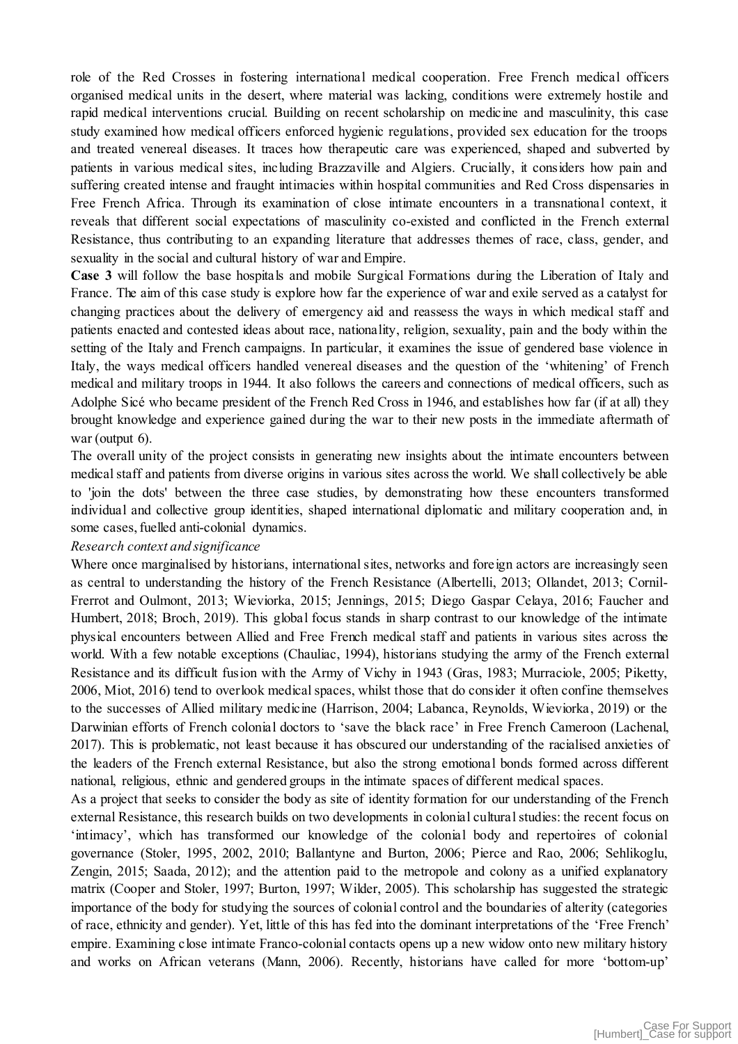role of the Red Crosses in fostering international medical cooperation. Free French medical officers organised medical units in the desert, where material was lacking, conditions were extremely hostile and rapid medical interventions crucial. Building on recent scholarship on medicine and masculinity, this case study examined how medical officers enforced hygienic regulations, provided sex education for the troops and treated venereal diseases. It traces how therapeutic care was experienced, shaped and subverted by patients in various medical sites, including Brazzaville and Algiers. Crucially, it considers how pain and suffering created intense and fraught intimacies within hospital communities and Red Cross dispensaries in Free French Africa. Through its examination of close intimate encounters in a transnational context, it reveals that different social expectations of masculinity co-existed and conflicted in the French external Resistance, thus contributing to an expanding literature that addresses themes of race, class, gender, and sexuality in the social and cultural history of war and Empire.

**Case 3** will follow the base hospitals and mobile Surgical Formations during the Liberation of Italy and France. The aim of this case study is explore how far the experience of war and exile served as a catalyst for changing practices about the delivery of emergency aid and reassess the ways in which medical staff and patients enacted and contested ideas about race, nationality, religion, sexuality, pain and the body within the setting of the Italy and French campaigns. In particular, it examines the issue of gendered base violence in Italy, the ways medical officers handled venereal diseases and the question of the 'whitening' of French medical and military troops in 1944. It also follows the careers and connections of medical officers, such as Adolphe Sicé who became president of the French Red Cross in 1946, and establishes how far (if at all) they brought knowledge and experience gained during the war to their new posts in the immediate aftermath of war (output 6).

The overall unity of the project consists in generating new insights about the intimate encounters between medical staff and patients from diverse origins in various sites across the world. We shall collectively be able to 'join the dots' between the three case studies, by demonstrating how these encounters transformed individual and collective group identities, shaped international diplomatic and military cooperation and, in some cases, fuelled anti-colonial dynamics.

*Research context and significance*

Where once marginalised by historians, international sites, networks and foreign actors are increasingly seen as central to understanding the history of the French Resistance (Albertelli, 2013; Ollandet, 2013; Cornil-Frerrot and Oulmont, 2013; Wieviorka, 2015; Jennings, 2015; Diego Gaspar Celaya, 2016; Faucher and Humbert, 2018; Broch, 2019). This global focus stands in sharp contrast to our knowledge of the intimate physical encounters between Allied and Free French medical staff and patients in various sites across the world. With a few notable exceptions (Chauliac, 1994), historians studying the army of the French external Resistance and its difficult fusion with the Army of Vichy in 1943 (Gras, 1983; Murraciole, 2005; Piketty, 2006, Miot, 2016) tend to overlook medical spaces, whilst those that do consider it often confine themselves to the successes of Allied military medicine (Harrison, 2004; Labanca, Reynolds, Wieviorka, 2019) or the Darwinian efforts of French colonial doctors to 'save the black race' in Free French Cameroon (Lachenal, 2017). This is problematic, not least because it has obscured our understanding of the racialised anxieties of the leaders of the French external Resistance, but also the strong emotional bonds formed across different national, religious, ethnic and gendered groups in the intimate spaces of different medical spaces.

As a project that seeks to consider the body as site of identity formation for our understanding of the French external Resistance, this research builds on two developments in colonial cultural studies: the recent focus on 'intimacy', which has transformed our knowledge of the colonial body and repertoires of colonial governance (Stoler, 1995, 2002, 2010; Ballantyne and Burton, 2006; Pierce and Rao, 2006; Sehlikoglu, Zengin, 2015; Saada, 2012); and the attention paid to the metropole and colony as a unified explanatory matrix (Cooper and Stoler, 1997; Burton, 1997; Wilder, 2005). This scholarship has suggested the strategic importance of the body for studying the sources of colonial control and the boundaries of alterity (categories of race, ethnicity and gender). Yet, little of this has fed into the dominant interpretations of the 'Free French' empire. Examining close intimate Franco-colonial contacts opens up a new widow onto new military history and works on African veterans (Mann, 2006). Recently, historians have called for more 'bottom-up'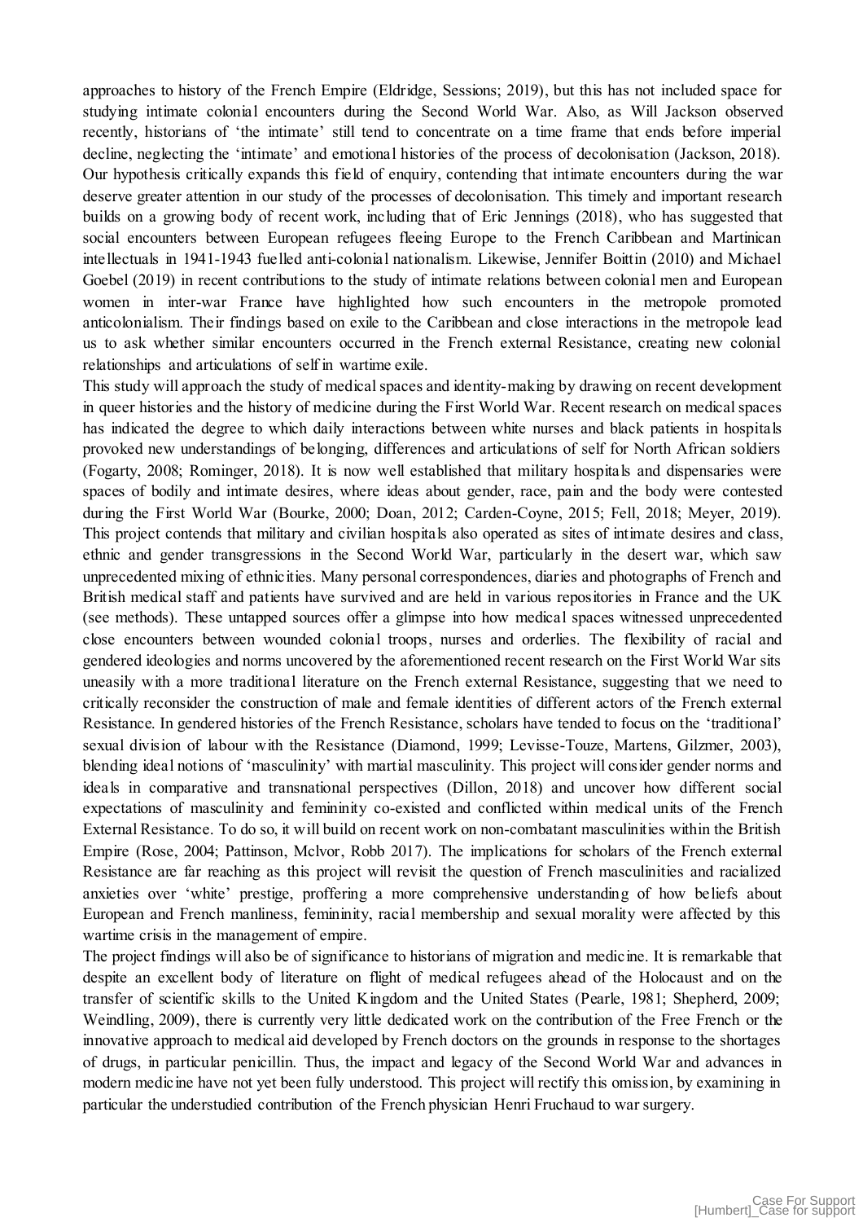approaches to history of the French Empire (Eldridge, Sessions; 2019), but this has not included space for studying intimate colonial encounters during the Second World War. Also, as Will Jackson observed recently, historians of 'the intimate' still tend to concentrate on a time frame that ends before imperial decline, neglecting the 'intimate' and emotional histories of the process of decolonisation (Jackson, 2018). Our hypothesis critically expands this field of enquiry, contending that intimate encounters during the war deserve greater attention in our study of the processes of decolonisation. This timely and important research builds on a growing body of recent work, including that of Eric Jennings (2018), who has suggested that social encounters between European refugees fleeing Europe to the French Caribbean and Martinican intellectuals in 1941-1943 fuelled anti-colonial nationalism. Likewise, Jennifer Boittin (2010) and Michael Goebel (2019) in recent contributions to the study of intimate relations between colonial men and European women in inter-war France have highlighted how such encounters in the metropole promoted anticolonialism. Their findings based on exile to the Caribbean and close interactions in the metropole lead us to ask whether similar encounters occurred in the French external Resistance, creating new colonial relationships and articulations of self in wartime exile.

This study will approach the study of medical spaces and identity-making by drawing on recent development in queer histories and the history of medicine during the First World War. Recent research on medical spaces has indicated the degree to which daily interactions between white nurses and black patients in hospitals provoked new understandings of belonging, differences and articulations of self for North African soldiers (Fogarty, 2008; Rominger, 2018). It is now well established that military hospitals and dispensaries were spaces of bodily and intimate desires, where ideas about gender, race, pain and the body were contested during the First World War (Bourke, 2000; Doan, 2012; Carden-Coyne, 2015; Fell, 2018; Meyer, 2019). This project contends that military and civilian hospitals also operated as sites of intimate desires and class, ethnic and gender transgressions in the Second World War, particularly in the desert war, which saw unprecedented mixing of ethnicities. Many personal correspondences, diaries and photographs of French and British medical staff and patients have survived and are held in various repositories in France and the UK (see methods). These untapped sources offer a glimpse into how medical spaces witnessed unprecedented close encounters between wounded colonial troops, nurses and orderlies. The flexibility of racial and gendered ideologies and norms uncovered by the aforementioned recent research on the First World War sits uneasily with a more traditional literature on the French external Resistance, suggesting that we need to critically reconsider the construction of male and female identities of different actors of the French external Resistance. In gendered histories of the French Resistance, scholars have tended to focus on the 'traditional' sexual division of labour with the Resistance (Diamond, 1999; Levisse-Touze, Martens, Gilzmer, 2003), blending ideal notions of 'masculinity' with martial masculinity. This project will consider gender norms and ideals in comparative and transnational perspectives (Dillon, 2018) and uncover how different social expectations of masculinity and femininity co-existed and conflicted within medical units of the French External Resistance. To do so, it will build on recent work on non-combatant masculinities within the British Empire (Rose, 2004; Pattinson, McIvor, Robb 2017). The implications for scholars of the French external Resistance are far reaching as this project will revisit the question of French masculinities and racialized anxieties over 'white' prestige, proffering a more comprehensive understanding of how beliefs about European and French manliness, femininity, racial membership and sexual morality were affected by this wartime crisis in the management of empire.

The project findings will also be of significance to historians of migration and medicine. It is remarkable that despite an excellent body of literature on flight of medical refugees ahead of the Holocaust and on the transfer of scientific skills to the United Kingdom and the United States (Pearle, 1981; Shepherd, 2009; Weindling, 2009), there is currently very little dedicated work on the contribution of the Free French or the innovative approach to medical aid developed by French doctors on the grounds in response to the shortages of drugs, in particular penicillin. Thus, the impact and legacy of the Second World War and advances in modern medicine have not yet been fully understood. This project will rectify this omission, by examining in particular the understudied contribution of the French physician Henri Fruchaud to war surgery.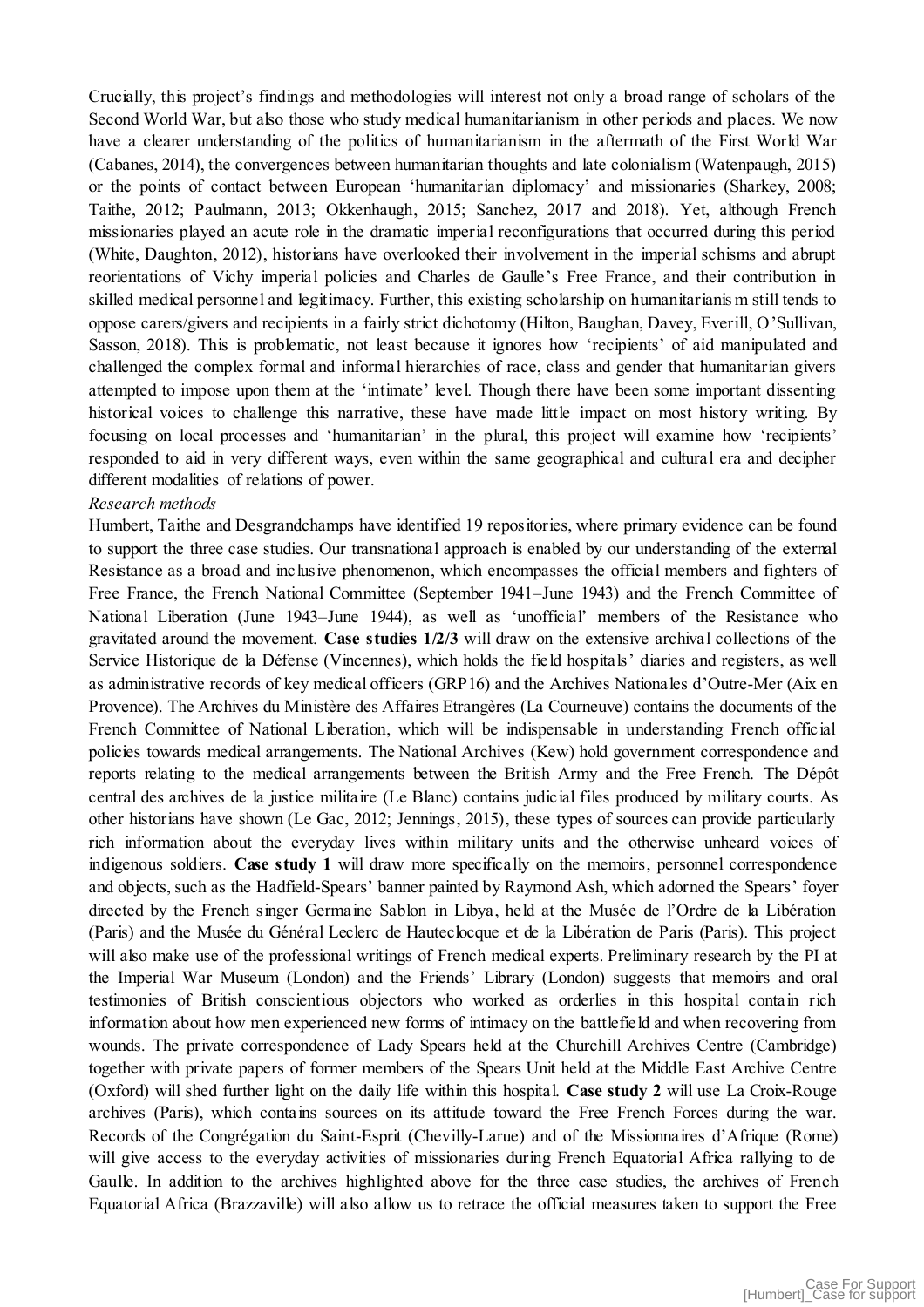Crucially, this project's findings and methodologies will interest not only a broad range of scholars of the Second World War, but also those who study medical humanitarianism in other periods and places. We now have a clearer understanding of the politics of humanitarianism in the aftermath of the First World War (Cabanes, 2014), the convergences between humanitarian thoughts and late colonialism (Watenpaugh, 2015) or the points of contact between European 'humanitarian diplomacy' and missionaries (Sharkey, 2008; Taithe, 2012; Paulmann, 2013; Okkenhaugh, 2015; Sanchez, 2017 and 2018). Yet, although French missionaries played an acute role in the dramatic imperial reconfigurations that occurred during this period (White, Daughton, 2012), historians have overlooked their involvement in the imperial schisms and abrupt reorientations of Vichy imperial policies and Charles de Gaulle's Free France, and their contribution in skilled medical personnel and legitimacy. Further, this existing scholarship on humanitarianism still tends to oppose carers/givers and recipients in a fairly strict dichotomy (Hilton, Baughan, Davey, Everill, O'Sullivan, Sasson, 2018). This is problematic, not least because it ignores how 'recipients' of aid manipulated and challenged the complex formal and informal hierarchies of race, class and gender that humanitarian givers attempted to impose upon them at the 'intimate' level. Though there have been some important dissenting historical voices to challenge this narrative, these have made little impact on most history writing. By focusing on local processes and 'humanitarian' in the plural, this project will examine how 'recipients' responded to aid in very different ways, even within the same geographical and cultural era and decipher different modalities of relations of power.

*Research methods*

Humbert, Taithe and Desgrandchamps have identified 19 repositories, where primary evidence can be found to support the three case studies. Our transnational approach is enabled by our understanding of the external Resistance as a broad and inclusive phenomenon, which encompasses the official members and fighters of Free France, the French National Committee (September 1941–June 1943) and the French Committee of National Liberation (June 1943–June 1944), as well as 'unofficial' members of the Resistance who gravitated around the movement. **Case studies 1/2/3** will draw on the extensive archival collections of the Service Historique de la Défense (Vincennes), which holds the field hospitals' diaries and registers, as well as administrative records of key medical officers (GRP16) and the Archives Nationales d'Outre-Mer (Aix en Provence). The Archives du Ministère des Affaires Etrangères (La Courneuve) contains the documents of the French Committee of National Liberation, which will be indispensable in understanding French official policies towards medical arrangements. The National Archives (Kew) hold government correspondence and reports relating to the medical arrangements between the British Army and the Free French. The Dépôt central des archives de la justice militaire (Le Blanc) contains judicial files produced by military courts. As other historians have shown (Le Gac, 2012; Jennings, 2015), these types of sources can provide particularly rich information about the everyday lives within military units and the otherwise unheard voices of indigenous soldiers. **Case study 1** will draw more specifically on the memoirs, personnel correspondence and objects, such as the Hadfield-Spears' banner painted by Raymond Ash, which adorned the Spears' foyer directed by the French singer Germaine Sablon in Libya, held at the Musée de l'Ordre de la Libération (Paris) and the Musée du Général Leclerc de Hauteclocque et de la Libération de Paris (Paris). This project will also make use of the professional writings of French medical experts. Preliminary research by the PI at the Imperial War Museum (London) and the Friends' Library (London) suggests that memoirs and oral testimonies of British conscientious objectors who worked as orderlies in this hospital contain rich information about how men experienced new forms of intimacy on the battlefield and when recovering from wounds. The private correspondence of Lady Spears held at the Churchill Archives Centre (Cambridge) together with private papers of former members of the Spears Unit held at the Middle East Archive Centre (Oxford) will shed further light on the daily life within this hospital. **Case study 2** will use La Croix-Rouge archives (Paris), which contains sources on its attitude toward the Free French Forces during the war. Records of the Congrégation du Saint-Esprit (Chevilly-Larue) and of the Missionnaires d'Afrique (Rome) will give access to the everyday activities of missionaries during French Equatorial Africa rallying to de Gaulle. In addition to the archives highlighted above for the three case studies, the archives of French Equatorial Africa (Brazzaville) will also allow us to retrace the official measures taken to support the Free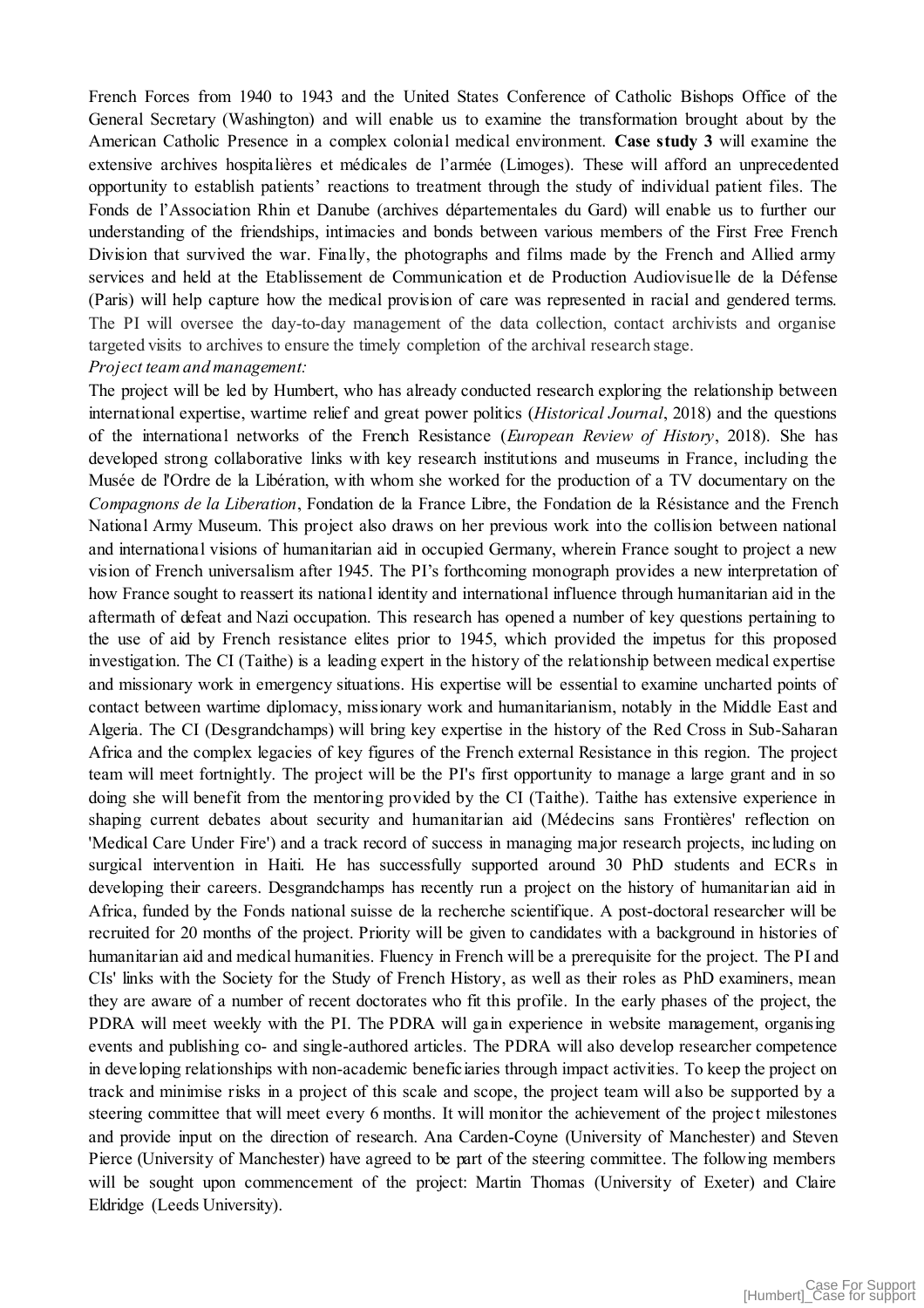French Forces from 1940 to 1943 and the United States Conference of Catholic Bishops Office of the General Secretary (Washington) and will enable us to examine the transformation brought about by the American Catholic Presence in a complex colonial medical environment. **Case study 3** will examine the extensive archives hospitalières et médicales de l'armée (Limoges). These will afford an unprecedented opportunity to establish patients' reactions to treatment through the study of individual patient files. The Fonds de l'Association Rhin et Danube (archives départementales du Gard) will enable us to further our understanding of the friendships, intimacies and bonds between various members of the First Free French Division that survived the war. Finally, the photographs and films made by the French and Allied army services and held at the Etablissement de Communication et de Production Audiovisuelle de la Défense (Paris) will help capture how the medical provision of care was represented in racial and gendered terms. The PI will oversee the day-to-day management of the data collection, contact archivists and organise targeted visits to archives to ensure the timely completion of the archival research stage.

*Project team and management:*

The project will be led by Humbert, who has already conducted research exploring the relationship between international expertise, wartime relief and great power politics (*Historical Journal*, 2018) and the questions of the international networks of the French Resistance (*European Review of History*, 2018). She has developed strong collaborative links with key research institutions and museums in France, including the Musée de l'Ordre de la Libération, with whom she worked for the production of a TV documentary on the *Compagnons de la Liberation*, Fondation de la France Libre, the Fondation de la Résistance and the French National Army Museum. This project also draws on her previous work into the collision between national and international visions of humanitarian aid in occupied Germany, wherein France sought to project a new vision of French universalism after 1945. The PI's forthcoming monograph provides a new interpretation of how France sought to reassert its national identity and international influence through humanitarian aid in the aftermath of defeat and Nazi occupation. This research has opened a number of key questions pertaining to the use of aid by French resistance elites prior to 1945, which provided the impetus for this proposed investigation. The CI (Taithe) is a leading expert in the history of the relationship between medical expertise and missionary work in emergency situations. His expertise will be essential to examine uncharted points of contact between wartime diplomacy, missionary work and humanitarianism, notably in the Middle East and Algeria. The CI (Desgrandchamps) will bring key expertise in the history of the Red Cross in Sub-Saharan Africa and the complex legacies of key figures of the French external Resistance in this region. The project team will meet fortnightly. The project will be the PI's first opportunity to manage a large grant and in so doing she will benefit from the mentoring provided by the CI (Taithe). Taithe has extensive experience in shaping current debates about security and humanitarian aid (Médecins sans Frontières' reflection on 'Medical Care Under Fire') and a track record of success in managing major research projects, including on surgical intervention in Haiti. He has successfully supported around 30 PhD students and ECRs in developing their careers. Desgrandchamps has recently run a project on the history of humanitarian aid in Africa, funded by the Fonds national suisse de la recherche scientifique. A post-doctoral researcher will be recruited for 20 months of the project. Priority will be given to candidates with a background in histories of humanitarian aid and medical humanities. Fluency in French will be a prerequisite for the project. The PI and CIs' links with the Society for the Study of French History, as well as their roles as PhD examiners, mean they are aware of a number of recent doctorates who fit this profile. In the early phases of the project, the PDRA will meet weekly with the PI. The PDRA will gain experience in website management, organising events and publishing co- and single-authored articles. The PDRA will also develop researcher competence in developing relationships with non-academic beneficiaries through impact activities. To keep the project on track and minimise risks in a project of this scale and scope, the project team will also be supported by a steering committee that will meet every 6 months. It will monitor the achievement of the project milestones and provide input on the direction of research. Ana Carden-Coyne (University of Manchester) and Steven Pierce (University of Manchester) have agreed to be part of the steering committee. The following members will be sought upon commencement of the project: Martin Thomas (University of Exeter) and Claire Eldridge (Leeds University).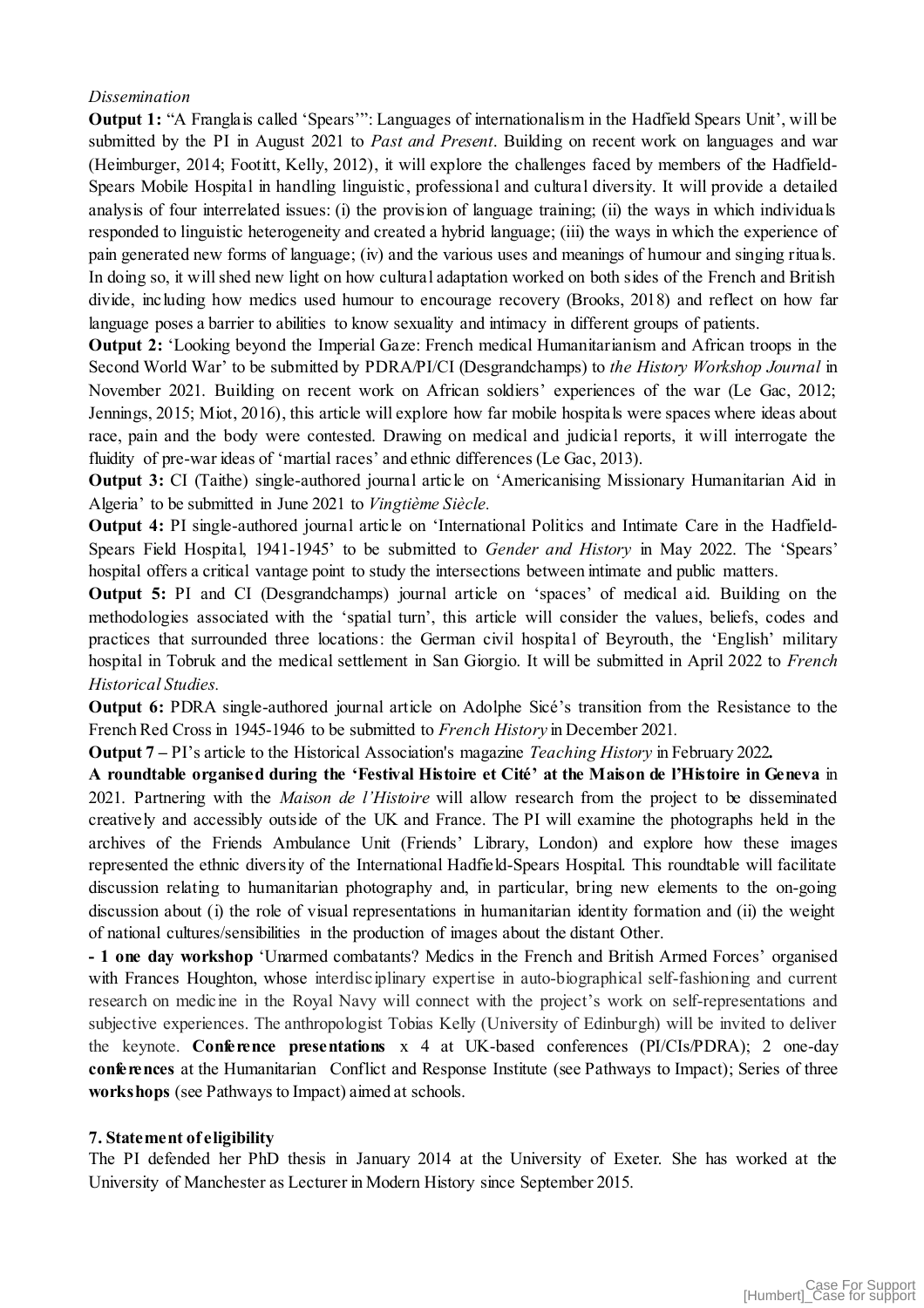*Dissemination*

**Output 1:** "A Franglais called 'Spears'": Languages of internationalism in the Hadfield Spears Unit', will be submitted by the PI in August 2021 to *Past and Present*. Building on recent work on languages and war (Heimburger, 2014; Footitt, Kelly, 2012), it will explore the challenges faced by members of the Hadfield-Spears Mobile Hospital in handling linguistic, professional and cultural diversity. It will provide a detailed analysis of four interrelated issues: (i) the provision of language training; (ii) the ways in which individuals responded to linguistic heterogeneity and created a hybrid language; (iii) the ways in which the experience of pain generated new forms of language; (iv) and the various uses and meanings of humour and singing rituals. In doing so, it will shed new light on how cultural adaptation worked on both sides of the French and British divide, including how medics used humour to encourage recovery (Brooks, 2018) and reflect on how far language poses a barrier to abilities to know sexuality and intimacy in different groups of patients.

**Output 2:** 'Looking beyond the Imperial Gaze: French medical Humanitarianism and African troops in the Second World War' to be submitted by PDRA/PI/CI (Desgrandchamps) to *the History Workshop Journal* in November 2021. Building on recent work on African soldiers' experiences of the war (Le Gac, 2012; Jennings, 2015; Miot, 2016), this article will explore how far mobile hospitals were spaces where ideas about race, pain and the body were contested. Drawing on medical and judicial reports, it will interrogate the fluidity of pre-war ideas of 'martial races' and ethnic differences (Le Gac, 2013).

**Output 3:** CI (Taithe) single-authored journal article on 'Americanising Missionary Humanitarian Aid in Algeria' to be submitted in June 2021 to *Vingtième Siècle*.

**Output 4:** PI single-authored journal article on 'International Politics and Intimate Care in the Hadfield-Spears Field Hospital, 1941-1945' to be submitted to *Gender and History* in May 2022. The 'Spears' hospital offers a critical vantage point to study the intersections between intimate and public matters.

**Output 5:** PI and CI (Desgrandchamps) journal article on 'spaces' of medical aid. Building on the methodologies associated with the 'spatial turn', this article will consider the values, beliefs, codes and practices that surrounded three locations: the German civil hospital of Beyrouth, the 'English' military hospital in Tobruk and the medical settlement in San Giorgio. It will be submitted in April 2022 to *French Historical Studies*.

**Output 6:** PDRA single-authored journal article on Adolphe Sicé's transition from the Resistance to the French Red Cross in 1945-1946 to be submitted to *French History* in December 2021.

**Output 7** – PI's article to the Historical Association's magazine *Teaching History* in February 2022**.**

**A roundtable organised during the 'Festival Histoire et Cité' at the Maison de l'Histoire in Geneva** in 2021. Partnering with the *Maison de l'Histoire* will allow research from the project to be disseminated creatively and accessibly outside of the UK and France. The PI will examine the photographs held in the archives of the Friends Ambulance Unit (Friends' Library, London) and explore how these images represented the ethnic diversity of the International Hadfield-Spears Hospital. This roundtable will facilitate discussion relating to humanitarian photography and, in particular, bring new elements to the on-going discussion about (i) the role of visual representations in humanitarian identity formation and (ii) the weight of national cultures/sensibilities in the production of images about the distant Other.

**- 1 one day workshop** 'Unarmed combatants? Medics in the French and British Armed Forces' organised with Frances Houghton, whose interdisciplinary expertise in auto-biographical self-fashioning and current research on medicine in the Royal Navy will connect with the project's work on self-representations and subjective experiences. The anthropologist Tobias Kelly (University of Edinburgh) will be invited to deliver the keynote. **Conference presentations** x 4 at UK-based conferences (PI/CIs/PDRA); 2 one-day **conferences** at the Humanitarian Conflict and Response Institute (see Pathways to Impact); Series of three **workshops** (see Pathways to Impact) aimed at schools.

**7. Statement of eligibility**

The PI defended her PhD thesis in January 2014 at the University of Exeter. She has worked at the University of Manchester as Lecturer in Modern History since September 2015.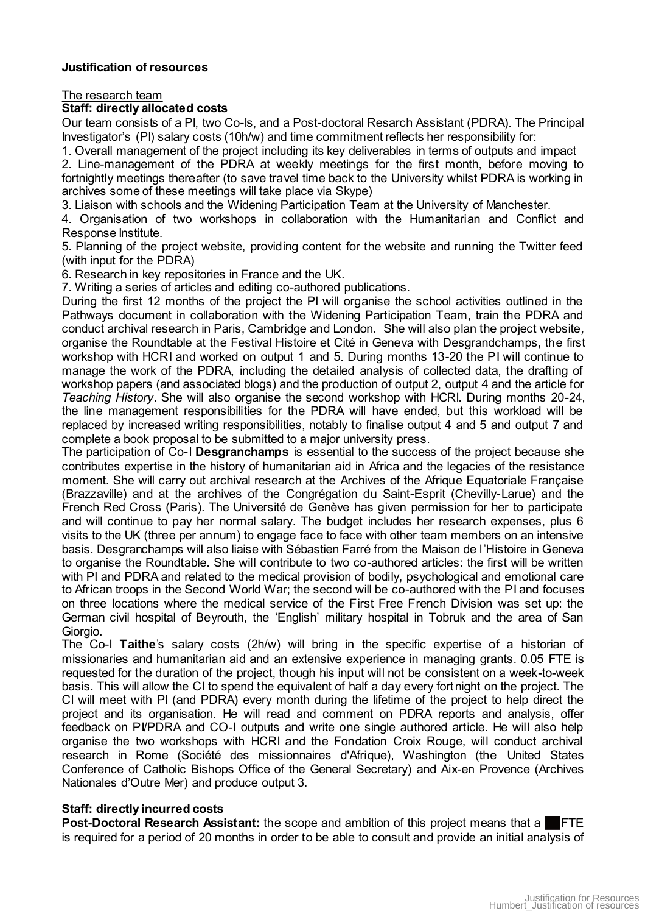**Justification of resources**

The research team

**Staff: directly allocated costs**

Our team consists of a PI, two Co-Is, and a Post-doctoral Resarch Assistant (PDRA). The Principal Investigator's (PI) salary costs (10h/w) and time commitment reflects her responsibility for:

1. Overall management of the project including its key deliverables in terms of outputs and impact
2. Line-management of the PDRA at weekly meetings for the first month, before moving to fortnightly meetings thereafter (to save travel time back to the University whilst PDRA is working in archives some of these meetings will take place via Skype)
3. Liaison with schools and the Widening Participation Team at the University of Manchester.
4. Organisation of two workshops in collaboration with the Humanitarian and Conflict and Response Institute.
5. Planning of the project website, providing content for the website and running the Twitter feed (with input for the PDRA)
6. Research in key repositories in France and the UK.
7. Writing a series of articles and editing co-authored publications.

During the first 12 months of the project the PI will organise the school activities outlined in the Pathways document in collaboration with the Widening Participation Team, train the PDRA and conduct archival research in Paris, Cambridge and London. She will also plan the project website, organise the Roundtable at the Festival Histoire et Cité in Geneva with Desgrandchamps, the first workshop with HCRI and worked on output 1 and 5. During months 13-20 the PI will continue to manage the work of the PDRA, including the detailed analysis of collected data, the drafting of workshop papers (and associated blogs) and the production of output 2, output 4 and the article for *Teaching History*. She will also organise the second workshop with HCRI. During months 20-24, the line management responsibilities for the PDRA will have ended, but this workload will be replaced by increased writing responsibilities, notably to finalise output 4 and 5 and output 7 and complete a book proposal to be submitted to a major university press.

The participation of Co-I **Desgranchamps** is essential to the success of the project because she contributes expertise in the history of humanitarian aid in Africa and the legacies of the resistance moment. She will carry out archival research at the Archives of the Afrique Equatoriale Française (Brazzaville) and at the archives of the Congrégation du Saint-Esprit (Chevilly-Larue) and the French Red Cross (Paris). The Université de Genève has given permission for her to participate and will continue to pay her normal salary. The budget includes her research expenses, plus 6 visits to the UK (three per annum) to engage face to face with other team members on an intensive basis. Desgranchamps will also liaise with Sébastien Farré from the Maison de l'Histoire in Geneva to organise the Roundtable. She will contribute to two co-authored articles: the first will be written with PI and PDRA and related to the medical provision of bodily, psychological and emotional care to African troops in the Second World War; the second will be co-authored with the PI and focuses on three locations where the medical service of the First Free French Division was set up: the German civil hospital of Beyrouth, the 'English' military hospital in Tobruk and the area of San Giorgio.

The Co-I **Taithe**'s salary costs (2h/w) will bring in the specific expertise of a historian of missionaries and humanitarian aid and an extensive experience in managing grants. 0.05 FTE is requested for the duration of the project, though his input will not be consistent on a week-to-week basis. This will allow the CI to spend the equivalent of half a day every fortnight on the project. The CI will meet with PI (and PDRA) every month during the lifetime of the project to help direct the project and its organisation. He will read and comment on PDRA reports and analysis, offer feedback on PI/PDRA and CO-I outputs and write one single authored article. He will also help organise the two workshops with HCRI and the Fondation Croix Rouge, will conduct archival research in Rome (Société des missionnaires d'Afrique), Washington (the United States Conference of Catholic Bishops Office of the General Secretary) and Aix-en Provence (Archives Nationales d'Outre Mer) and produce output 3.

**Staff: directly incurred costs**

**Post-Doctoral Research Assistant:** the scope and ambition of this project means that a ██ FTE is required for a period of 20 months in order to be able to consult and provide an initial analysis of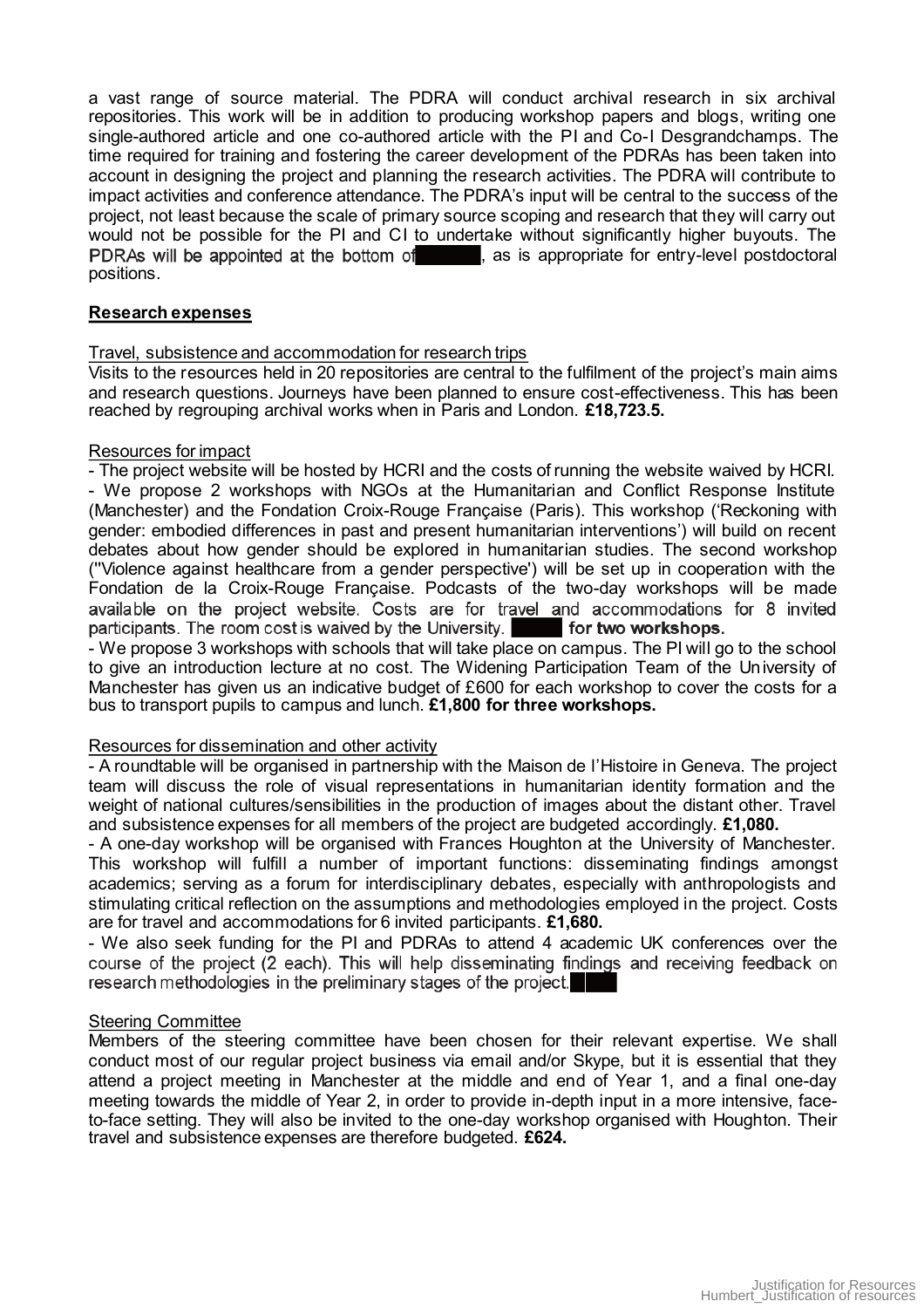a vast range of source material. The PDRA will conduct archival research in six archival repositories. This work will be in addition to producing workshop papers and blogs, writing one single-authored article and one co-authored article with the PI and Co-I Desgrandchamps. The time required for training and fostering the career development of the PDRAs has been taken into account in designing the project and planning the research activities. The PDRA will contribute to impact activities and conference attendance. The PDRA's input will be central to the success of the project, not least because the scale of primary source scoping and research that they will carry out would not be possible for the PI and CI to undertake without significantly higher buyouts. The PDRAs will be appointed at the bottom of ████, as is appropriate for entry-level postdoctoral positions.

## Research expenses

Travel, subsistence and accommodation for research trips

Visits to the resources held in 20 repositories are central to the fulfilment of the project's main aims and research questions. Journeys have been planned to ensure cost-effectiveness. This has been reached by regrouping archival works when in Paris and London. **£18,723.5.**

Resources for impact

- The project website will be hosted by HCRI and the costs of running the website waived by HCRI.
- We propose 2 workshops with NGOs at the Humanitarian and Conflict Response Institute (Manchester) and the Fondation Croix-Rouge Française (Paris). This workshop ('Reckoning with gender: embodied differences in past and present humanitarian interventions') will build on recent debates about how gender should be explored in humanitarian studies. The second workshop ("Violence against healthcare from a gender perspective') will be set up in cooperation with the Fondation de la Croix-Rouge Française. Podcasts of the two-day workshops will be made available on the project website. Costs are for travel and accommodations for 8 invited participants. The room cost is waived by the University. ████ **for two workshops.**
- We propose 3 workshops with schools that will take place on campus. The PI will go to the school to give an introduction lecture at no cost. The Widening Participation Team of the University of Manchester has given us an indicative budget of £600 for each workshop to cover the costs for a bus to transport pupils to campus and lunch. **£1,800 for three workshops.**

Resources for dissemination and other activity

- A roundtable will be organised in partnership with the Maison de l'Histoire in Geneva. The project team will discuss the role of visual representations in humanitarian identity formation and the weight of national cultures/sensibilities in the production of images about the distant other. Travel and subsistence expenses for all members of the project are budgeted accordingly. **£1,080.**
- A one-day workshop will be organised with Frances Houghton at the University of Manchester. This workshop will fulfill a number of important functions: disseminating findings amongst academics; serving as a forum for interdisciplinary debates, especially with anthropologists and stimulating critical reflection on the assumptions and methodologies employed in the project. Costs are for travel and accommodations for 6 invited participants. **£1,680.**
- We also seek funding for the PI and PDRAs to attend 4 academic UK conferences over the course of the project (2 each). This will help disseminating findings and receiving feedback on research methodologies in the preliminary stages of the project. ████

Steering Committee

Members of the steering committee have been chosen for their relevant expertise. We shall conduct most of our regular project business via email and/or Skype, but it is essential that they attend a project meeting in Manchester at the middle and end of Year 1, and a final one-day meeting towards the middle of Year 2, in order to provide in-depth input in a more intensive, face-to-face setting. They will also be invited to the one-day workshop organised with Houghton. Their travel and subsistence expenses are therefore budgeted. **£624.**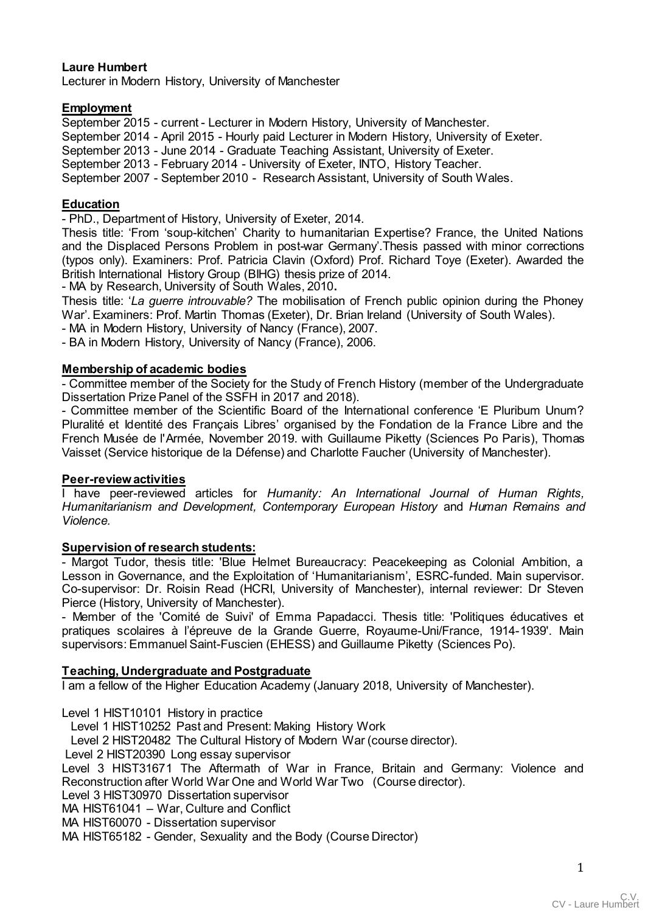**Laure Humbert**

Lecturer in Modern History, University of Manchester

## Employment

September 2015 - current - Lecturer in Modern History, University of Manchester.
September 2014 - April 2015 - Hourly paid Lecturer in Modern History, University of Exeter.
September 2013 - June 2014 - Graduate Teaching Assistant, University of Exeter.
September 2013 - February 2014 - University of Exeter, INTO, History Teacher.
September 2007 - September 2010 - Research Assistant, University of South Wales.

## Education

- PhD., Department of History, University of Exeter, 2014.

Thesis title: 'From 'soup-kitchen' Charity to humanitarian Expertise? France, the United Nations and the Displaced Persons Problem in post-war Germany'.Thesis passed with minor corrections (typos only). Examiners: Prof. Patricia Clavin (Oxford) Prof. Richard Toye (Exeter). Awarded the British International History Group (BIHG) thesis prize of 2014.

- MA by Research, University of South Wales, 2010**.**

Thesis title: '*La guerre introuvable?* The mobilisation of French public opinion during the Phoney War'. Examiners: Prof. Martin Thomas (Exeter), Dr. Brian Ireland (University of South Wales).

- MA in Modern History, University of Nancy (France), 2007.
- BA in Modern History, University of Nancy (France), 2006.

## Membership of academic bodies

- Committee member of the Society for the Study of French History (member of the Undergraduate Dissertation Prize Panel of the SSFH in 2017 and 2018).
- Committee member of the Scientific Board of the International conference 'E Pluribum Unum? Pluralité et Identité des Français Libres' organised by the Fondation de la France Libre and the French Musée de l'Armée, November 2019. with Guillaume Piketty (Sciences Po Paris), Thomas Vaisset (Service historique de la Défense) and Charlotte Faucher (University of Manchester).

## Peer-review activities

I have peer-reviewed articles for *Humanity: An International Journal of Human Rights, Humanitarianism and Development, Contemporary European History* and *Human Remains and Violence.*

## Supervision of research students:

- Margot Tudor, thesis title: 'Blue Helmet Bureaucracy: Peacekeeping as Colonial Ambition, a Lesson in Governance, and the Exploitation of 'Humanitarianism', ESRC-funded. Main supervisor. Co-supervisor: Dr. Roisin Read (HCRI, University of Manchester), internal reviewer: Dr Steven Pierce (History, University of Manchester).
- Member of the 'Comité de Suivi' of Emma Papadacci. Thesis title: 'Politiques éducatives et pratiques scolaires à l'épreuve de la Grande Guerre, Royaume-Uni/France, 1914-1939'. Main supervisors: Emmanuel Saint-Fuscien (EHESS) and Guillaume Piketty (Sciences Po).

## Teaching, Undergraduate and Postgraduate

I am a fellow of the Higher Education Academy (January 2018, University of Manchester).

Level 1 HIST10101 History in practice
Level 1 HIST10252 Past and Present: Making History Work
Level 2 HIST20482 The Cultural History of Modern War (course director).
Level 2 HIST20390 Long essay supervisor
Level 3 HIST31671 The Aftermath of War in France, Britain and Germany: Violence and Reconstruction after World War One and World War Two (Course director).
Level 3 HIST30970 Dissertation supervisor
MA HIST61041 – War, Culture and Conflict
MA HIST60070 - Dissertation supervisor
MA HIST65182 - Gender, Sexuality and the Body (Course Director)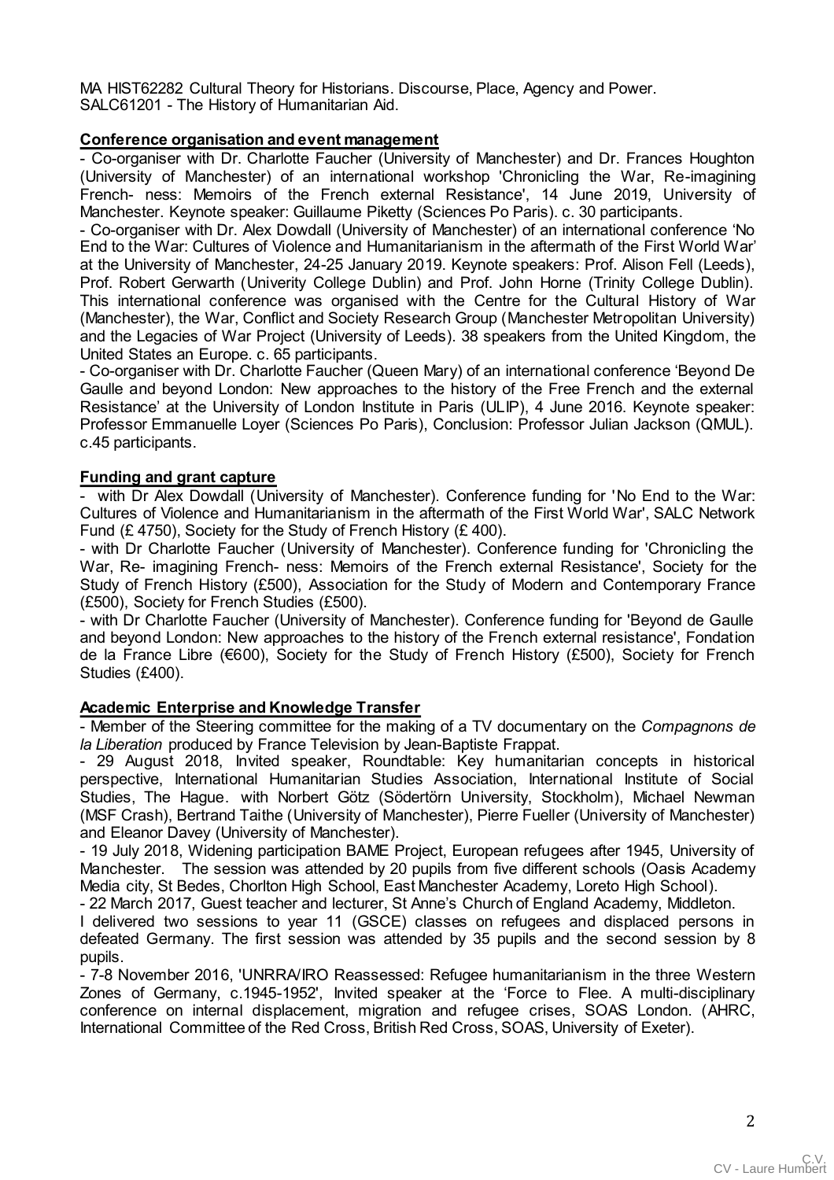MA HIST62282 Cultural Theory for Historians. Discourse, Place, Agency and Power.
SALC61201 - The History of Humanitarian Aid.

**Conference organisation and event management**

- Co-organiser with Dr. Charlotte Faucher (University of Manchester) and Dr. Frances Houghton (University of Manchester) of an international workshop 'Chronicling the War, Re-imagining French- ness: Memoirs of the French external Resistance', 14 June 2019, University of Manchester. Keynote speaker: Guillaume Piketty (Sciences Po Paris). c. 30 participants.
- Co-organiser with Dr. Alex Dowdall (University of Manchester) of an international conference 'No End to the War: Cultures of Violence and Humanitarianism in the aftermath of the First World War' at the University of Manchester, 24-25 January 2019. Keynote speakers: Prof. Alison Fell (Leeds), Prof. Robert Gerwarth (Univerity College Dublin) and Prof. John Horne (Trinity College Dublin). This international conference was organised with the Centre for the Cultural History of War (Manchester), the War, Conflict and Society Research Group (Manchester Metropolitan University) and the Legacies of War Project (University of Leeds). 38 speakers from the United Kingdom, the United States an Europe. c. 65 participants.
- Co-organiser with Dr. Charlotte Faucher (Queen Mary) of an international conference 'Beyond De Gaulle and beyond London: New approaches to the history of the Free French and the external Resistance' at the University of London Institute in Paris (ULIP), 4 June 2016. Keynote speaker: Professor Emmanuelle Loyer (Sciences Po Paris), Conclusion: Professor Julian Jackson (QMUL). c.45 participants.

**Funding and grant capture**

- with Dr Alex Dowdall (University of Manchester). Conference funding for 'No End to the War: Cultures of Violence and Humanitarianism in the aftermath of the First World War', SALC Network Fund (£ 4750), Society for the Study of French History (£ 400).
- with Dr Charlotte Faucher (University of Manchester). Conference funding for 'Chronicling the War, Re- imagining French- ness: Memoirs of the French external Resistance', Society for the Study of French History (£500), Association for the Study of Modern and Contemporary France (£500), Society for French Studies (£500).
- with Dr Charlotte Faucher (University of Manchester). Conference funding for 'Beyond de Gaulle and beyond London: New approaches to the history of the French external resistance', Fondation de la France Libre (€600), Society for the Study of French History (£500), Society for French Studies (£400).

**Academic Enterprise and Knowledge Transfer**

- Member of the Steering committee for the making of a TV documentary on the *Compagnons de la Liberation* produced by France Television by Jean-Baptiste Frappat.
- 29 August 2018, Invited speaker, Roundtable: Key humanitarian concepts in historical perspective, International Humanitarian Studies Association, International Institute of Social Studies, The Hague. with Norbert Götz (Södertörn University, Stockholm), Michael Newman (MSF Crash), Bertrand Taithe (University of Manchester), Pierre Fueller (University of Manchester) and Eleanor Davey (University of Manchester).
- 19 July 2018, Widening participation BAME Project, European refugees after 1945, University of Manchester. The session was attended by 20 pupils from five different schools (Oasis Academy Media city, St Bedes, Chorlton High School, East Manchester Academy, Loreto High School).
- 22 March 2017, Guest teacher and lecturer, St Anne's Church of England Academy, Middleton. I delivered two sessions to year 11 (GSCE) classes on refugees and displaced persons in defeated Germany. The first session was attended by 35 pupils and the second session by 8 pupils.
- 7-8 November 2016, 'UNRRA/IRO Reassessed: Refugee humanitarianism in the three Western Zones of Germany, c.1945-1952', Invited speaker at the 'Force to Flee. A multi-disciplinary conference on internal displacement, migration and refugee crises, SOAS London. (AHRC, International Committee of the Red Cross, British Red Cross, SOAS, University of Exeter).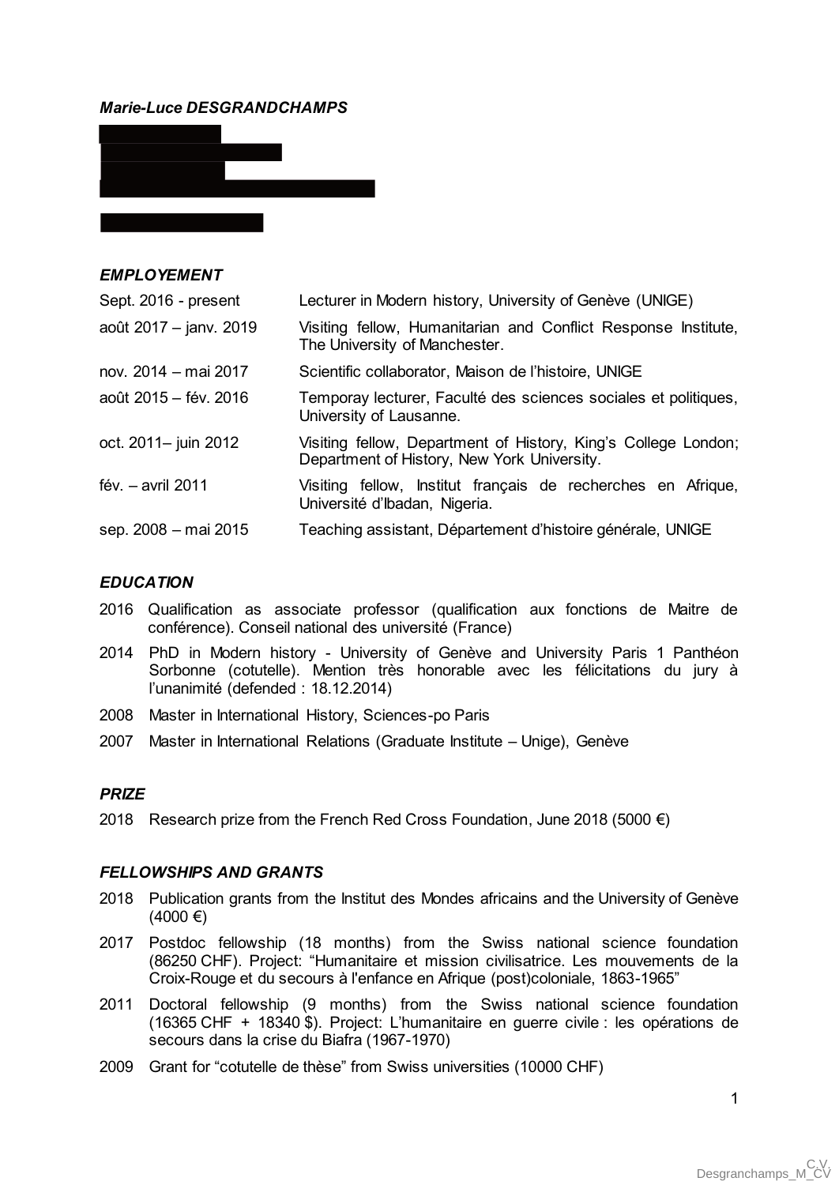***Marie-Luce DESGRANDCHAMPS***

### *EMPLOYEMENT*

| | |
|---|---|
| Sept. 2016 - present | Lecturer in Modern history, University of Genève (UNIGE) |
| août 2017 – janv. 2019 | Visiting fellow, Humanitarian and Conflict Response Institute, The University of Manchester. |
| nov. 2014 – mai 2017 | Scientific collaborator, Maison de l'histoire, UNIGE |
| août 2015 – fév. 2016 | Temporay lecturer, Faculté des sciences sociales et politiques, University of Lausanne. |
| oct. 2011– juin 2012 | Visiting fellow, Department of History, King's College London; Department of History, New York University. |
| fév. – avril 2011 | Visiting fellow, Institut français de recherches en Afrique, Université d'Ibadan, Nigeria. |
| sep. 2008 – mai 2015 | Teaching assistant, Département d'histoire générale, UNIGE |

### *EDUCATION*

2016 Qualification as associate professor (qualification aux fonctions de Maitre de conférence). Conseil national des université (France)

2014 PhD in Modern history - University of Genève and University Paris 1 Panthéon Sorbonne (cotutelle). Mention très honorable avec les félicitations du jury à l'unanimité (defended : 18.12.2014)

2008 Master in International History, Sciences-po Paris

2007 Master in International Relations (Graduate Institute – Unige), Genève

### *PRIZE*

2018 Research prize from the French Red Cross Foundation, June 2018 (5000 €)

### *FELLOWSHIPS AND GRANTS*

2018 Publication grants from the Institut des Mondes africains and the University of Genève (4000 €)

2017 Postdoc fellowship (18 months) from the Swiss national science foundation (86250 CHF). Project: "Humanitaire et mission civilisatrice. Les mouvements de la Croix-Rouge et du secours à l'enfance en Afrique (post)coloniale, 1863-1965"

2011 Doctoral fellowship (9 months) from the Swiss national science foundation (16365 CHF + 18340 $). Project: L'humanitaire en guerre civile : les opérations de secours dans la crise du Biafra (1967-1970)

2009 Grant for "cotutelle de thèse" from Swiss universities (10000 CHF)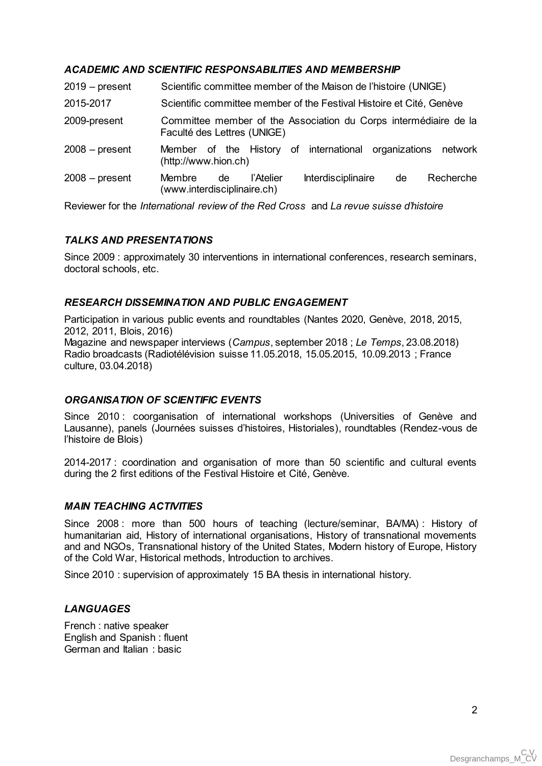### *ACADEMIC AND SCIENTIFIC RESPONSABILITIES AND MEMBERSHIP*

| | |
|---|---|
| 2019 – present | Scientific committee member of the Maison de l'histoire (UNIGE) |
| 2015-2017 | Scientific committee member of the Festival Histoire et Cité, Genève |
| 2009-present | Committee member of the Association du Corps intermédiaire de la Faculté des Lettres (UNIGE) |
| 2008 – present | Member of the History of international organizations network (http://www.hion.ch) |
| 2008 – present | Membre de l'Atelier Interdisciplinaire de Recherche (www.interdisciplinaire.ch) |

Reviewer for the *International review of the Red Cross* and *La revue suisse d'histoire*

### *TALKS AND PRESENTATIONS*

Since 2009 : approximately 30 interventions in international conferences, research seminars, doctoral schools, etc.

### *RESEARCH DISSEMINATION AND PUBLIC ENGAGEMENT*

Participation in various public events and roundtables (Nantes 2020, Genève, 2018, 2015, 2012, 2011, Blois, 2016)
Magazine and newspaper interviews (*Campus*, september 2018 ; *Le Temps*, 23.08.2018)
Radio broadcasts (Radiotélévision suisse 11.05.2018, 15.05.2015, 10.09.2013 ; France culture, 03.04.2018)

### *ORGANISATION OF SCIENTIFIC EVENTS*

Since 2010 : coorganisation of international workshops (Universities of Genève and Lausanne), panels (Journées suisses d'histoires, Historiales), roundtables (Rendez-vous de l'histoire de Blois)

2014-2017 : coordination and organisation of more than 50 scientific and cultural events during the 2 first editions of the Festival Histoire et Cité, Genève.

### *MAIN TEACHING ACTIVITIES*

Since 2008 : more than 500 hours of teaching (lecture/seminar, BA/MA) : History of humanitarian aid, History of international organisations, History of transnational movements and and NGOs, Transnational history of the United States, Modern history of Europe, History of the Cold War, Historical methods, Introduction to archives.

Since 2010 : supervision of approximately 15 BA thesis in international history.

### *LANGUAGES*

French : native speaker
English and Spanish : fluent
German and Italian : basic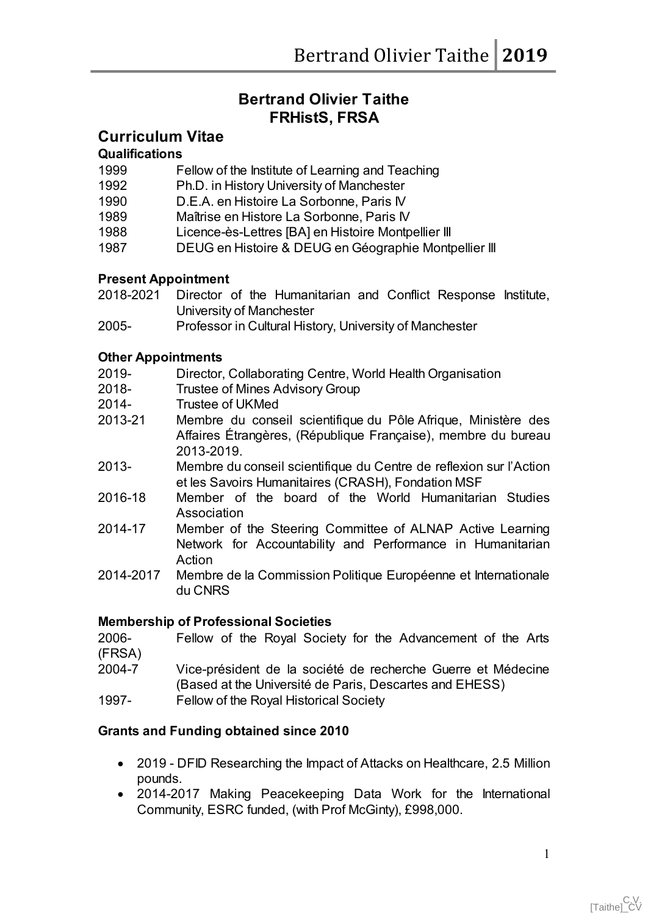# Bertrand Olivier Taithe
## FRHistS, FRSA

## Curriculum Vitae

**Qualifications**

| | |
|---|---|
| 1999 | Fellow of the Institute of Learning and Teaching |
| 1992 | Ph.D. in History University of Manchester |
| 1990 | D.E.A. en Histoire La Sorbonne, Paris IV |
| 1989 | Maîtrise en Histore La Sorbonne, Paris IV |
| 1988 | Licence-ès-Lettres [BA] en Histoire Montpellier III |
| 1987 | DEUG en Histoire & DEUG en Géographie Montpellier III |

**Present Appointment**

| | |
|---|---|
| 2018-2021 | Director of the Humanitarian and Conflict Response Institute, University of Manchester |
| 2005- | Professor in Cultural History, University of Manchester |

**Other Appointments**

| | |
|---|---|
| 2019- | Director, Collaborating Centre, World Health Organisation |
| 2018- | Trustee of Mines Advisory Group |
| 2014- | Trustee of UKMed |
| 2013-21 | Membre du conseil scientifique du Pôle Afrique, Ministère des Affaires Étrangères, (République Française), membre du bureau 2013-2019. |
| 2013- | Membre du conseil scientifique du Centre de reflexion sur l'Action et les Savoirs Humanitaires (CRASH), Fondation MSF |
| 2016-18 | Member of the board of the World Humanitarian Studies Association |
| 2014-17 | Member of the Steering Committee of ALNAP Active Learning Network for Accountability and Performance in Humanitarian Action |
| 2014-2017 | Membre de la Commission Politique Européenne et Internationale du CNRS |

**Membership of Professional Societies**

| | |
|---|---|
| 2006- (FRSA) | Fellow of the Royal Society for the Advancement of the Arts |
| 2004-7 | Vice-président de la société de recherche Guerre et Médecine (Based at the Université de Paris, Descartes and EHESS) |
| 1997- | Fellow of the Royal Historical Society |

**Grants and Funding obtained since 2010**

- 2019 - DFID Researching the Impact of Attacks on Healthcare, 2.5 Million pounds.
- 2014-2017 Making Peacekeeping Data Work for the International Community, ESRC funded, (with Prof McGinty), £998,000.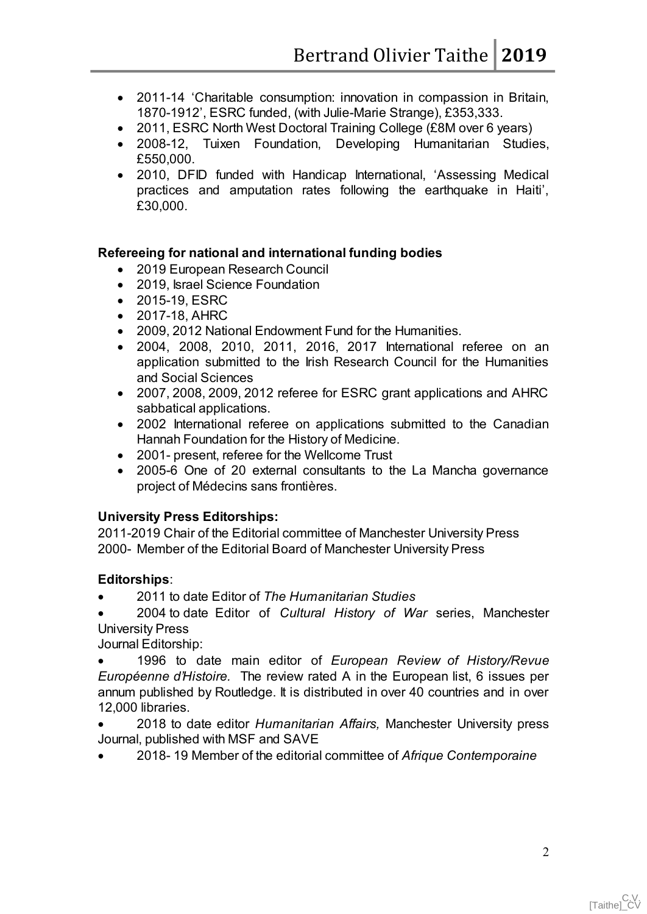- 2011-14 'Charitable consumption: innovation in compassion in Britain, 1870-1912', ESRC funded, (with Julie-Marie Strange), £353,333.
- 2011, ESRC North West Doctoral Training College (£8M over 6 years)
- 2008-12, Tuixen Foundation, Developing Humanitarian Studies, £550,000.
- 2010, DFID funded with Handicap International, 'Assessing Medical practices and amputation rates following the earthquake in Haiti', £30,000.

**Refereeing for national and international funding bodies**

- 2019 European Research Council
- 2019, Israel Science Foundation
- 2015-19, ESRC
- 2017-18, AHRC
- 2009, 2012 National Endowment Fund for the Humanities.
- 2004, 2008, 2010, 2011, 2016, 2017 International referee on an application submitted to the Irish Research Council for the Humanities and Social Sciences
- 2007, 2008, 2009, 2012 referee for ESRC grant applications and AHRC sabbatical applications.
- 2002 International referee on applications submitted to the Canadian Hannah Foundation for the History of Medicine.
- 2001- present, referee for the Wellcome Trust
- 2005-6 One of 20 external consultants to the La Mancha governance project of Médecins sans frontières.

**University Press Editorships:**

2011-2019 Chair of the Editorial committee of Manchester University Press
2000- Member of the Editorial Board of Manchester University Press

**Editorships**:

- 2011 to date Editor of *The Humanitarian Studies*
- 2004 to date Editor of *Cultural History of War* series, Manchester University Press

Journal Editorship:

- 1996 to date main editor of *European Review of History/Revue Européenne d'Histoire.* The review rated A in the European list, 6 issues per annum published by Routledge. It is distributed in over 40 countries and in over 12,000 libraries.
- 2018 to date editor *Humanitarian Affairs,* Manchester University press Journal, published with MSF and SAVE
- 2018- 19 Member of the editorial committee of *Afrique Contemporaine*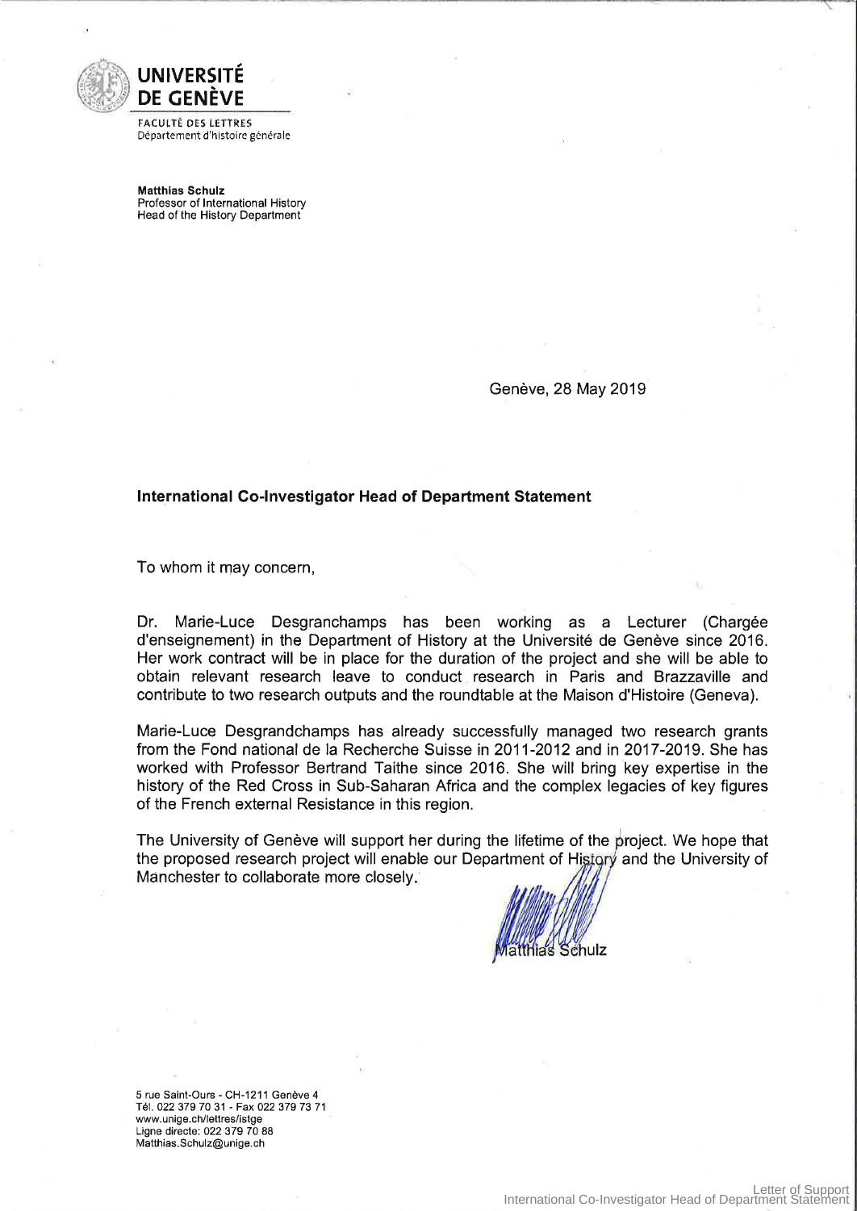**UNIVERSITÉ DE GENÈVE**

FACULTÉ DES LETTRES
Département d'histoire générale

**Matthias Schulz**
Professor of International History
Head of the History Department

Genève, 28 May 2019

**International Co-Investigator Head of Department Statement**

To whom it may concern,

Dr. Marie-Luce Desgranchamps has been working as a Lecturer (Chargée d'enseignement) in the Department of History at the Université de Genève since 2016. Her work contract will be in place for the duration of the project and she will be able to obtain relevant research leave to conduct research in Paris and Brazzaville and contribute to two research outputs and the roundtable at the Maison d'Histoire (Geneva).

Marie-Luce Desgrandchamps has already successfully managed two research grants from the Fond national de la Recherche Suisse in 2011-2012 and in 2017-2019. She has worked with Professor Bertrand Taithe since 2016. She will bring key expertise in the history of the Red Cross in Sub-Saharan Africa and the complex legacies of key figures of the French external Resistance in this region.

The University of Genève will support her during the lifetime of the project. We hope that the proposed research project will enable our Department of History and the University of Manchester to collaborate more closely.

Matthias Schulz

5 rue Saint-Ours - CH-1211 Genève 4
Tél. 022 379 70 31 - Fax 022 379 73 71
www.unige.ch/lettres/istge
Ligne directe: 022 379 70 88
Matthias.Schulz@unige.ch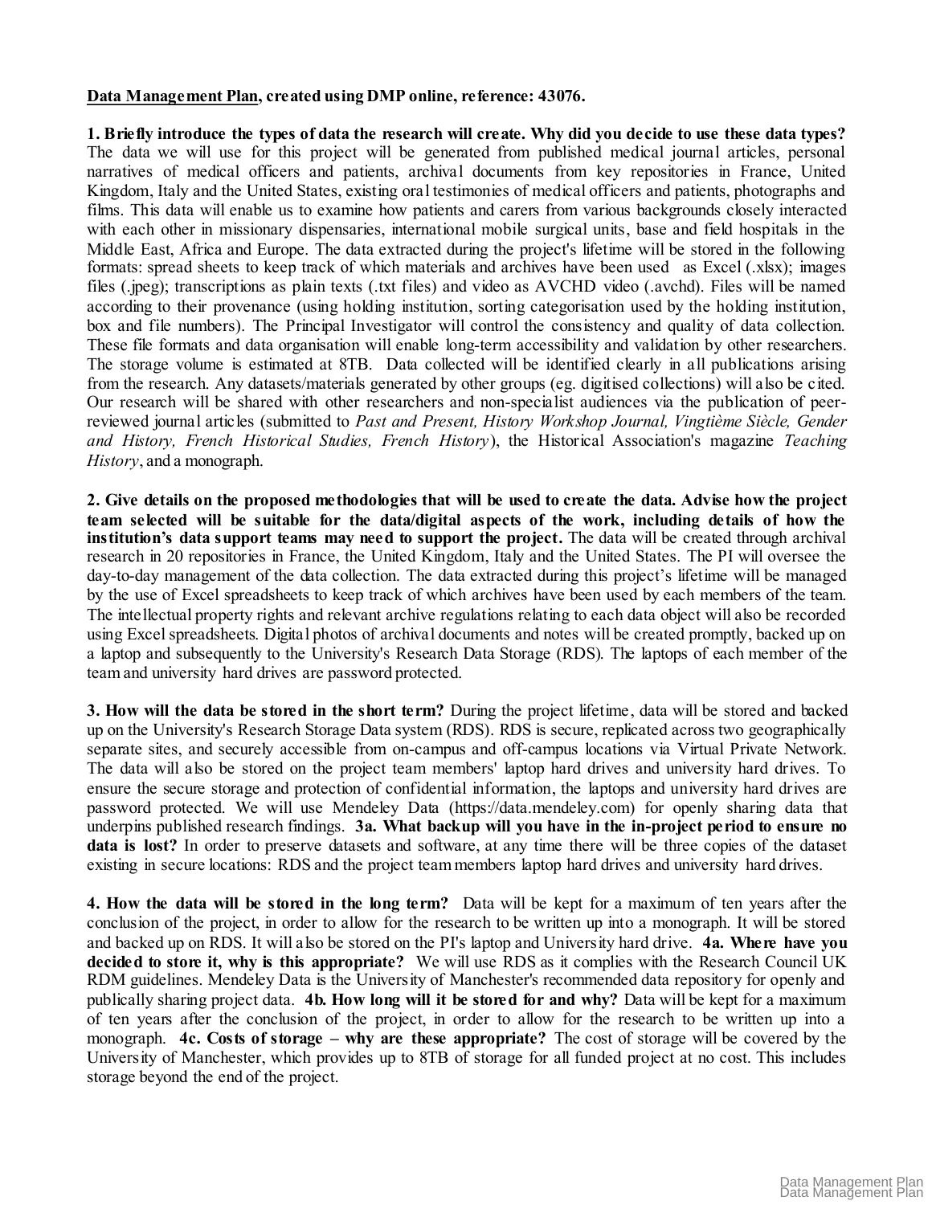**<u>Data Management Plan</u>, created using DMP online, reference: 43076.**

**1. Briefly introduce the types of data the research will create. Why did you decide to use these data types?** The data we will use for this project will be generated from published medical journal articles, personal narratives of medical officers and patients, archival documents from key repositories in France, United Kingdom, Italy and the United States, existing oral testimonies of medical officers and patients, photographs and films. This data will enable us to examine how patients and carers from various backgrounds closely interacted with each other in missionary dispensaries, international mobile surgical units, base and field hospitals in the Middle East, Africa and Europe. The data extracted during the project's lifetime will be stored in the following formats: spread sheets to keep track of which materials and archives have been used as Excel (.xlsx); images files (.jpeg); transcriptions as plain texts (.txt files) and video as AVCHD video (.avchd). Files will be named according to their provenance (using holding institution, sorting categorisation used by the holding institution, box and file numbers). The Principal Investigator will control the consistency and quality of data collection. These file formats and data organisation will enable long-term accessibility and validation by other researchers. The storage volume is estimated at 8TB. Data collected will be identified clearly in all publications arising from the research. Any datasets/materials generated by other groups (eg. digitised collections) will also be cited. Our research will be shared with other researchers and non-specialist audiences via the publication of peer-reviewed journal articles (submitted to *Past and Present, History Workshop Journal, Vingtième Siècle, Gender and History, French Historical Studies, French History*), the Historical Association's magazine *Teaching History*, and a monograph.

**2. Give details on the proposed methodologies that will be used to create the data. Advise how the project team selected will be suitable for the data/digital aspects of the work, including details of how the institution's data support teams may need to support the project.** The data will be created through archival research in 20 repositories in France, the United Kingdom, Italy and the United States. The PI will oversee the day-to-day management of the data collection. The data extracted during this project's lifetime will be managed by the use of Excel spreadsheets to keep track of which archives have been used by each members of the team. The intellectual property rights and relevant archive regulations relating to each data object will also be recorded using Excel spreadsheets. Digital photos of archival documents and notes will be created promptly, backed up on a laptop and subsequently to the University's Research Data Storage (RDS). The laptops of each member of the team and university hard drives are password protected.

**3. How will the data be stored in the short term?** During the project lifetime, data will be stored and backed up on the University's Research Storage Data system (RDS). RDS is secure, replicated across two geographically separate sites, and securely accessible from on-campus and off-campus locations via Virtual Private Network. The data will also be stored on the project team members' laptop hard drives and university hard drives. To ensure the secure storage and protection of confidential information, the laptops and university hard drives are password protected. We will use Mendeley Data (https://data.mendeley.com) for openly sharing data that underpins published research findings. **3a. What backup will you have in the in-project period to ensure no data is lost?** In order to preserve datasets and software, at any time there will be three copies of the dataset existing in secure locations: RDS and the project team members laptop hard drives and university hard drives.

**4. How the data will be stored in the long term?** Data will be kept for a maximum of ten years after the conclusion of the project, in order to allow for the research to be written up into a monograph. It will be stored and backed up on RDS. It will also be stored on the PI's laptop and University hard drive. **4a. Where have you decided to store it, why is this appropriate?** We will use RDS as it complies with the Research Council UK RDM guidelines. Mendeley Data is the University of Manchester's recommended data repository for openly and publically sharing project data. **4b. How long will it be stored for and why?** Data will be kept for a maximum of ten years after the conclusion of the project, in order to allow for the research to be written up into a monograph. **4c. Costs of storage – why are these appropriate?** The cost of storage will be covered by the University of Manchester, which provides up to 8TB of storage for all funded project at no cost. This includes storage beyond the end of the project.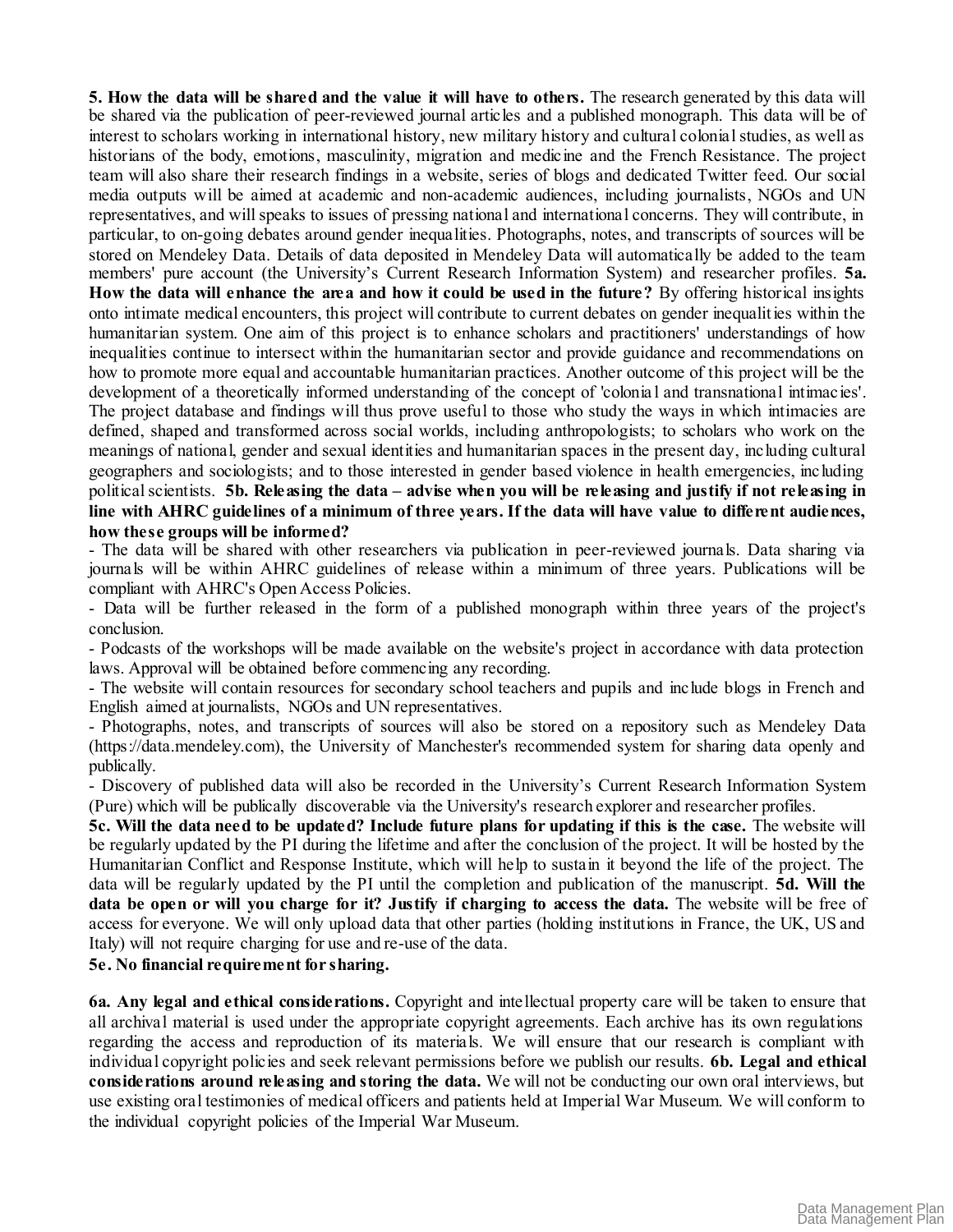**5. How the data will be shared and the value it will have to others.** The research generated by this data will be shared via the publication of peer-reviewed journal articles and a published monograph. This data will be of interest to scholars working in international history, new military history and cultural colonial studies, as well as historians of the body, emotions, masculinity, migration and medicine and the French Resistance. The project team will also share their research findings in a website, series of blogs and dedicated Twitter feed. Our social media outputs will be aimed at academic and non-academic audiences, including journalists, NGOs and UN representatives, and will speaks to issues of pressing national and international concerns. They will contribute, in particular, to on-going debates around gender inequalities. Photographs, notes, and transcripts of sources will be stored on Mendeley Data. Details of data deposited in Mendeley Data will automatically be added to the team members' pure account (the University's Current Research Information System) and researcher profiles. **5a. How the data will enhance the area and how it could be used in the future?** By offering historical insights onto intimate medical encounters, this project will contribute to current debates on gender inequalities within the humanitarian system. One aim of this project is to enhance scholars and practitioners' understandings of how inequalities continue to intersect within the humanitarian sector and provide guidance and recommendations on how to promote more equal and accountable humanitarian practices. Another outcome of this project will be the development of a theoretically informed understanding of the concept of 'colonial and transnational intimacies'. The project database and findings will thus prove useful to those who study the ways in which intimacies are defined, shaped and transformed across social worlds, including anthropologists; to scholars who work on the meanings of national, gender and sexual identities and humanitarian spaces in the present day, including cultural geographers and sociologists; and to those interested in gender based violence in health emergencies, including political scientists. **5b. Releasing the data – advise when you will be releasing and justify if not releasing in line with AHRC guidelines of a minimum of three years. If the data will have value to different audiences, how these groups will be informed?**

- The data will be shared with other researchers via publication in peer-reviewed journals. Data sharing via journals will be within AHRC guidelines of release within a minimum of three years. Publications will be compliant with AHRC's Open Access Policies.
- Data will be further released in the form of a published monograph within three years of the project's conclusion.
- Podcasts of the workshops will be made available on the website's project in accordance with data protection laws. Approval will be obtained before commencing any recording.
- The website will contain resources for secondary school teachers and pupils and include blogs in French and English aimed at journalists, NGOs and UN representatives.
- Photographs, notes, and transcripts of sources will also be stored on a repository such as Mendeley Data (https://data.mendeley.com), the University of Manchester's recommended system for sharing data openly and publically.
- Discovery of published data will also be recorded in the University's Current Research Information System (Pure) which will be publically discoverable via the University's research explorer and researcher profiles.

**5c. Will the data need to be updated? Include future plans for updating if this is the case.** The website will be regularly updated by the PI during the lifetime and after the conclusion of the project. It will be hosted by the Humanitarian Conflict and Response Institute, which will help to sustain it beyond the life of the project. The data will be regularly updated by the PI until the completion and publication of the manuscript. **5d. Will the data be open or will you charge for it? Justify if charging to access the data.** The website will be free of access for everyone. We will only upload data that other parties (holding institutions in France, the UK, US and Italy) will not require charging for use and re-use of the data.

**5e. No financial requirement for sharing.**

**6a. Any legal and ethical considerations.** Copyright and intellectual property care will be taken to ensure that all archival material is used under the appropriate copyright agreements. Each archive has its own regulations regarding the access and reproduction of its materials. We will ensure that our research is compliant with individual copyright policies and seek relevant permissions before we publish our results. **6b. Legal and ethical considerations around releasing and storing the data.** We will not be conducting our own oral interviews, but use existing oral testimonies of medical officers and patients held at Imperial War Museum. We will conform to the individual copyright policies of the Imperial War Museum.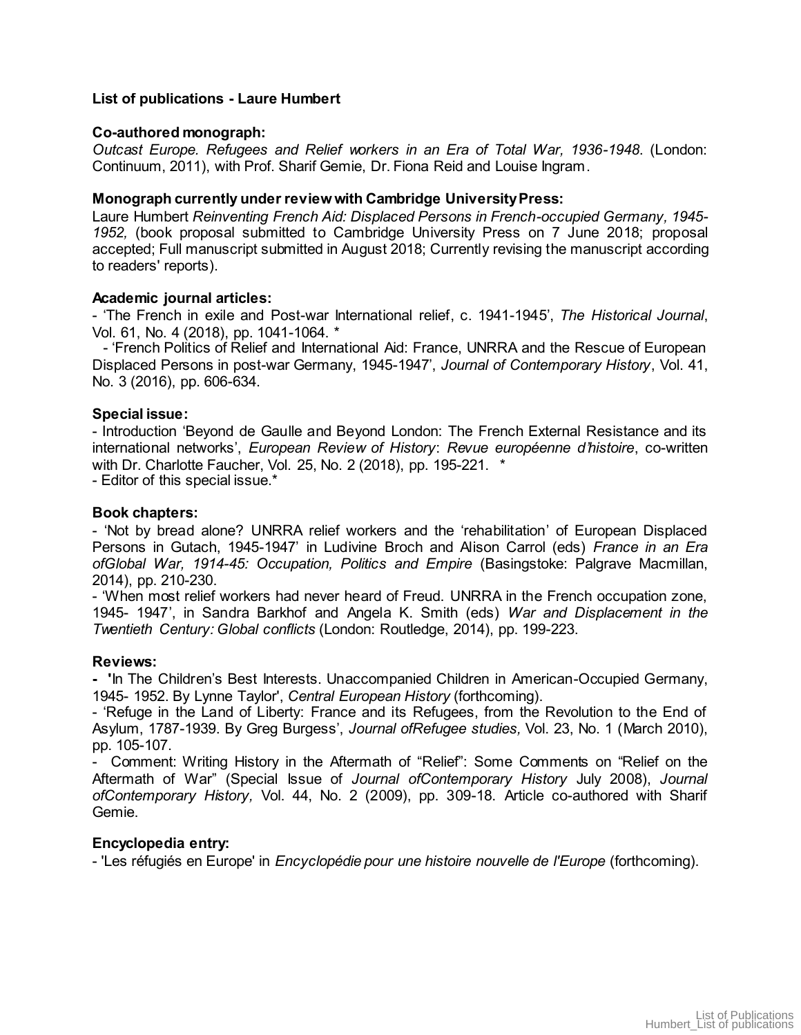**List of publications - Laure Humbert**

**Co-authored monograph:**

*Outcast Europe. Refugees and Relief workers in an Era of Total War, 1936-1948*. (London: Continuum, 2011), with Prof. Sharif Gemie, Dr. Fiona Reid and Louise Ingram.

**Monograph currently under review with Cambridge University Press:**

Laure Humbert *Reinventing French Aid: Displaced Persons in French-occupied Germany, 1945-1952,* (book proposal submitted to Cambridge University Press on 7 June 2018; proposal accepted; Full manuscript submitted in August 2018; Currently revising the manuscript according to readers' reports).

**Academic journal articles:**

- 'The French in exile and Post-war International relief, c. 1941-1945', *The Historical Journal*, Vol. 61, No. 4 (2018), pp. 1041-1064. *
- 'French Politics of Relief and International Aid: France, UNRRA and the Rescue of European Displaced Persons in post-war Germany, 1945-1947', *Journal of Contemporary History*, Vol. 41, No. 3 (2016), pp. 606-634.

**Special issue:**

- Introduction 'Beyond de Gaulle and Beyond London: The French External Resistance and its international networks', *European Review of History*: *Revue européenne d'histoire*, co-written with Dr. Charlotte Faucher, Vol. 25, No. 2 (2018), pp. 195-221. *
- Editor of this special issue.*

**Book chapters:**

- 'Not by bread alone? UNRRA relief workers and the 'rehabilitation' of European Displaced Persons in Gutach, 1945-1947' in Ludivine Broch and Alison Carrol (eds) *France in an Era ofGlobal War, 1914-45: Occupation, Politics and Empire* (Basingstoke: Palgrave Macmillan, 2014), pp. 210-230.
- 'When most relief workers had never heard of Freud. UNRRA in the French occupation zone, 1945- 1947', in Sandra Barkhof and Angela K. Smith (eds) *War and Displacement in the Twentieth Century: Global conflicts* (London: Routledge, 2014), pp. 199-223.

**Reviews:**

- 'In The Children's Best Interests. Unaccompanied Children in American-Occupied Germany, 1945- 1952. By Lynne Taylor', *Central European History* (forthcoming).
- 'Refuge in the Land of Liberty: France and its Refugees, from the Revolution to the End of Asylum, 1787-1939. By Greg Burgess', *Journal ofRefugee studies,* Vol. 23, No. 1 (March 2010), pp. 105-107.
- Comment: Writing History in the Aftermath of "Relief": Some Comments on "Relief on the Aftermath of War" (Special Issue of *Journal ofContemporary History* July 2008), *Journal ofContemporary History,* Vol. 44, No. 2 (2009), pp. 309-18. Article co-authored with Sharif Gemie.

**Encyclopedia entry:**

- 'Les réfugiés en Europe' in *Encyclopédie pour une histoire nouvelle de l'Europe* (forthcoming).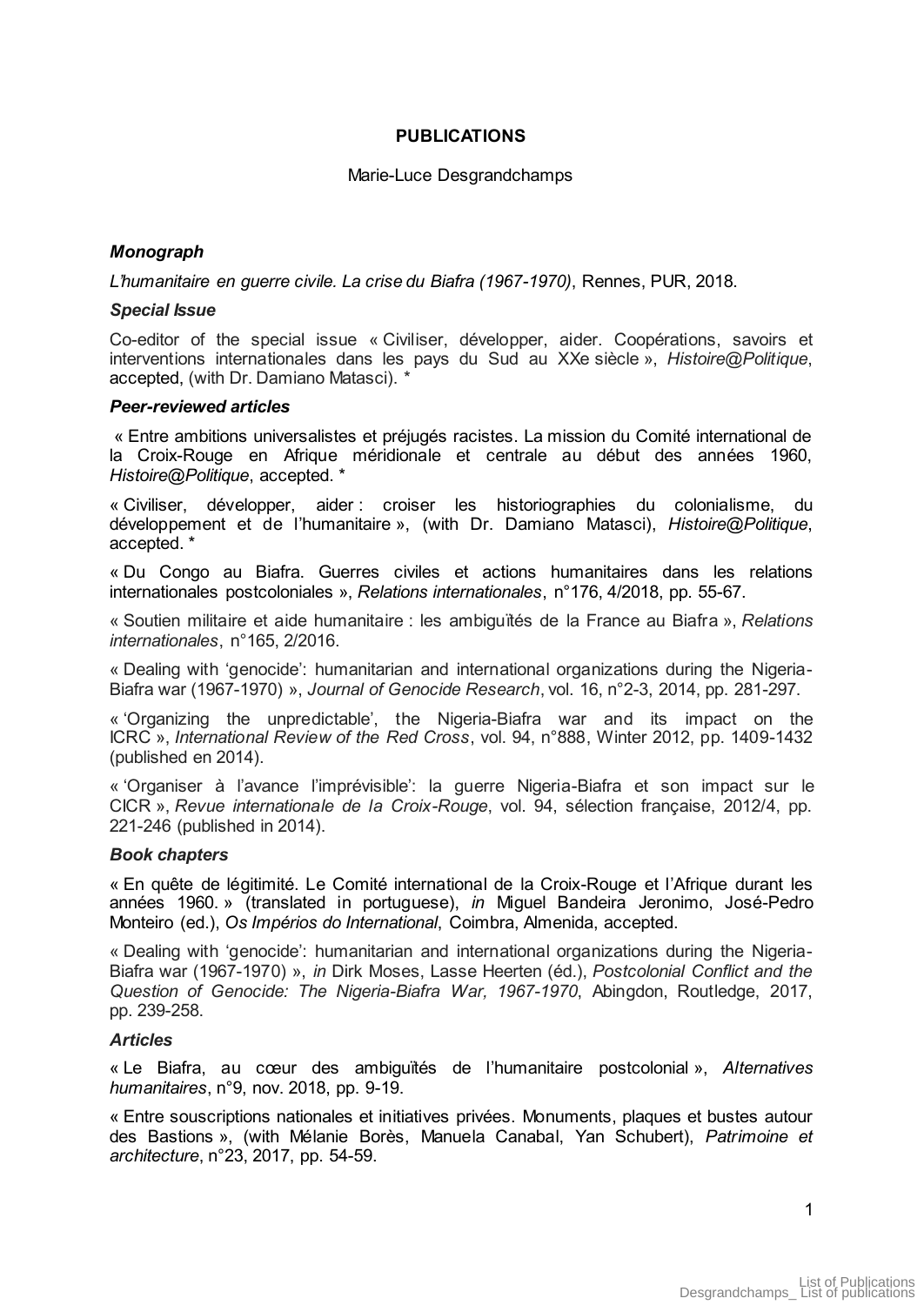**PUBLICATIONS**

Marie-Luce Desgrandchamps

### *Monograph*

*L'humanitaire en guerre civile. La crise du Biafra (1967-1970)*, Rennes, PUR, 2018.

### *Special Issue*

Co-editor of the special issue « Civiliser, développer, aider. Coopérations, savoirs et interventions internationales dans les pays du Sud au XXe siècle », *Histoire@Politique*, accepted, (with Dr. Damiano Matasci). *

### *Peer-reviewed articles*

« Entre ambitions universalistes et préjugés racistes. La mission du Comité international de la Croix-Rouge en Afrique méridionale et centrale au début des années 1960, *Histoire@Politique*, accepted. *

« Civiliser, développer, aider : croiser les historiographies du colonialisme, du développement et de l'humanitaire », (with Dr. Damiano Matasci), *Histoire@Politique*, accepted. *

« Du Congo au Biafra. Guerres civiles et actions humanitaires dans les relations internationales postcoloniales », *Relations internationales*, n°176, 4/2018, pp. 55-67.

« Soutien militaire et aide humanitaire : les ambiguïtés de la France au Biafra », *Relations internationales*, n°165, 2/2016.

« Dealing with 'genocide': humanitarian and international organizations during the Nigeria-Biafra war (1967-1970) », *Journal of Genocide Research*, vol. 16, n°2-3, 2014, pp. 281-297.

« 'Organizing the unpredictable', the Nigeria-Biafra war and its impact on the ICRC », *International Review of the Red Cross*, vol. 94, n°888, Winter 2012, pp. 1409-1432 (published en 2014).

« 'Organiser à l'avance l'imprévisible': la guerre Nigeria-Biafra et son impact sur le CICR », *Revue internationale de la Croix-Rouge*, vol. 94, sélection française, 2012/4, pp. 221-246 (published in 2014).

### *Book chapters*

« En quête de légitimité. Le Comité international de la Croix-Rouge et l'Afrique durant les années 1960. » (translated in portuguese), *in* Miguel Bandeira Jeronimo, José-Pedro Monteiro (ed.), *Os Impérios do International*, Coimbra, Almenida, accepted.

« Dealing with 'genocide': humanitarian and international organizations during the Nigeria-Biafra war (1967-1970) », *in* Dirk Moses, Lasse Heerten (éd.), *Postcolonial Conflict and the Question of Genocide: The Nigeria-Biafra War, 1967-1970*, Abingdon, Routledge, 2017, pp. 239-258.

### *Articles*

« Le Biafra, au cœur des ambiguïtés de l'humanitaire postcolonial », *Alternatives humanitaires*, n°9, nov. 2018, pp. 9-19.

« Entre souscriptions nationales et initiatives privées. Monuments, plaques et bustes autour des Bastions », (with Mélanie Borès, Manuela Canabal, Yan Schubert), *Patrimoine et architecture*, n°23, 2017, pp. 54-59.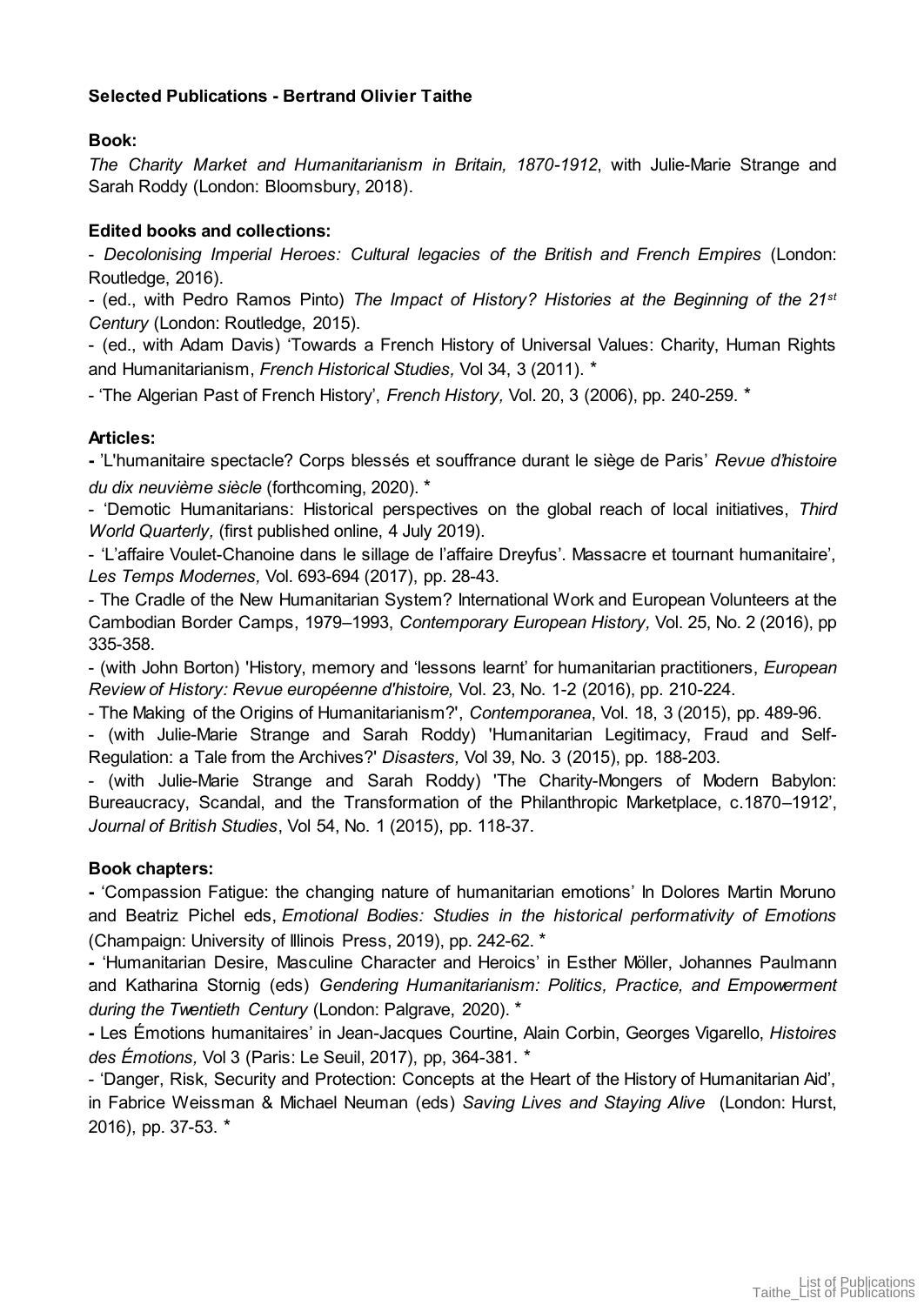**Selected Publications - Bertrand Olivier Taithe**

**Book:**

*The Charity Market and Humanitarianism in Britain, 1870-1912*, with Julie-Marie Strange and Sarah Roddy (London: Bloomsbury, 2018).

**Edited books and collections:**

- *Decolonising Imperial Heroes: Cultural legacies of the British and French Empires* (London: Routledge, 2016).
- (ed., with Pedro Ramos Pinto) *The Impact of History? Histories at the Beginning of the 21st Century* (London: Routledge, 2015).
- (ed., with Adam Davis) 'Towards a French History of Universal Values: Charity, Human Rights and Humanitarianism, *French Historical Studies,* Vol 34, 3 (2011). *
- 'The Algerian Past of French History', *French History,* Vol. 20, 3 (2006), pp. 240-259. *

**Articles:**

- 'L'humanitaire spectacle? Corps blessés et souffrance durant le siège de Paris' *Revue d'histoire du dix neuvième siècle* (forthcoming, 2020). *
- 'Demotic Humanitarians: Historical perspectives on the global reach of local initiatives, *Third World Quarterly,* (first published online, 4 July 2019).
- 'L'affaire Voulet-Chanoine dans le sillage de l'affaire Dreyfus'. Massacre et tournant humanitaire', *Les Temps Modernes,* Vol. 693-694 (2017), pp. 28-43.
- The Cradle of the New Humanitarian System? International Work and European Volunteers at the Cambodian Border Camps, 1979–1993, *Contemporary European History,* Vol. 25, No. 2 (2016), pp 335-358.
- (with John Borton) 'History, memory and 'lessons learnt' for humanitarian practitioners, *European Review of History: Revue européenne d'histoire,* Vol. 23, No. 1-2 (2016), pp. 210-224.
- The Making of the Origins of Humanitarianism?', *Contemporanea*, Vol. 18, 3 (2015), pp. 489-96.
- (with Julie-Marie Strange and Sarah Roddy) 'Humanitarian Legitimacy, Fraud and Self-Regulation: a Tale from the Archives?' *Disasters,* Vol 39, No. 3 (2015), pp. 188-203.
- (with Julie-Marie Strange and Sarah Roddy) 'The Charity-Mongers of Modern Babylon: Bureaucracy, Scandal, and the Transformation of the Philanthropic Marketplace, c.1870–1912', *Journal of British Studies*, Vol 54, No. 1 (2015), pp. 118-37.

**Book chapters:**

- 'Compassion Fatigue: the changing nature of humanitarian emotions' In Dolores Martin Moruno and Beatriz Pichel eds, *Emotional Bodies: Studies in the historical performativity of Emotions* (Champaign: University of Illinois Press, 2019), pp. 242-62. *
- 'Humanitarian Desire, Masculine Character and Heroics' in Esther Möller, Johannes Paulmann and Katharina Stornig (eds) *Gendering Humanitarianism: Politics, Practice, and Empowerment during the Twentieth Century* (London: Palgrave, 2020). *
- Les Émotions humanitaires' in Jean-Jacques Courtine, Alain Corbin, Georges Vigarello, *Histoires des Émotions,* Vol 3 (Paris: Le Seuil, 2017), pp, 364-381. *
- 'Danger, Risk, Security and Protection: Concepts at the Heart of the History of Humanitarian Aid', in Fabrice Weissman & Michael Neuman (eds) *Saving Lives and Staying Alive* (London: Hurst, 2016), pp. 37-53. *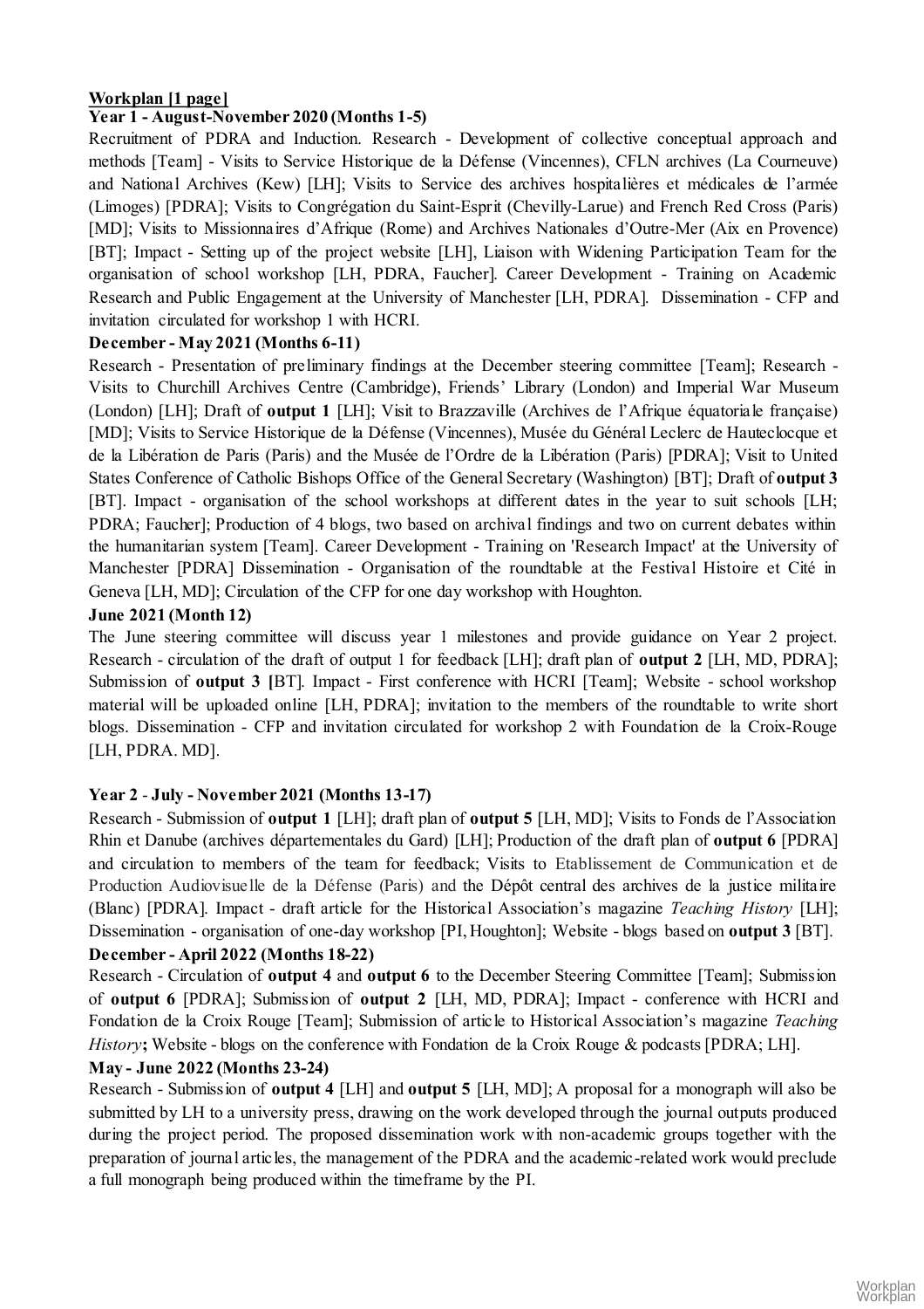**Workplan [1 page]**

**Year 1 - August-November 2020 (Months 1-5)**

Recruitment of PDRA and Induction. Research - Development of collective conceptual approach and methods [Team] - Visits to Service Historique de la Défense (Vincennes), CFLN archives (La Courneuve) and National Archives (Kew) [LH]; Visits to Service des archives hospitalières et médicales de l'armée (Limoges) [PDRA]; Visits to Congrégation du Saint-Esprit (Chevilly-Larue) and French Red Cross (Paris) [MD]; Visits to Missionnaires d'Afrique (Rome) and Archives Nationales d'Outre-Mer (Aix en Provence) [BT]; Impact - Setting up of the project website [LH], Liaison with Widening Participation Team for the organisation of school workshop [LH, PDRA, Faucher]. Career Development - Training on Academic Research and Public Engagement at the University of Manchester [LH, PDRA]. Dissemination - CFP and invitation circulated for workshop 1 with HCRI.

**December - May 2021 (Months 6-11)**

Research - Presentation of preliminary findings at the December steering committee [Team]; Research - Visits to Churchill Archives Centre (Cambridge), Friends' Library (London) and Imperial War Museum (London) [LH]; Draft of **output 1** [LH]; Visit to Brazzaville (Archives de l'Afrique équatoriale française) [MD]; Visits to Service Historique de la Défense (Vincennes), Musée du Général Leclerc de Hauteclocque et de la Libération de Paris (Paris) and the Musée de l'Ordre de la Libération (Paris) [PDRA]; Visit to United States Conference of Catholic Bishops Office of the General Secretary (Washington) [BT]; Draft of **output 3** [BT]. Impact - organisation of the school workshops at different dates in the year to suit schools [LH; PDRA; Faucher]; Production of 4 blogs, two based on archival findings and two on current debates within the humanitarian system [Team]. Career Development - Training on 'Research Impact' at the University of Manchester [PDRA] Dissemination - Organisation of the roundtable at the Festival Histoire et Cité in Geneva [LH, MD]; Circulation of the CFP for one day workshop with Houghton.

**June 2021 (Month 12)**

The June steering committee will discuss year 1 milestones and provide guidance on Year 2 project. Research - circulation of the draft of output 1 for feedback [LH]; draft plan of **output 2** [LH, MD, PDRA]; Submission of **output 3 [**BT]. Impact - First conference with HCRI [Team]; Website - school workshop material will be uploaded online [LH, PDRA]; invitation to the members of the roundtable to write short blogs. Dissemination - CFP and invitation circulated for workshop 2 with Foundation de la Croix-Rouge [LH, PDRA. MD].

**Year 2 - July - November 2021 (Months 13-17)**

Research - Submission of **output 1** [LH]; draft plan of **output 5** [LH, MD]; Visits to Fonds de l'Association Rhin et Danube (archives départementales du Gard) [LH]; Production of the draft plan of **output 6** [PDRA] and circulation to members of the team for feedback; Visits to Etablissement de Communication et de Production Audiovisuelle de la Défense (Paris) and the Dépôt central des archives de la justice militaire (Blanc) [PDRA]. Impact - draft article for the Historical Association's magazine *Teaching History* [LH]; Dissemination - organisation of one-day workshop [PI, Houghton]; Website - blogs based on **output 3** [BT].

**December - April 2022 (Months 18-22)**

Research - Circulation of **output 4** and **output 6** to the December Steering Committee [Team]; Submission of **output 6** [PDRA]; Submission of **output 2** [LH, MD, PDRA]; Impact - conference with HCRI and Fondation de la Croix Rouge [Team]; Submission of article to Historical Association's magazine *Teaching History***;** Website - blogs on the conference with Fondation de la Croix Rouge & podcasts [PDRA; LH].

**May - June 2022 (Months 23-24)**

Research - Submission of **output 4** [LH] and **output 5** [LH, MD]; A proposal for a monograph will also be submitted by LH to a university press, drawing on the work developed through the journal outputs produced during the project period. The proposed dissemination work with non-academic groups together with the preparation of journal articles, the management of the PDRA and the academic-related work would preclude a full monograph being produced within the timeframe by the PI.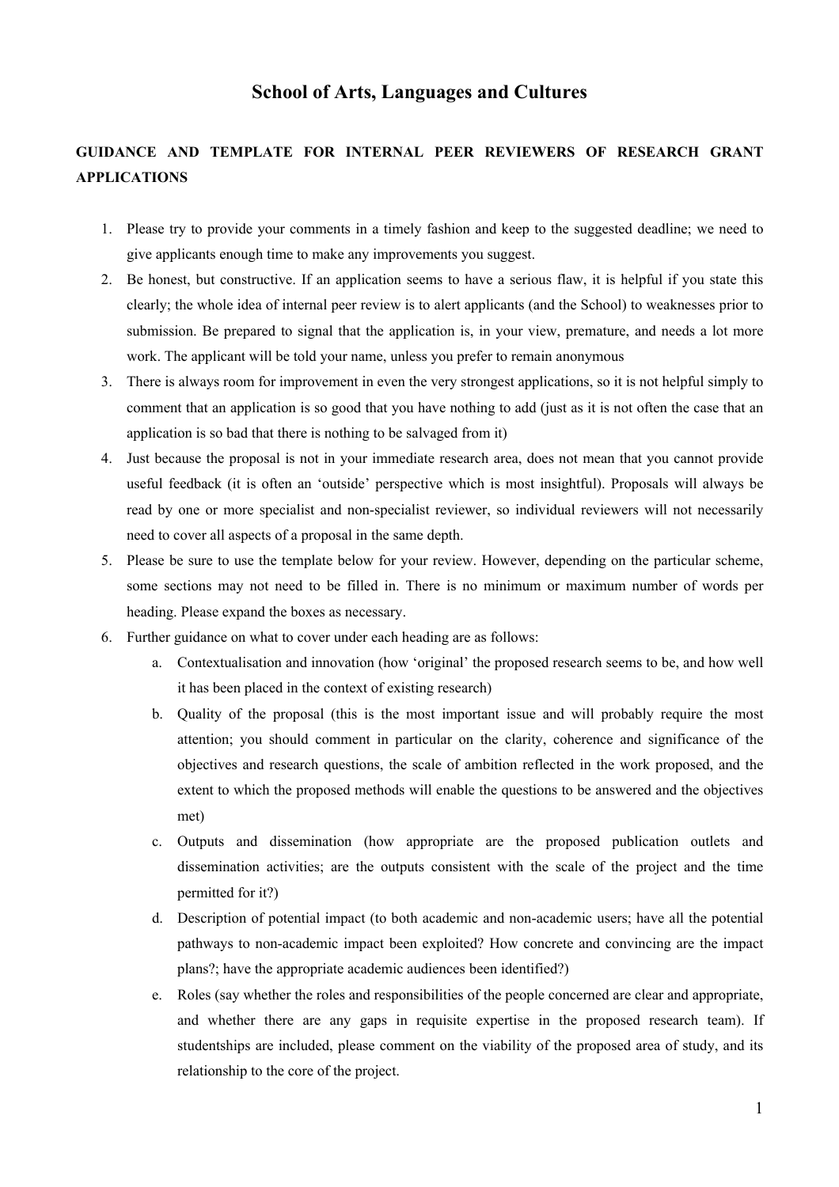# School of Arts, Languages and Cultures

## GUIDANCE AND TEMPLATE FOR INTERNAL PEER REVIEWERS OF RESEARCH GRANT APPLICATIONS

1. Please try to provide your comments in a timely fashion and keep to the suggested deadline; we need to give applicants enough time to make any improvements you suggest.
2. Be honest, but constructive. If an application seems to have a serious flaw, it is helpful if you state this clearly; the whole idea of internal peer review is to alert applicants (and the School) to weaknesses prior to submission. Be prepared to signal that the application is, in your view, premature, and needs a lot more work. The applicant will be told your name, unless you prefer to remain anonymous
3. There is always room for improvement in even the very strongest applications, so it is not helpful simply to comment that an application is so good that you have nothing to add (just as it is not often the case that an application is so bad that there is nothing to be salvaged from it)
4. Just because the proposal is not in your immediate research area, does not mean that you cannot provide useful feedback (it is often an 'outside' perspective which is most insightful). Proposals will always be read by one or more specialist and non-specialist reviewer, so individual reviewers will not necessarily need to cover all aspects of a proposal in the same depth.
5. Please be sure to use the template below for your review. However, depending on the particular scheme, some sections may not need to be filled in. There is no minimum or maximum number of words per heading. Please expand the boxes as necessary.
6. Further guidance on what to cover under each heading are as follows:
   a. Contextualisation and innovation (how 'original' the proposed research seems to be, and how well it has been placed in the context of existing research)
   b. Quality of the proposal (this is the most important issue and will probably require the most attention; you should comment in particular on the clarity, coherence and significance of the objectives and research questions, the scale of ambition reflected in the work proposed, and the extent to which the proposed methods will enable the questions to be answered and the objectives met)
   c. Outputs and dissemination (how appropriate are the proposed publication outlets and dissemination activities; are the outputs consistent with the scale of the project and the time permitted for it?)
   d. Description of potential impact (to both academic and non-academic users; have all the potential pathways to non-academic impact been exploited? How concrete and convincing are the impact plans?; have the appropriate academic audiences been identified?)
   e. Roles (say whether the roles and responsibilities of the people concerned are clear and appropriate, and whether there are any gaps in requisite expertise in the proposed research team). If studentships are included, please comment on the viability of the proposed area of study, and its relationship to the core of the project.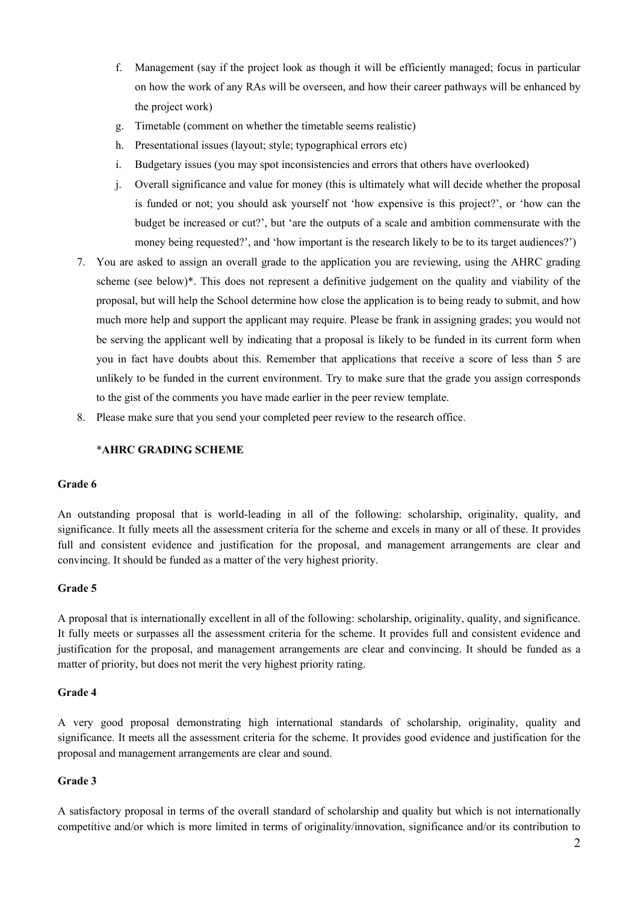f. Management (say if the project look as though it will be efficiently managed; focus in particular on how the work of any RAs will be overseen, and how their career pathways will be enhanced by the project work)
g. Timetable (comment on whether the timetable seems realistic)
h. Presentational issues (layout; style; typographical errors etc)
i. Budgetary issues (you may spot inconsistencies and errors that others have overlooked)
j. Overall significance and value for money (this is ultimately what will decide whether the proposal is funded or not; you should ask yourself not 'how expensive is this project?', or 'how can the budget be increased or cut?', but 'are the outputs of a scale and ambition commensurate with the money being requested?', and 'how important is the research likely to be to its target audiences?')

7. You are asked to assign an overall grade to the application you are reviewing, using the AHRC grading scheme (see below)*. This does not represent a definitive judgement on the quality and viability of the proposal, but will help the School determine how close the application is to being ready to submit, and how much more help and support the applicant may require. Please be frank in assigning grades; you would not be serving the applicant well by indicating that a proposal is likely to be funded in its current form when you in fact have doubts about this. Remember that applications that receive a score of less than 5 are unlikely to be funded in the current environment. Try to make sure that the grade you assign corresponds to the gist of the comments you have made earlier in the peer review template.
8. Please make sure that you send your completed peer review to the research office.

*AHRC GRADING SCHEME

**Grade 6**

An outstanding proposal that is world-leading in all of the following: scholarship, originality, quality, and significance. It fully meets all the assessment criteria for the scheme and excels in many or all of these. It provides full and consistent evidence and justification for the proposal, and management arrangements are clear and convincing. It should be funded as a matter of the very highest priority.

**Grade 5**

A proposal that is internationally excellent in all of the following: scholarship, originality, quality, and significance. It fully meets or surpasses all the assessment criteria for the scheme. It provides full and consistent evidence and justification for the proposal, and management arrangements are clear and convincing. It should be funded as a matter of priority, but does not merit the very highest priority rating.

**Grade 4**

A very good proposal demonstrating high international standards of scholarship, originality, quality and significance. It meets all the assessment criteria for the scheme. It provides good evidence and justification for the proposal and management arrangements are clear and sound.

**Grade 3**

A satisfactory proposal in terms of the overall standard of scholarship and quality but which is not internationally competitive and/or which is more limited in terms of originality/innovation, significance and/or its contribution to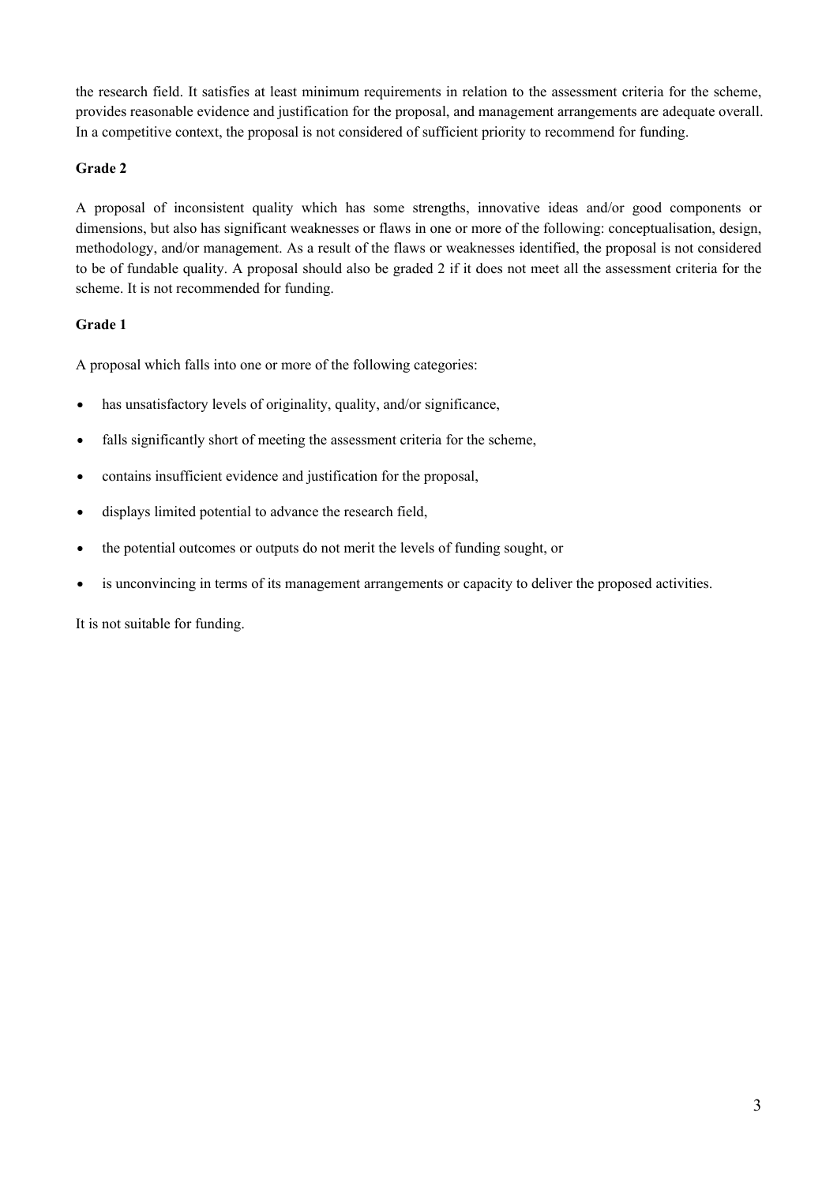the research field. It satisfies at least minimum requirements in relation to the assessment criteria for the scheme, provides reasonable evidence and justification for the proposal, and management arrangements are adequate overall. In a competitive context, the proposal is not considered of sufficient priority to recommend for funding.

**Grade 2**

A proposal of inconsistent quality which has some strengths, innovative ideas and/or good components or dimensions, but also has significant weaknesses or flaws in one or more of the following: conceptualisation, design, methodology, and/or management. As a result of the flaws or weaknesses identified, the proposal is not considered to be of fundable quality. A proposal should also be graded 2 if it does not meet all the assessment criteria for the scheme. It is not recommended for funding.

**Grade 1**

A proposal which falls into one or more of the following categories:

- has unsatisfactory levels of originality, quality, and/or significance,
- falls significantly short of meeting the assessment criteria for the scheme,
- contains insufficient evidence and justification for the proposal,
- displays limited potential to advance the research field,
- the potential outcomes or outputs do not merit the levels of funding sought, or
- is unconvincing in terms of its management arrangements or capacity to deliver the proposed activities.

It is not suitable for funding.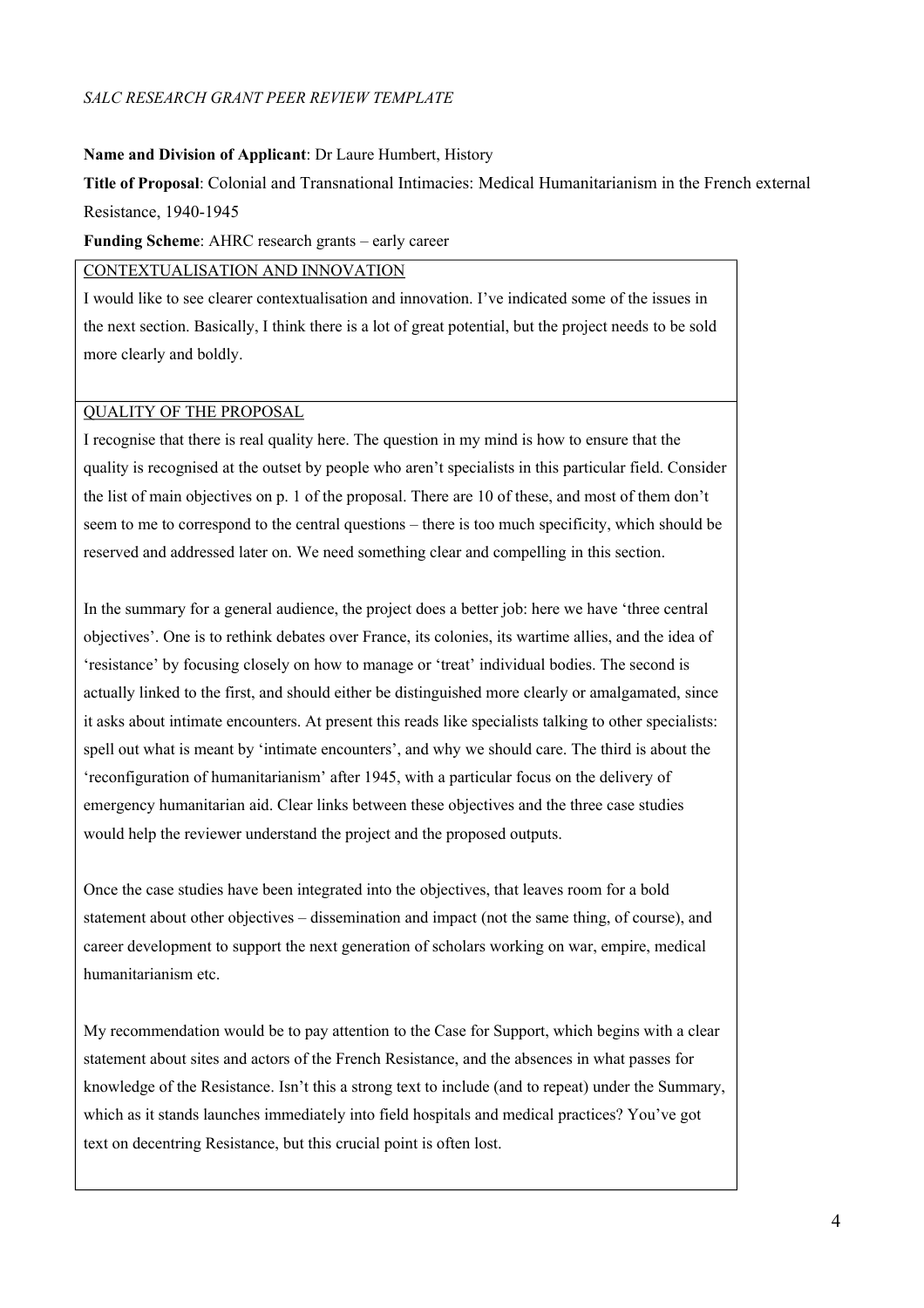*SALC RESEARCH GRANT PEER REVIEW TEMPLATE*

**Name and Division of Applicant**: Dr Laure Humbert, History

**Title of Proposal**: Colonial and Transnational Intimacies: Medical Humanitarianism in the French external Resistance, 1940-1945

**Funding Scheme**: AHRC research grants – early career

## CONTEXTUALISATION AND INNOVATION

I would like to see clearer contextualisation and innovation. I've indicated some of the issues in the next section. Basically, I think there is a lot of great potential, but the project needs to be sold more clearly and boldly.

## QUALITY OF THE PROPOSAL

I recognise that there is real quality here. The question in my mind is how to ensure that the quality is recognised at the outset by people who aren't specialists in this particular field. Consider the list of main objectives on p. 1 of the proposal. There are 10 of these, and most of them don't seem to me to correspond to the central questions – there is too much specificity, which should be reserved and addressed later on. We need something clear and compelling in this section.

In the summary for a general audience, the project does a better job: here we have 'three central objectives'. One is to rethink debates over France, its colonies, its wartime allies, and the idea of 'resistance' by focusing closely on how to manage or 'treat' individual bodies. The second is actually linked to the first, and should either be distinguished more clearly or amalgamated, since it asks about intimate encounters. At present this reads like specialists talking to other specialists: spell out what is meant by 'intimate encounters', and why we should care. The third is about the 'reconfiguration of humanitarianism' after 1945, with a particular focus on the delivery of emergency humanitarian aid. Clear links between these objectives and the three case studies would help the reviewer understand the project and the proposed outputs.

Once the case studies have been integrated into the objectives, that leaves room for a bold statement about other objectives – dissemination and impact (not the same thing, of course), and career development to support the next generation of scholars working on war, empire, medical humanitarianism etc.

My recommendation would be to pay attention to the Case for Support, which begins with a clear statement about sites and actors of the French Resistance, and the absences in what passes for knowledge of the Resistance. Isn't this a strong text to include (and to repeat) under the Summary, which as it stands launches immediately into field hospitals and medical practices? You've got text on decentring Resistance, but this crucial point is often lost.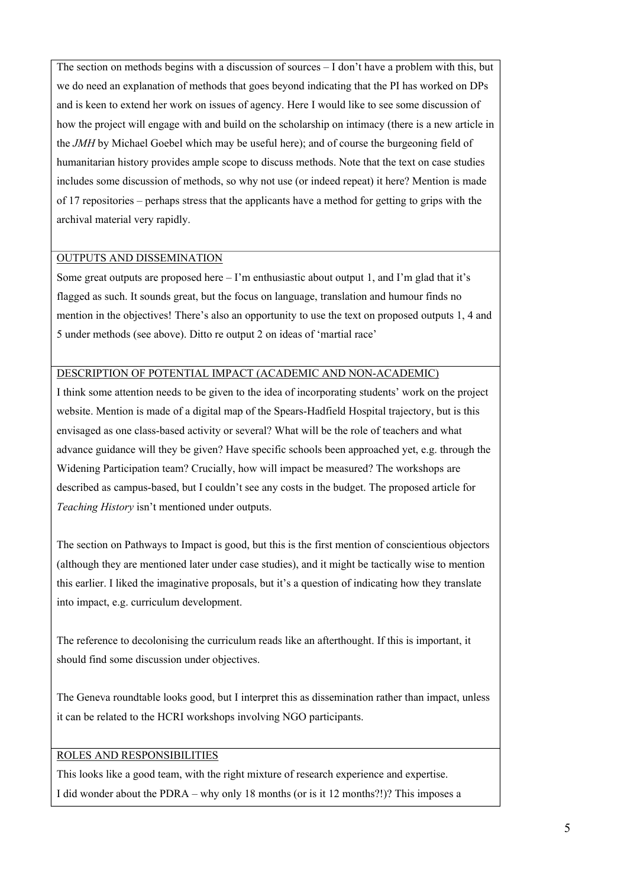The section on methods begins with a discussion of sources – I don't have a problem with this, but we do need an explanation of methods that goes beyond indicating that the PI has worked on DPs and is keen to extend her work on issues of agency. Here I would like to see some discussion of how the project will engage with and build on the scholarship on intimacy (there is a new article in the *JMH* by Michael Goebel which may be useful here); and of course the burgeoning field of humanitarian history provides ample scope to discuss methods. Note that the text on case studies includes some discussion of methods, so why not use (or indeed repeat) it here? Mention is made of 17 repositories – perhaps stress that the applicants have a method for getting to grips with the archival material very rapidly.

<u>OUTPUTS AND DISSEMINATION</u>

Some great outputs are proposed here – I'm enthusiastic about output 1, and I'm glad that it's flagged as such. It sounds great, but the focus on language, translation and humour finds no mention in the objectives! There's also an opportunity to use the text on proposed outputs 1, 4 and 5 under methods (see above). Ditto re output 2 on ideas of 'martial race'

<u>DESCRIPTION OF POTENTIAL IMPACT (ACADEMIC AND NON-ACADEMIC)</u>

I think some attention needs to be given to the idea of incorporating students' work on the project website. Mention is made of a digital map of the Spears-Hadfield Hospital trajectory, but is this envisaged as one class-based activity or several? What will be the role of teachers and what advance guidance will they be given? Have specific schools been approached yet, e.g. through the Widening Participation team? Crucially, how will impact be measured? The workshops are described as campus-based, but I couldn't see any costs in the budget. The proposed article for *Teaching History* isn't mentioned under outputs.

The section on Pathways to Impact is good, but this is the first mention of conscientious objectors (although they are mentioned later under case studies), and it might be tactically wise to mention this earlier. I liked the imaginative proposals, but it's a question of indicating how they translate into impact, e.g. curriculum development.

The reference to decolonising the curriculum reads like an afterthought. If this is important, it should find some discussion under objectives.

The Geneva roundtable looks good, but I interpret this as dissemination rather than impact, unless it can be related to the HCRI workshops involving NGO participants.

<u>ROLES AND RESPONSIBILITIES</u>

This looks like a good team, with the right mixture of research experience and expertise.
I did wonder about the PDRA – why only 18 months (or is it 12 months?!)? This imposes a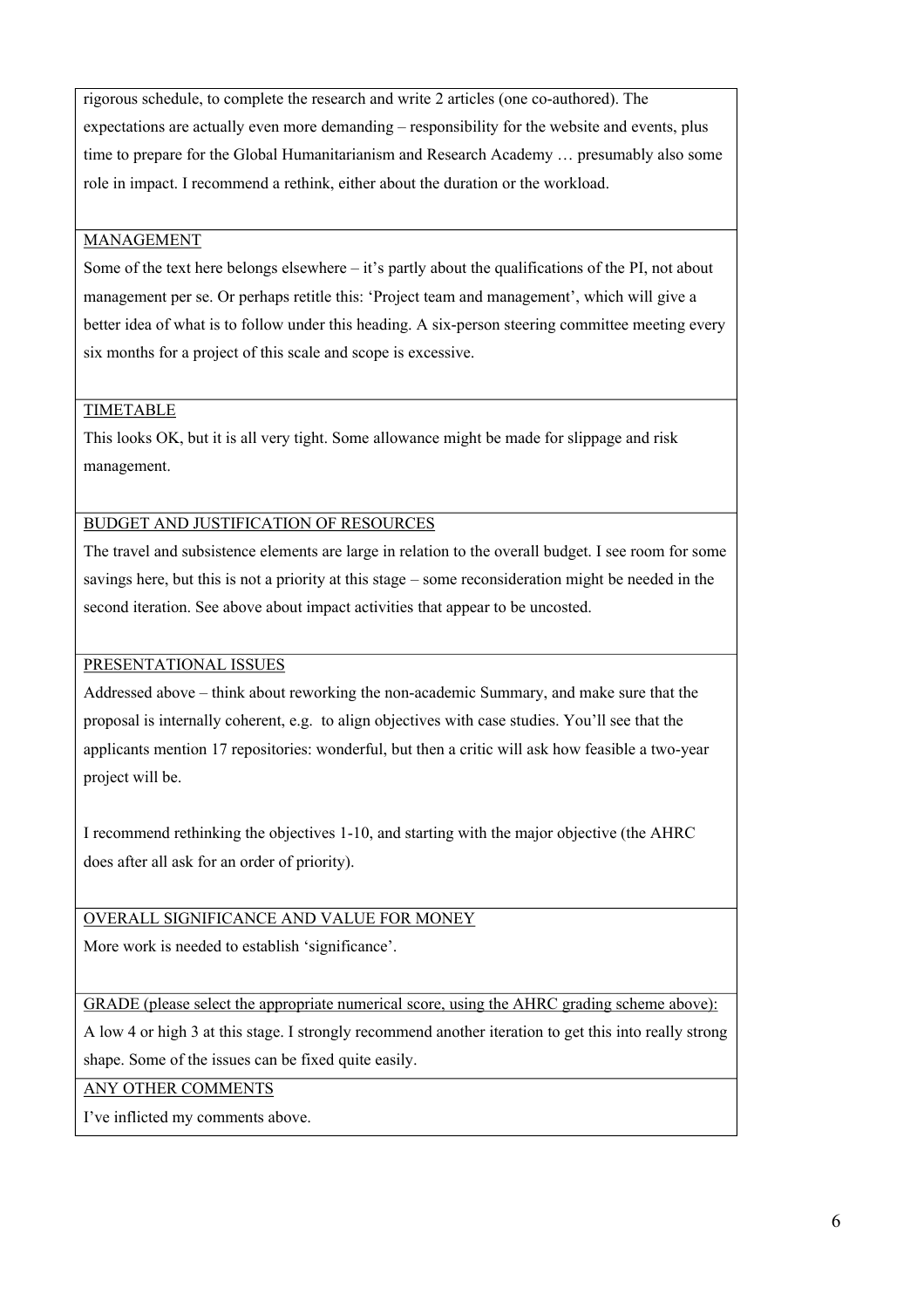rigorous schedule, to complete the research and write 2 articles (one co-authored). The expectations are actually even more demanding – responsibility for the website and events, plus time to prepare for the Global Humanitarianism and Research Academy … presumably also some role in impact. I recommend a rethink, either about the duration or the workload.

MANAGEMENT

Some of the text here belongs elsewhere – it's partly about the qualifications of the PI, not about management per se. Or perhaps retitle this: 'Project team and management', which will give a better idea of what is to follow under this heading. A six-person steering committee meeting every six months for a project of this scale and scope is excessive.

TIMETABLE

This looks OK, but it is all very tight. Some allowance might be made for slippage and risk management.

BUDGET AND JUSTIFICATION OF RESOURCES

The travel and subsistence elements are large in relation to the overall budget. I see room for some savings here, but this is not a priority at this stage – some reconsideration might be needed in the second iteration. See above about impact activities that appear to be uncosted.

PRESENTATIONAL ISSUES

Addressed above – think about reworking the non-academic Summary, and make sure that the proposal is internally coherent, e.g. to align objectives with case studies. You'll see that the applicants mention 17 repositories: wonderful, but then a critic will ask how feasible a two-year project will be.

I recommend rethinking the objectives 1-10, and starting with the major objective (the AHRC does after all ask for an order of priority).

OVERALL SIGNIFICANCE AND VALUE FOR MONEY

More work is needed to establish 'significance'.

GRADE (please select the appropriate numerical score, using the AHRC grading scheme above):

A low 4 or high 3 at this stage. I strongly recommend another iteration to get this into really strong shape. Some of the issues can be fixed quite easily.

ANY OTHER COMMENTS

I've inflicted my comments above.